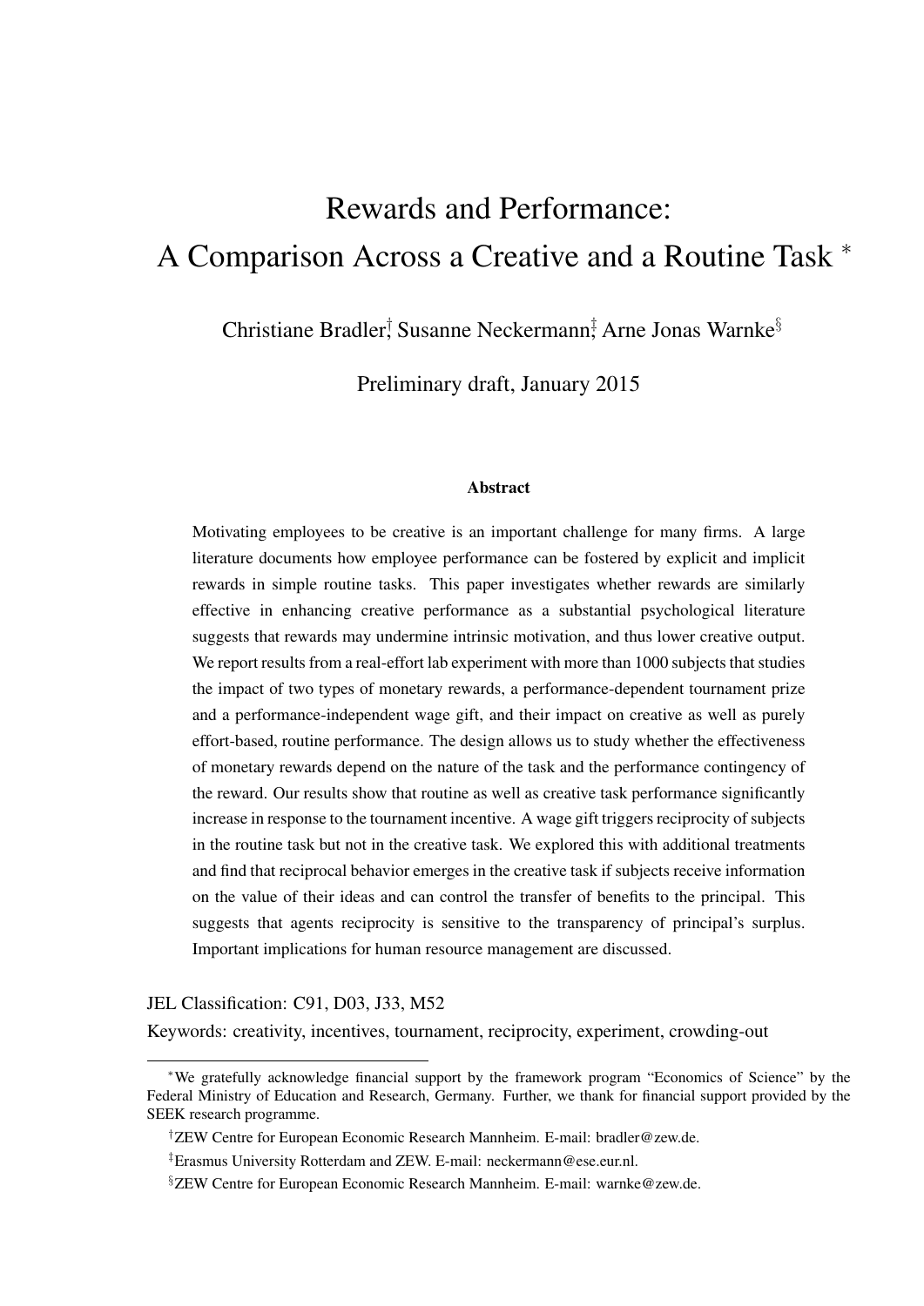# Rewards and Performance: A Comparison Across a Creative and a Routine Task *

Christiane Bradler[†], Susanne Neckermann[‡], Arne Jonas Warnke[§]

Preliminary draft, January 2015

### Abstract

Motivating employees to be creative is an important challenge for many firms. A large literature documents how employee performance can be fostered by explicit and implicit rewards in simple routine tasks. This paper investigates whether rewards are similarly effective in enhancing creative performance as a substantial psychological literature suggests that rewards may undermine intrinsic motivation, and thus lower creative output. We report results from a real-effort lab experiment with more than 1000 subjects that studies the impact of two types of monetary rewards, a performance-dependent tournament prize and a performance-independent wage gift, and their impact on creative as well as purely effort-based, routine performance. The design allows us to study whether the effectiveness of monetary rewards depend on the nature of the task and the performance contingency of the reward. Our results show that routine as well as creative task performance significantly increase in response to the tournament incentive. A wage gift triggers reciprocity of subjects in the routine task but not in the creative task. We explored this with additional treatments and find that reciprocal behavior emerges in the creative task if subjects receive information on the value of their ideas and can control the transfer of benefits to the principal. This suggests that agents reciprocity is sensitive to the transparency of principal's surplus. Important implications for human resource management are discussed.

JEL Classification: C91, D03, J33, M52

Keywords: creativity, incentives, tournament, reciprocity, experiment, crowding-out

---

*We gratefully acknowledge financial support by the framework program "Economics of Science" by the Federal Ministry of Education and Research, Germany. Further, we thank for financial support provided by the SEEK research programme.

[†]ZEW Centre for European Economic Research Mannheim. E-mail: bradler@zew.de.

[‡]Erasmus University Rotterdam and ZEW. E-mail: neckermann@ese.eur.nl.

[§]ZEW Centre for European Economic Research Mannheim. E-mail: warnke@zew.de.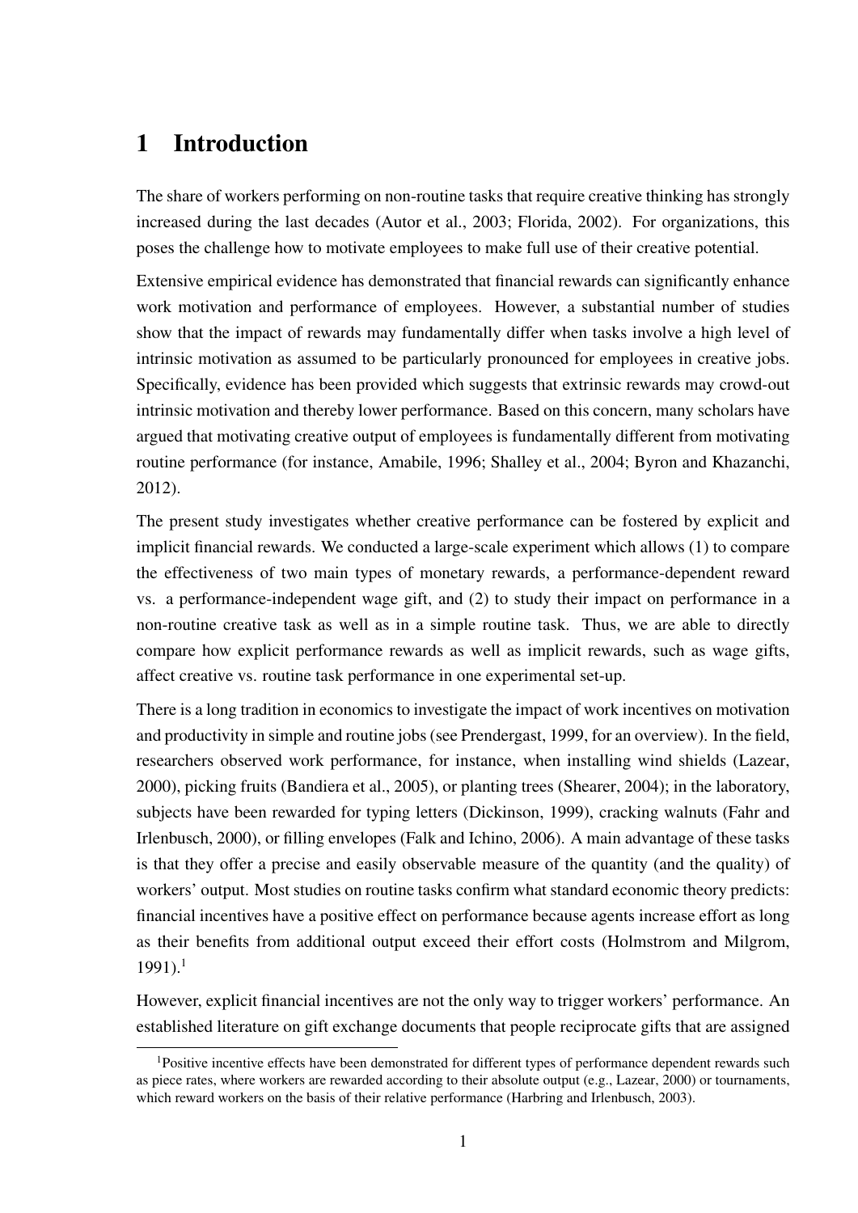# 1 Introduction

The share of workers performing on non-routine tasks that require creative thinking has strongly increased during the last decades (Autor et al., 2003; Florida, 2002). For organizations, this poses the challenge how to motivate employees to make full use of their creative potential.

Extensive empirical evidence has demonstrated that financial rewards can significantly enhance work motivation and performance of employees. However, a substantial number of studies show that the impact of rewards may fundamentally differ when tasks involve a high level of intrinsic motivation as assumed to be particularly pronounced for employees in creative jobs. Specifically, evidence has been provided which suggests that extrinsic rewards may crowd-out intrinsic motivation and thereby lower performance. Based on this concern, many scholars have argued that motivating creative output of employees is fundamentally different from motivating routine performance (for instance, Amabile, 1996; Shalley et al., 2004; Byron and Khazanchi, 2012).

The present study investigates whether creative performance can be fostered by explicit and implicit financial rewards. We conducted a large-scale experiment which allows (1) to compare the effectiveness of two main types of monetary rewards, a performance-dependent reward vs. a performance-independent wage gift, and (2) to study their impact on performance in a non-routine creative task as well as in a simple routine task. Thus, we are able to directly compare how explicit performance rewards as well as implicit rewards, such as wage gifts, affect creative vs. routine task performance in one experimental set-up.

There is a long tradition in economics to investigate the impact of work incentives on motivation and productivity in simple and routine jobs (see Prendergast, 1999, for an overview). In the field, researchers observed work performance, for instance, when installing wind shields (Lazear, 2000), picking fruits (Bandiera et al., 2005), or planting trees (Shearer, 2004); in the laboratory, subjects have been rewarded for typing letters (Dickinson, 1999), cracking walnuts (Fahr and Irlenbusch, 2000), or filling envelopes (Falk and Ichino, 2006). A main advantage of these tasks is that they offer a precise and easily observable measure of the quantity (and the quality) of workers' output. Most studies on routine tasks confirm what standard economic theory predicts: financial incentives have a positive effect on performance because agents increase effort as long as their benefits from additional output exceed their effort costs (Holmstrom and Milgrom, 1991).[1]

However, explicit financial incentives are not the only way to trigger workers' performance. An established literature on gift exchange documents that people reciprocate gifts that are assigned

[1] Positive incentive effects have been demonstrated for different types of performance dependent rewards such as piece rates, where workers are rewarded according to their absolute output (e.g., Lazear, 2000) or tournaments, which reward workers on the basis of their relative performance (Harbring and Irlenbusch, 2003).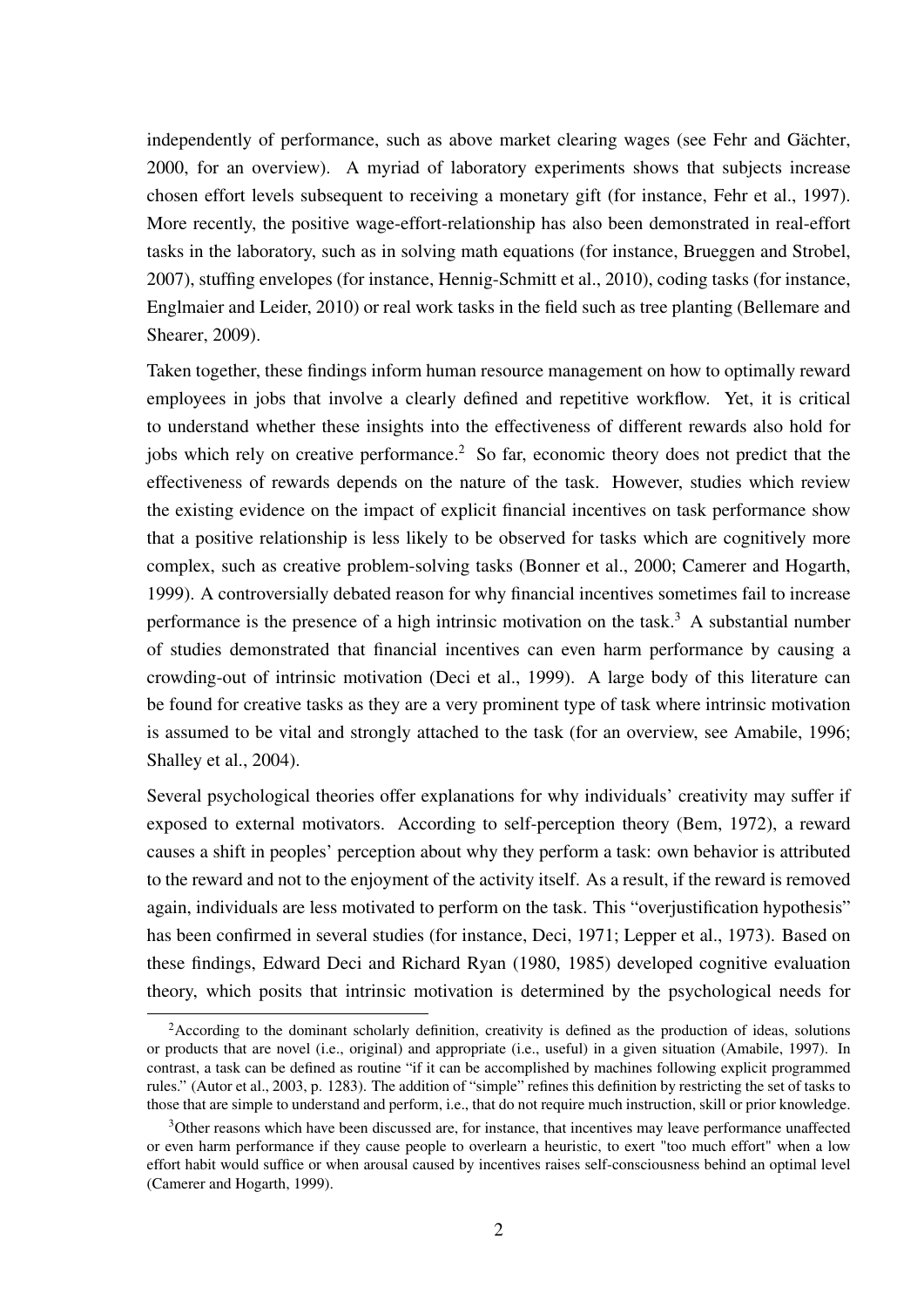independently of performance, such as above market clearing wages (see Fehr and Gächter, 2000, for an overview). A myriad of laboratory experiments shows that subjects increase chosen effort levels subsequent to receiving a monetary gift (for instance, Fehr et al., 1997). More recently, the positive wage-effort-relationship has also been demonstrated in real-effort tasks in the laboratory, such as in solving math equations (for instance, Brueggen and Strobel, 2007), stuffing envelopes (for instance, Hennig-Schmitt et al., 2010), coding tasks (for instance, Englmaier and Leider, 2010) or real work tasks in the field such as tree planting (Bellemare and Shearer, 2009).

Taken together, these findings inform human resource management on how to optimally reward employees in jobs that involve a clearly defined and repetitive workflow. Yet, it is critical to understand whether these insights into the effectiveness of different rewards also hold for jobs which rely on creative performance.[2] So far, economic theory does not predict that the effectiveness of rewards depends on the nature of the task. However, studies which review the existing evidence on the impact of explicit financial incentives on task performance show that a positive relationship is less likely to be observed for tasks which are cognitively more complex, such as creative problem-solving tasks (Bonner et al., 2000; Camerer and Hogarth, 1999). A controversially debated reason for why financial incentives sometimes fail to increase performance is the presence of a high intrinsic motivation on the task.[3] A substantial number of studies demonstrated that financial incentives can even harm performance by causing a crowding-out of intrinsic motivation (Deci et al., 1999). A large body of this literature can be found for creative tasks as they are a very prominent type of task where intrinsic motivation is assumed to be vital and strongly attached to the task (for an overview, see Amabile, 1996; Shalley et al., 2004).

Several psychological theories offer explanations for why individuals' creativity may suffer if exposed to external motivators. According to self-perception theory (Bem, 1972), a reward causes a shift in peoples' perception about why they perform a task: own behavior is attributed to the reward and not to the enjoyment of the activity itself. As a result, if the reward is removed again, individuals are less motivated to perform on the task. This "overjustification hypothesis" has been confirmed in several studies (for instance, Deci, 1971; Lepper et al., 1973). Based on these findings, Edward Deci and Richard Ryan (1980, 1985) developed cognitive evaluation theory, which posits that intrinsic motivation is determined by the psychological needs for

[2]According to the dominant scholarly definition, creativity is defined as the production of ideas, solutions or products that are novel (i.e., original) and appropriate (i.e., useful) in a given situation (Amabile, 1997). In contrast, a task can be defined as routine "if it can be accomplished by machines following explicit programmed rules." (Autor et al., 2003, p. 1283). The addition of "simple" refines this definition by restricting the set of tasks to those that are simple to understand and perform, i.e., that do not require much instruction, skill or prior knowledge.

[3]Other reasons which have been discussed are, for instance, that incentives may leave performance unaffected or even harm performance if they cause people to overlearn a heuristic, to exert "too much effort" when a low effort habit would suffice or when arousal caused by incentives raises self-consciousness behind an optimal level (Camerer and Hogarth, 1999).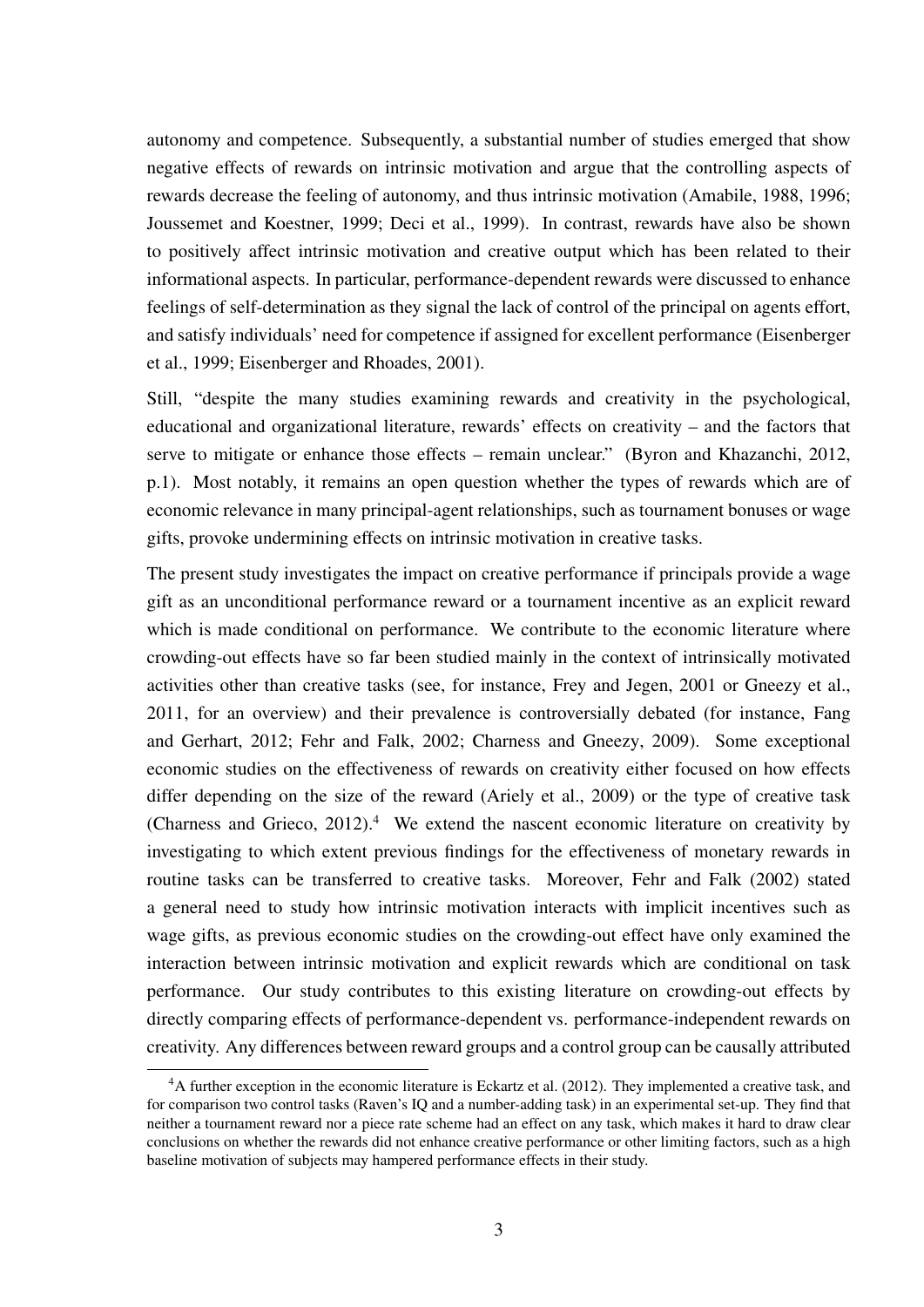autonomy and competence. Subsequently, a substantial number of studies emerged that show negative effects of rewards on intrinsic motivation and argue that the controlling aspects of rewards decrease the feeling of autonomy, and thus intrinsic motivation (Amabile, 1988, 1996; Joussemet and Koestner, 1999; Deci et al., 1999). In contrast, rewards have also be shown to positively affect intrinsic motivation and creative output which has been related to their informational aspects. In particular, performance-dependent rewards were discussed to enhance feelings of self-determination as they signal the lack of control of the principal on agents effort, and satisfy individuals' need for competence if assigned for excellent performance (Eisenberger et al., 1999; Eisenberger and Rhoades, 2001).

Still, "despite the many studies examining rewards and creativity in the psychological, educational and organizational literature, rewards' effects on creativity – and the factors that serve to mitigate or enhance those effects – remain unclear." (Byron and Khazanchi, 2012, p.1). Most notably, it remains an open question whether the types of rewards which are of economic relevance in many principal-agent relationships, such as tournament bonuses or wage gifts, provoke undermining effects on intrinsic motivation in creative tasks.

The present study investigates the impact on creative performance if principals provide a wage gift as an unconditional performance reward or a tournament incentive as an explicit reward which is made conditional on performance. We contribute to the economic literature where crowding-out effects have so far been studied mainly in the context of intrinsically motivated activities other than creative tasks (see, for instance, Frey and Jegen, 2001 or Gneezy et al., 2011, for an overview) and their prevalence is controversially debated (for instance, Fang and Gerhart, 2012; Fehr and Falk, 2002; Charness and Gneezy, 2009). Some exceptional economic studies on the effectiveness of rewards on creativity either focused on how effects differ depending on the size of the reward (Ariely et al., 2009) or the type of creative task (Charness and Grieco, 2012).[4] We extend the nascent economic literature on creativity by investigating to which extent previous findings for the effectiveness of monetary rewards in routine tasks can be transferred to creative tasks. Moreover, Fehr and Falk (2002) stated a general need to study how intrinsic motivation interacts with implicit incentives such as wage gifts, as previous economic studies on the crowding-out effect have only examined the interaction between intrinsic motivation and explicit rewards which are conditional on task performance. Our study contributes to this existing literature on crowding-out effects by directly comparing effects of performance-dependent vs. performance-independent rewards on creativity. Any differences between reward groups and a control group can be causally attributed

[4] A further exception in the economic literature is Eckartz et al. (2012). They implemented a creative task, and for comparison two control tasks (Raven's IQ and a number-adding task) in an experimental set-up. They find that neither a tournament reward nor a piece rate scheme had an effect on any task, which makes it hard to draw clear conclusions on whether the rewards did not enhance creative performance or other limiting factors, such as a high baseline motivation of subjects may hampered performance effects in their study.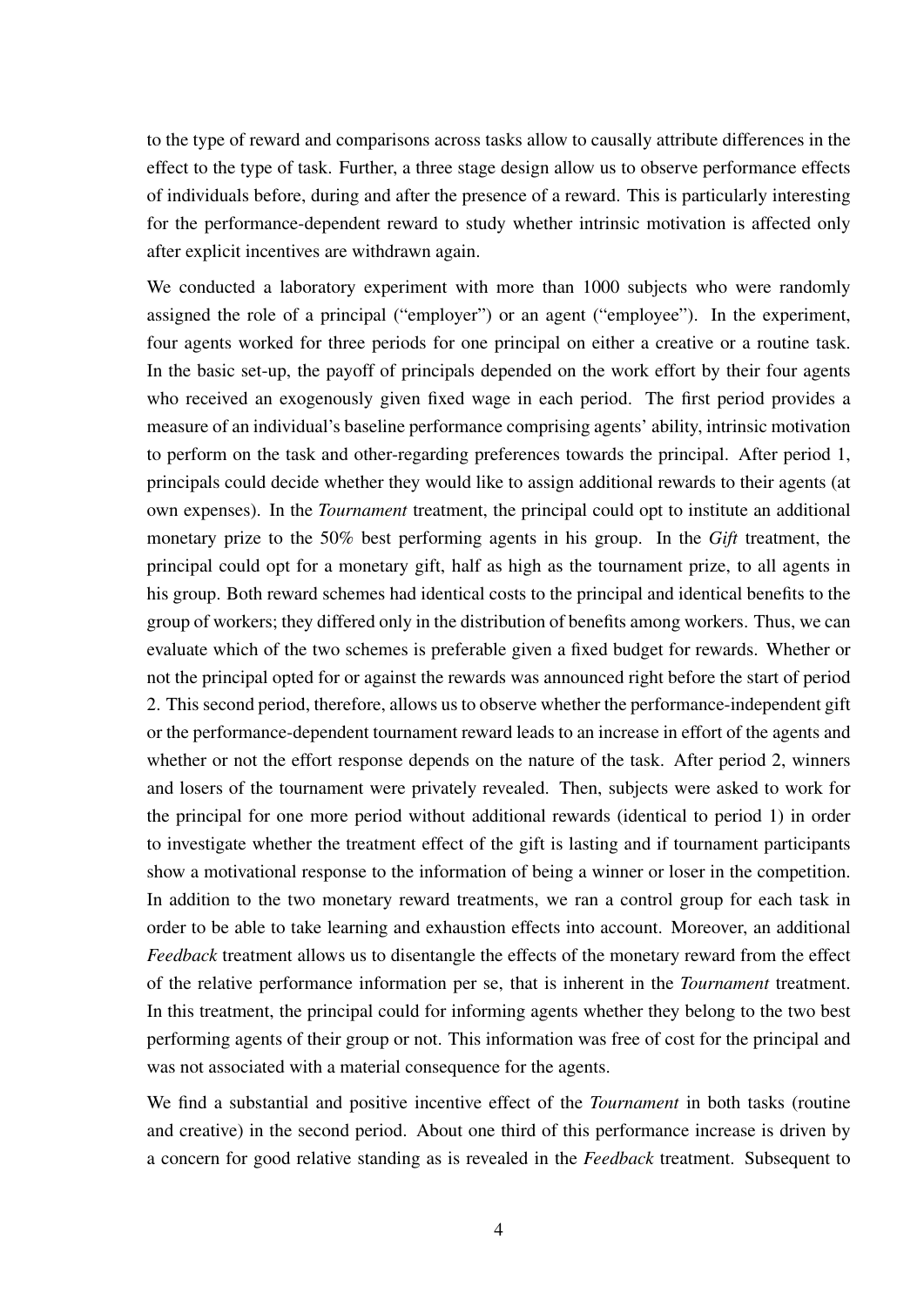to the type of reward and comparisons across tasks allow to causally attribute differences in the effect to the type of task. Further, a three stage design allow us to observe performance effects of individuals before, during and after the presence of a reward. This is particularly interesting for the performance-dependent reward to study whether intrinsic motivation is affected only after explicit incentives are withdrawn again.

We conducted a laboratory experiment with more than 1000 subjects who were randomly assigned the role of a principal ("employer") or an agent ("employee"). In the experiment, four agents worked for three periods for one principal on either a creative or a routine task. In the basic set-up, the payoff of principals depended on the work effort by their four agents who received an exogenously given fixed wage in each period. The first period provides a measure of an individual's baseline performance comprising agents' ability, intrinsic motivation to perform on the task and other-regarding preferences towards the principal. After period 1, principals could decide whether they would like to assign additional rewards to their agents (at own expenses). In the *Tournament* treatment, the principal could opt to institute an additional monetary prize to the 50% best performing agents in his group. In the *Gift* treatment, the principal could opt for a monetary gift, half as high as the tournament prize, to all agents in his group. Both reward schemes had identical costs to the principal and identical benefits to the group of workers; they differed only in the distribution of benefits among workers. Thus, we can evaluate which of the two schemes is preferable given a fixed budget for rewards. Whether or not the principal opted for or against the rewards was announced right before the start of period 2. This second period, therefore, allows us to observe whether the performance-independent gift or the performance-dependent tournament reward leads to an increase in effort of the agents and whether or not the effort response depends on the nature of the task. After period 2, winners and losers of the tournament were privately revealed. Then, subjects were asked to work for the principal for one more period without additional rewards (identical to period 1) in order to investigate whether the treatment effect of the gift is lasting and if tournament participants show a motivational response to the information of being a winner or loser in the competition. In addition to the two monetary reward treatments, we ran a control group for each task in order to be able to take learning and exhaustion effects into account. Moreover, an additional *Feedback* treatment allows us to disentangle the effects of the monetary reward from the effect of the relative performance information per se, that is inherent in the *Tournament* treatment. In this treatment, the principal could for informing agents whether they belong to the two best performing agents of their group or not. This information was free of cost for the principal and was not associated with a material consequence for the agents.

We find a substantial and positive incentive effect of the *Tournament* in both tasks (routine and creative) in the second period. About one third of this performance increase is driven by a concern for good relative standing as is revealed in the *Feedback* treatment. Subsequent to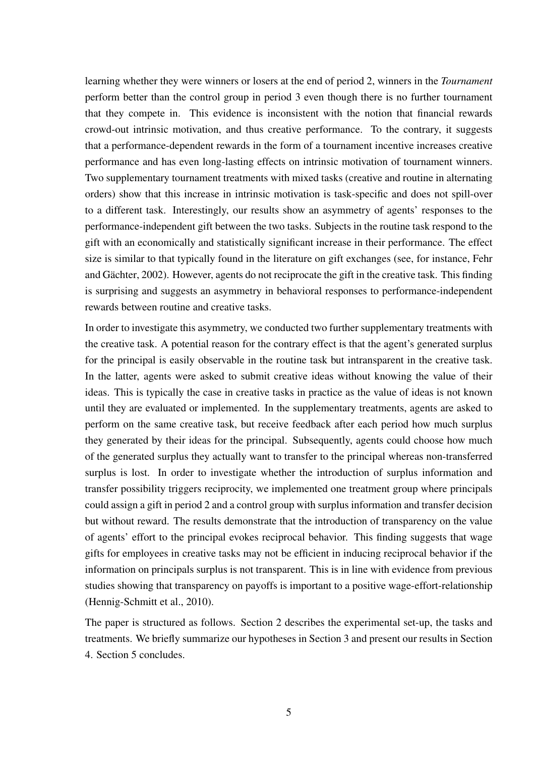learning whether they were winners or losers at the end of period 2, winners in the *Tournament* perform better than the control group in period 3 even though there is no further tournament that they compete in. This evidence is inconsistent with the notion that financial rewards crowd-out intrinsic motivation, and thus creative performance. To the contrary, it suggests that a performance-dependent rewards in the form of a tournament incentive increases creative performance and has even long-lasting effects on intrinsic motivation of tournament winners. Two supplementary tournament treatments with mixed tasks (creative and routine in alternating orders) show that this increase in intrinsic motivation is task-specific and does not spill-over to a different task. Interestingly, our results show an asymmetry of agents' responses to the performance-independent gift between the two tasks. Subjects in the routine task respond to the gift with an economically and statistically significant increase in their performance. The effect size is similar to that typically found in the literature on gift exchanges (see, for instance, Fehr and Gächter, 2002). However, agents do not reciprocate the gift in the creative task. This finding is surprising and suggests an asymmetry in behavioral responses to performance-independent rewards between routine and creative tasks.

In order to investigate this asymmetry, we conducted two further supplementary treatments with the creative task. A potential reason for the contrary effect is that the agent's generated surplus for the principal is easily observable in the routine task but intransparent in the creative task. In the latter, agents were asked to submit creative ideas without knowing the value of their ideas. This is typically the case in creative tasks in practice as the value of ideas is not known until they are evaluated or implemented. In the supplementary treatments, agents are asked to perform on the same creative task, but receive feedback after each period how much surplus they generated by their ideas for the principal. Subsequently, agents could choose how much of the generated surplus they actually want to transfer to the principal whereas non-transferred surplus is lost. In order to investigate whether the introduction of surplus information and transfer possibility triggers reciprocity, we implemented one treatment group where principals could assign a gift in period 2 and a control group with surplus information and transfer decision but without reward. The results demonstrate that the introduction of transparency on the value of agents' effort to the principal evokes reciprocal behavior. This finding suggests that wage gifts for employees in creative tasks may not be efficient in inducing reciprocal behavior if the information on principals surplus is not transparent. This is in line with evidence from previous studies showing that transparency on payoffs is important to a positive wage-effort-relationship (Hennig-Schmitt et al., 2010).

The paper is structured as follows. Section 2 describes the experimental set-up, the tasks and treatments. We briefly summarize our hypotheses in Section 3 and present our results in Section 4. Section 5 concludes.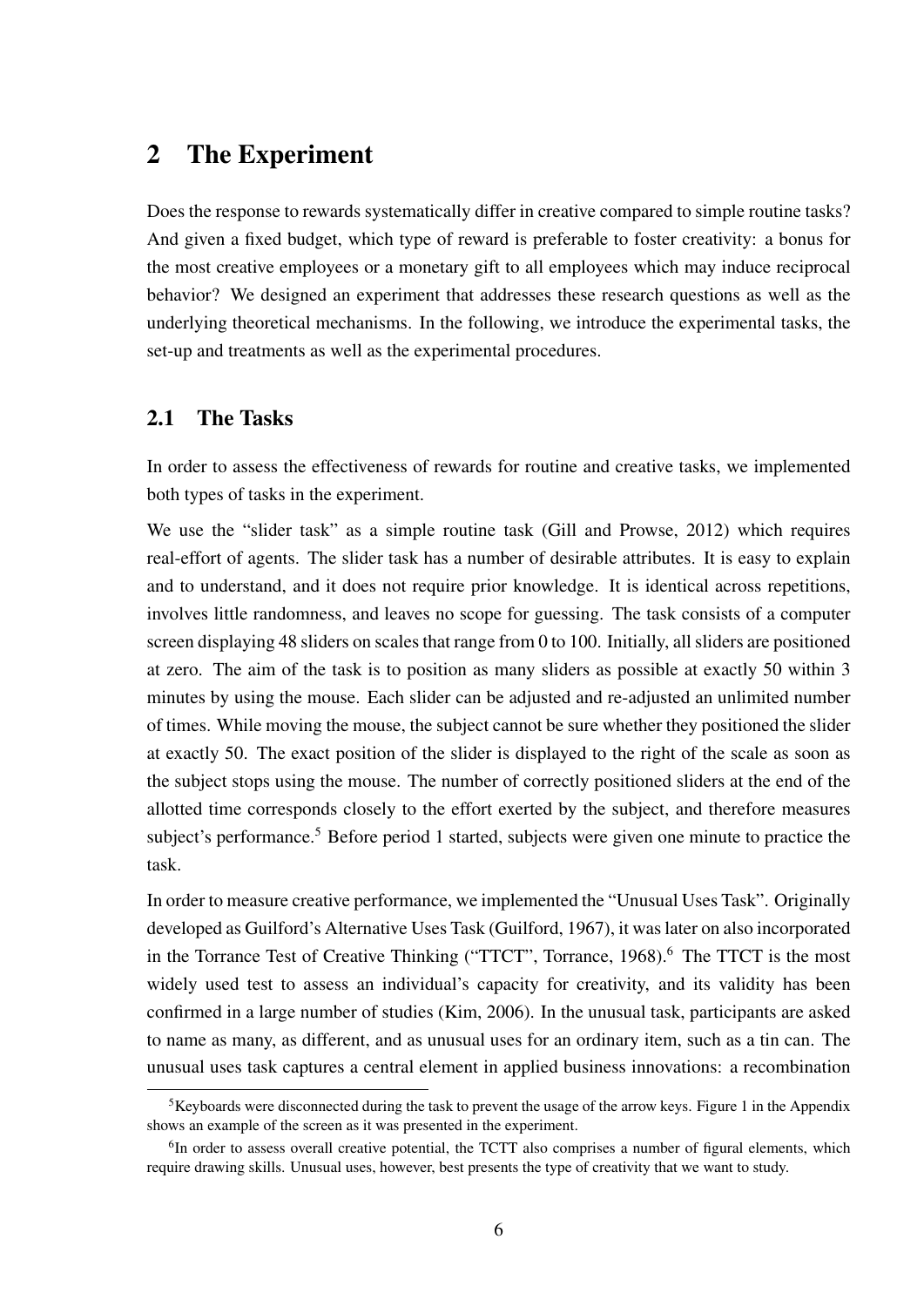# 2 The Experiment

Does the response to rewards systematically differ in creative compared to simple routine tasks? And given a fixed budget, which type of reward is preferable to foster creativity: a bonus for the most creative employees or a monetary gift to all employees which may induce reciprocal behavior? We designed an experiment that addresses these research questions as well as the underlying theoretical mechanisms. In the following, we introduce the experimental tasks, the set-up and treatments as well as the experimental procedures.

## 2.1 The Tasks

In order to assess the effectiveness of rewards for routine and creative tasks, we implemented both types of tasks in the experiment.

We use the "slider task" as a simple routine task (Gill and Prowse, 2012) which requires real-effort of agents. The slider task has a number of desirable attributes. It is easy to explain and to understand, and it does not require prior knowledge. It is identical across repetitions, involves little randomness, and leaves no scope for guessing. The task consists of a computer screen displaying 48 sliders on scales that range from 0 to 100. Initially, all sliders are positioned at zero. The aim of the task is to position as many sliders as possible at exactly 50 within 3 minutes by using the mouse. Each slider can be adjusted and re-adjusted an unlimited number of times. While moving the mouse, the subject cannot be sure whether they positioned the slider at exactly 50. The exact position of the slider is displayed to the right of the scale as soon as the subject stops using the mouse. The number of correctly positioned sliders at the end of the allotted time corresponds closely to the effort exerted by the subject, and therefore measures subject's performance.[5] Before period 1 started, subjects were given one minute to practice the task.

In order to measure creative performance, we implemented the "Unusual Uses Task". Originally developed as Guilford's Alternative Uses Task (Guilford, 1967), it was later on also incorporated in the Torrance Test of Creative Thinking ("TTCT", Torrance, 1968).[6] The TTCT is the most widely used test to assess an individual's capacity for creativity, and its validity has been confirmed in a large number of studies (Kim, 2006). In the unusual task, participants are asked to name as many, as different, and as unusual uses for an ordinary item, such as a tin can. The unusual uses task captures a central element in applied business innovations: a recombination

[5] Keyboards were disconnected during the task to prevent the usage of the arrow keys. Figure 1 in the Appendix shows an example of the screen as it was presented in the experiment.

[6] In order to assess overall creative potential, the TCTT also comprises a number of figural elements, which require drawing skills. Unusual uses, however, best presents the type of creativity that we want to study.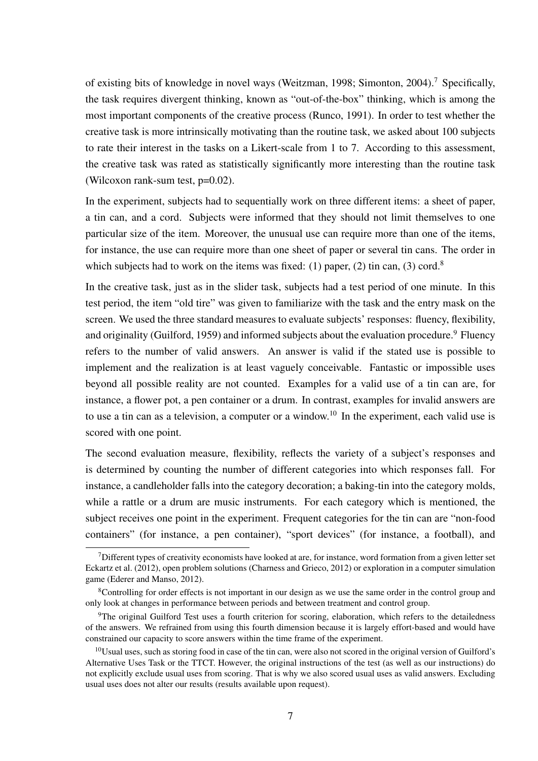of existing bits of knowledge in novel ways (Weitzman, 1998; Simonton, 2004).[7] Specifically, the task requires divergent thinking, known as "out-of-the-box" thinking, which is among the most important components of the creative process (Runco, 1991). In order to test whether the creative task is more intrinsically motivating than the routine task, we asked about 100 subjects to rate their interest in the tasks on a Likert-scale from 1 to 7. According to this assessment, the creative task was rated as statistically significantly more interesting than the routine task (Wilcoxon rank-sum test, p=0.02).

In the experiment, subjects had to sequentially work on three different items: a sheet of paper, a tin can, and a cord. Subjects were informed that they should not limit themselves to one particular size of the item. Moreover, the unusual use can require more than one of the items, for instance, the use can require more than one sheet of paper or several tin cans. The order in which subjects had to work on the items was fixed: (1) paper, (2) tin can, (3) cord.[8]

In the creative task, just as in the slider task, subjects had a test period of one minute. In this test period, the item "old tire" was given to familiarize with the task and the entry mask on the screen. We used the three standard measures to evaluate subjects' responses: fluency, flexibility, and originality (Guilford, 1959) and informed subjects about the evaluation procedure.[9] Fluency refers to the number of valid answers. An answer is valid if the stated use is possible to implement and the realization is at least vaguely conceivable. Fantastic or impossible uses beyond all possible reality are not counted. Examples for a valid use of a tin can are, for instance, a flower pot, a pen container or a drum. In contrast, examples for invalid answers are to use a tin can as a television, a computer or a window.[10] In the experiment, each valid use is scored with one point.

The second evaluation measure, flexibility, reflects the variety of a subject's responses and is determined by counting the number of different categories into which responses fall. For instance, a candleholder falls into the category decoration; a baking-tin into the category molds, while a rattle or a drum are music instruments. For each category which is mentioned, the subject receives one point in the experiment. Frequent categories for the tin can are "non-food containers" (for instance, a pen container), "sport devices" (for instance, a football), and

---

[7] Different types of creativity economists have looked at are, for instance, word formation from a given letter set Eckartz et al. (2012), open problem solutions (Charness and Grieco, 2012) or exploration in a computer simulation game (Ederer and Manso, 2012).

[8] Controlling for order effects is not important in our design as we use the same order in the control group and only look at changes in performance between periods and between treatment and control group.

[9] The original Guilford Test uses a fourth criterion for scoring, elaboration, which refers to the detailedness of the answers. We refrained from using this fourth dimension because it is largely effort-based and would have constrained our capacity to score answers within the time frame of the experiment.

[10] Usual uses, such as storing food in case of the tin can, were also not scored in the original version of Guilford's Alternative Uses Task or the TTCT. However, the original instructions of the test (as well as our instructions) do not explicitly exclude usual uses from scoring. That is why we also scored usual uses as valid answers. Excluding usual uses does not alter our results (results available upon request).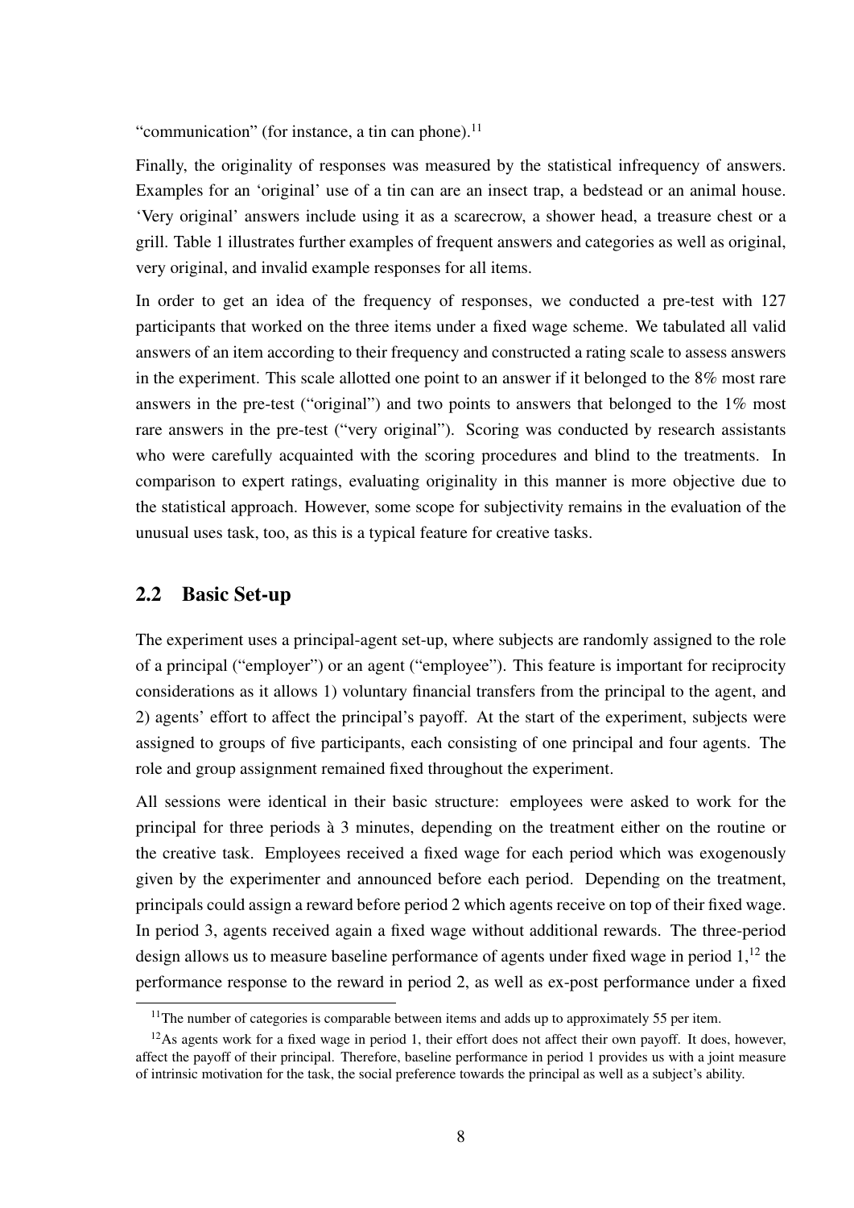"communication" (for instance, a tin can phone).[11]

Finally, the originality of responses was measured by the statistical infrequency of answers. Examples for an 'original' use of a tin can are an insect trap, a bedstead or an animal house. 'Very original' answers include using it as a scarecrow, a shower head, a treasure chest or a grill. Table 1 illustrates further examples of frequent answers and categories as well as original, very original, and invalid example responses for all items.

In order to get an idea of the frequency of responses, we conducted a pre-test with 127 participants that worked on the three items under a fixed wage scheme. We tabulated all valid answers of an item according to their frequency and constructed a rating scale to assess answers in the experiment. This scale allotted one point to an answer if it belonged to the 8% most rare answers in the pre-test ("original") and two points to answers that belonged to the 1% most rare answers in the pre-test ("very original"). Scoring was conducted by research assistants who were carefully acquainted with the scoring procedures and blind to the treatments. In comparison to expert ratings, evaluating originality in this manner is more objective due to the statistical approach. However, some scope for subjectivity remains in the evaluation of the unusual uses task, too, as this is a typical feature for creative tasks.

## 2.2 Basic Set-up

The experiment uses a principal-agent set-up, where subjects are randomly assigned to the role of a principal ("employer") or an agent ("employee"). This feature is important for reciprocity considerations as it allows 1) voluntary financial transfers from the principal to the agent, and 2) agents' effort to affect the principal's payoff. At the start of the experiment, subjects were assigned to groups of five participants, each consisting of one principal and four agents. The role and group assignment remained fixed throughout the experiment.

All sessions were identical in their basic structure: employees were asked to work for the principal for three periods à 3 minutes, depending on the treatment either on the routine or the creative task. Employees received a fixed wage for each period which was exogenously given by the experimenter and announced before each period. Depending on the treatment, principals could assign a reward before period 2 which agents receive on top of their fixed wage. In period 3, agents received again a fixed wage without additional rewards. The three-period design allows us to measure baseline performance of agents under fixed wage in period 1,[12] the performance response to the reward in period 2, as well as ex-post performance under a fixed

[11] The number of categories is comparable between items and adds up to approximately 55 per item.

[12] As agents work for a fixed wage in period 1, their effort does not affect their own payoff. It does, however, affect the payoff of their principal. Therefore, baseline performance in period 1 provides us with a joint measure of intrinsic motivation for the task, the social preference towards the principal as well as a subject's ability.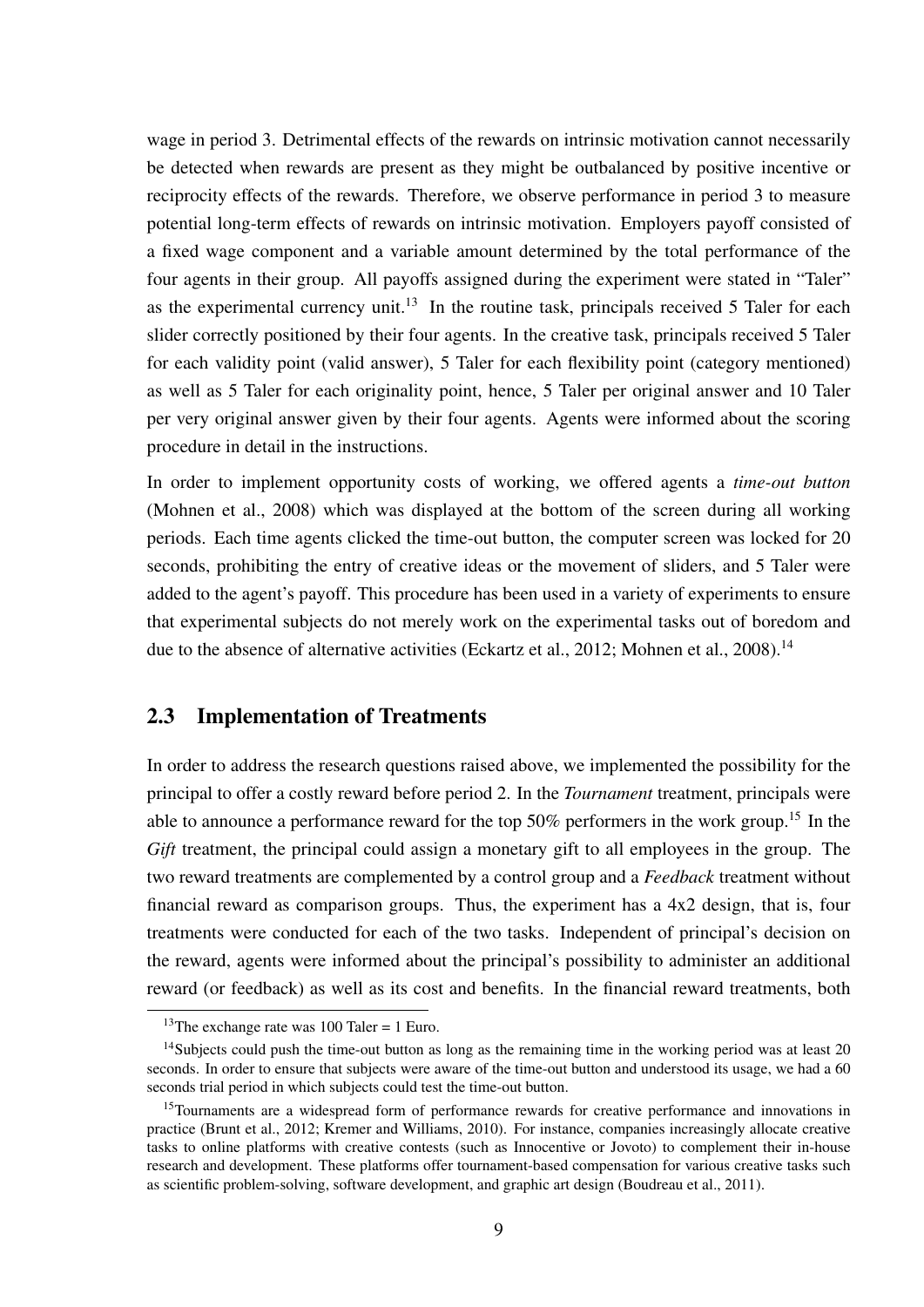wage in period 3. Detrimental effects of the rewards on intrinsic motivation cannot necessarily be detected when rewards are present as they might be outbalanced by positive incentive or reciprocity effects of the rewards. Therefore, we observe performance in period 3 to measure potential long-term effects of rewards on intrinsic motivation. Employers payoff consisted of a fixed wage component and a variable amount determined by the total performance of the four agents in their group. All payoffs assigned during the experiment were stated in "Taler" as the experimental currency unit.[13] In the routine task, principals received 5 Taler for each slider correctly positioned by their four agents. In the creative task, principals received 5 Taler for each validity point (valid answer), 5 Taler for each flexibility point (category mentioned) as well as 5 Taler for each originality point, hence, 5 Taler per original answer and 10 Taler per very original answer given by their four agents. Agents were informed about the scoring procedure in detail in the instructions.

In order to implement opportunity costs of working, we offered agents a *time-out button* (Mohnen et al., 2008) which was displayed at the bottom of the screen during all working periods. Each time agents clicked the time-out button, the computer screen was locked for 20 seconds, prohibiting the entry of creative ideas or the movement of sliders, and 5 Taler were added to the agent's payoff. This procedure has been used in a variety of experiments to ensure that experimental subjects do not merely work on the experimental tasks out of boredom and due to the absence of alternative activities (Eckartz et al., 2012; Mohnen et al., 2008).[14]

## 2.3 Implementation of Treatments

In order to address the research questions raised above, we implemented the possibility for the principal to offer a costly reward before period 2. In the *Tournament* treatment, principals were able to announce a performance reward for the top 50% performers in the work group.[15] In the *Gift* treatment, the principal could assign a monetary gift to all employees in the group. The two reward treatments are complemented by a control group and a *Feedback* treatment without financial reward as comparison groups. Thus, the experiment has a 4x2 design, that is, four treatments were conducted for each of the two tasks. Independent of principal's decision on the reward, agents were informed about the principal's possibility to administer an additional reward (or feedback) as well as its cost and benefits. In the financial reward treatments, both

[13] The exchange rate was 100 Taler = 1 Euro.

[14] Subjects could push the time-out button as long as the remaining time in the working period was at least 20 seconds. In order to ensure that subjects were aware of the time-out button and understood its usage, we had a 60 seconds trial period in which subjects could test the time-out button.

[15] Tournaments are a widespread form of performance rewards for creative performance and innovations in practice (Brunt et al., 2012; Kremer and Williams, 2010). For instance, companies increasingly allocate creative tasks to online platforms with creative contests (such as Innocentive or Jovoto) to complement their in-house research and development. These platforms offer tournament-based compensation for various creative tasks such as scientific problem-solving, software development, and graphic art design (Boudreau et al., 2011).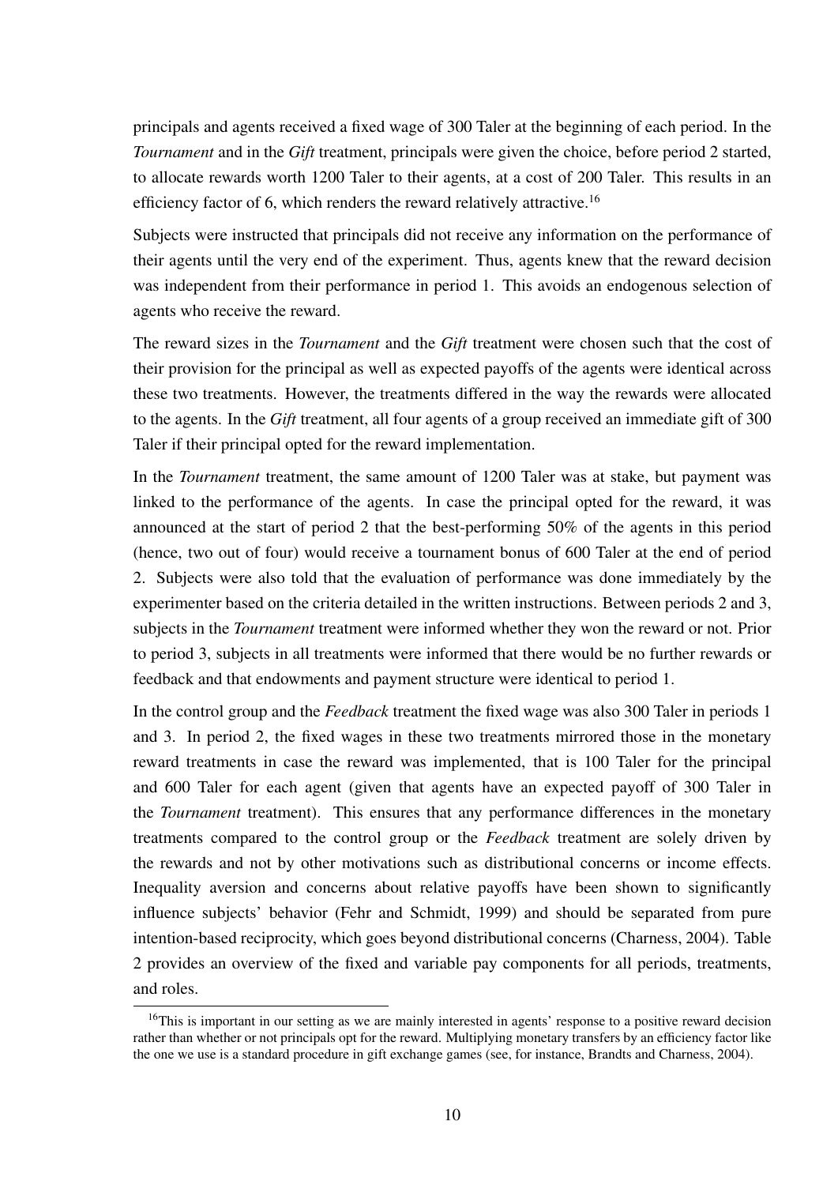principals and agents received a fixed wage of 300 Taler at the beginning of each period. In the *Tournament* and in the *Gift* treatment, principals were given the choice, before period 2 started, to allocate rewards worth 1200 Taler to their agents, at a cost of 200 Taler. This results in an efficiency factor of 6, which renders the reward relatively attractive.[16]

Subjects were instructed that principals did not receive any information on the performance of their agents until the very end of the experiment. Thus, agents knew that the reward decision was independent from their performance in period 1. This avoids an endogenous selection of agents who receive the reward.

The reward sizes in the *Tournament* and the *Gift* treatment were chosen such that the cost of their provision for the principal as well as expected payoffs of the agents were identical across these two treatments. However, the treatments differed in the way the rewards were allocated to the agents. In the *Gift* treatment, all four agents of a group received an immediate gift of 300 Taler if their principal opted for the reward implementation.

In the *Tournament* treatment, the same amount of 1200 Taler was at stake, but payment was linked to the performance of the agents. In case the principal opted for the reward, it was announced at the start of period 2 that the best-performing 50% of the agents in this period (hence, two out of four) would receive a tournament bonus of 600 Taler at the end of period 2. Subjects were also told that the evaluation of performance was done immediately by the experimenter based on the criteria detailed in the written instructions. Between periods 2 and 3, subjects in the *Tournament* treatment were informed whether they won the reward or not. Prior to period 3, subjects in all treatments were informed that there would be no further rewards or feedback and that endowments and payment structure were identical to period 1.

In the control group and the *Feedback* treatment the fixed wage was also 300 Taler in periods 1 and 3. In period 2, the fixed wages in these two treatments mirrored those in the monetary reward treatments in case the reward was implemented, that is 100 Taler for the principal and 600 Taler for each agent (given that agents have an expected payoff of 300 Taler in the *Tournament* treatment). This ensures that any performance differences in the monetary treatments compared to the control group or the *Feedback* treatment are solely driven by the rewards and not by other motivations such as distributional concerns or income effects. Inequality aversion and concerns about relative payoffs have been shown to significantly influence subjects' behavior (Fehr and Schmidt, 1999) and should be separated from pure intention-based reciprocity, which goes beyond distributional concerns (Charness, 2004). Table 2 provides an overview of the fixed and variable pay components for all periods, treatments, and roles.

[16] This is important in our setting as we are mainly interested in agents' response to a positive reward decision rather than whether or not principals opt for the reward. Multiplying monetary transfers by an efficiency factor like the one we use is a standard procedure in gift exchange games (see, for instance, Brandts and Charness, 2004).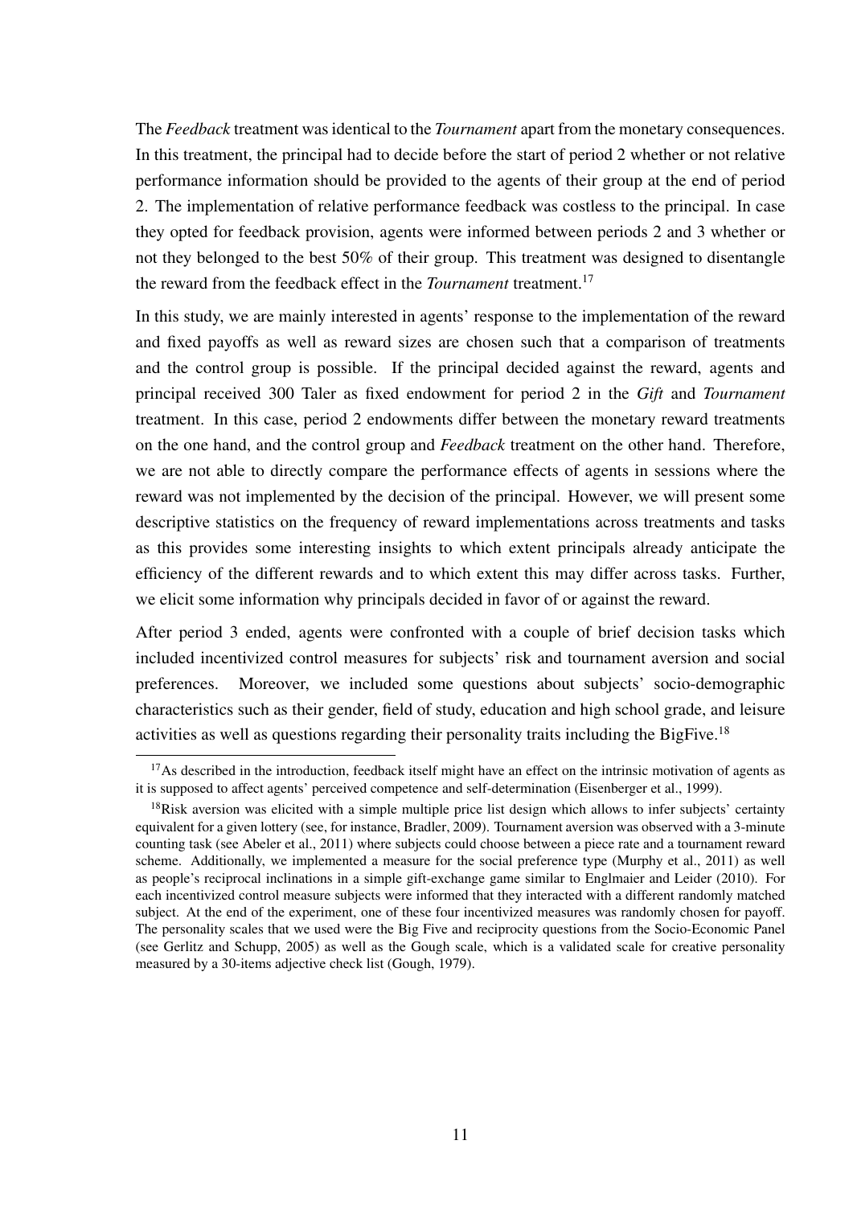The *Feedback* treatment was identical to the *Tournament* apart from the monetary consequences. In this treatment, the principal had to decide before the start of period 2 whether or not relative performance information should be provided to the agents of their group at the end of period 2. The implementation of relative performance feedback was costless to the principal. In case they opted for feedback provision, agents were informed between periods 2 and 3 whether or not they belonged to the best 50% of their group. This treatment was designed to disentangle the reward from the feedback effect in the *Tournament* treatment.[17]

In this study, we are mainly interested in agents' response to the implementation of the reward and fixed payoffs as well as reward sizes are chosen such that a comparison of treatments and the control group is possible. If the principal decided against the reward, agents and principal received 300 Taler as fixed endowment for period 2 in the *Gift* and *Tournament* treatment. In this case, period 2 endowments differ between the monetary reward treatments on the one hand, and the control group and *Feedback* treatment on the other hand. Therefore, we are not able to directly compare the performance effects of agents in sessions where the reward was not implemented by the decision of the principal. However, we will present some descriptive statistics on the frequency of reward implementations across treatments and tasks as this provides some interesting insights to which extent principals already anticipate the efficiency of the different rewards and to which extent this may differ across tasks. Further, we elicit some information why principals decided in favor of or against the reward.

After period 3 ended, agents were confronted with a couple of brief decision tasks which included incentivized control measures for subjects' risk and tournament aversion and social preferences. Moreover, we included some questions about subjects' socio-demographic characteristics such as their gender, field of study, education and high school grade, and leisure activities as well as questions regarding their personality traits including the BigFive.[18]

[17] As described in the introduction, feedback itself might have an effect on the intrinsic motivation of agents as it is supposed to affect agents' perceived competence and self-determination (Eisenberger et al., 1999).

[18] Risk aversion was elicited with a simple multiple price list design which allows to infer subjects' certainty equivalent for a given lottery (see, for instance, Bradler, 2009). Tournament aversion was observed with a 3-minute counting task (see Abeler et al., 2011) where subjects could choose between a piece rate and a tournament reward scheme. Additionally, we implemented a measure for the social preference type (Murphy et al., 2011) as well as people's reciprocal inclinations in a simple gift-exchange game similar to Englmaier and Leider (2010). For each incentivized control measure subjects were informed that they interacted with a different randomly matched subject. At the end of the experiment, one of these four incentivized measures was randomly chosen for payoff. The personality scales that we used were the Big Five and reciprocity questions from the Socio-Economic Panel (see Gerlitz and Schupp, 2005) as well as the Gough scale, which is a validated scale for creative personality measured by a 30-items adjective check list (Gough, 1979).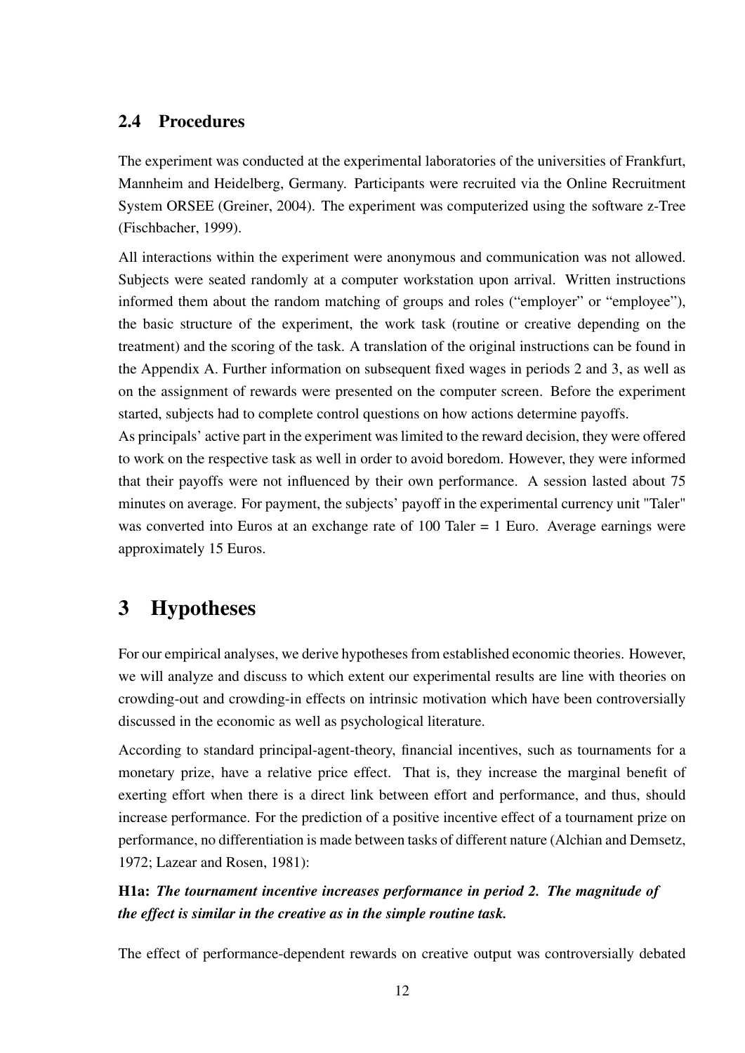### 2.4 Procedures

The experiment was conducted at the experimental laboratories of the universities of Frankfurt, Mannheim and Heidelberg, Germany. Participants were recruited via the Online Recruitment System ORSEE (Greiner, 2004). The experiment was computerized using the software z-Tree (Fischbacher, 1999).

All interactions within the experiment were anonymous and communication was not allowed. Subjects were seated randomly at a computer workstation upon arrival. Written instructions informed them about the random matching of groups and roles ("employer" or "employee"), the basic structure of the experiment, the work task (routine or creative depending on the treatment) and the scoring of the task. A translation of the original instructions can be found in the Appendix A. Further information on subsequent fixed wages in periods 2 and 3, as well as on the assignment of rewards were presented on the computer screen. Before the experiment started, subjects had to complete control questions on how actions determine payoffs.

As principals' active part in the experiment was limited to the reward decision, they were offered to work on the respective task as well in order to avoid boredom. However, they were informed that their payoffs were not influenced by their own performance. A session lasted about 75 minutes on average. For payment, the subjects' payoff in the experimental currency unit "Taler" was converted into Euros at an exchange rate of 100 Taler = 1 Euro. Average earnings were approximately 15 Euros.

## 3 Hypotheses

For our empirical analyses, we derive hypotheses from established economic theories. However, we will analyze and discuss to which extent our experimental results are line with theories on crowding-out and crowding-in effects on intrinsic motivation which have been controversially discussed in the economic as well as psychological literature.

According to standard principal-agent-theory, financial incentives, such as tournaments for a monetary prize, have a relative price effect. That is, they increase the marginal benefit of exerting effort when there is a direct link between effort and performance, and thus, should increase performance. For the prediction of a positive incentive effect of a tournament prize on performance, no differentiation is made between tasks of different nature (Alchian and Demsetz, 1972; Lazear and Rosen, 1981):

**H1a:** ***The tournament incentive increases performance in period 2. The magnitude of the effect is similar in the creative as in the simple routine task.***

The effect of performance-dependent rewards on creative output was controversially debated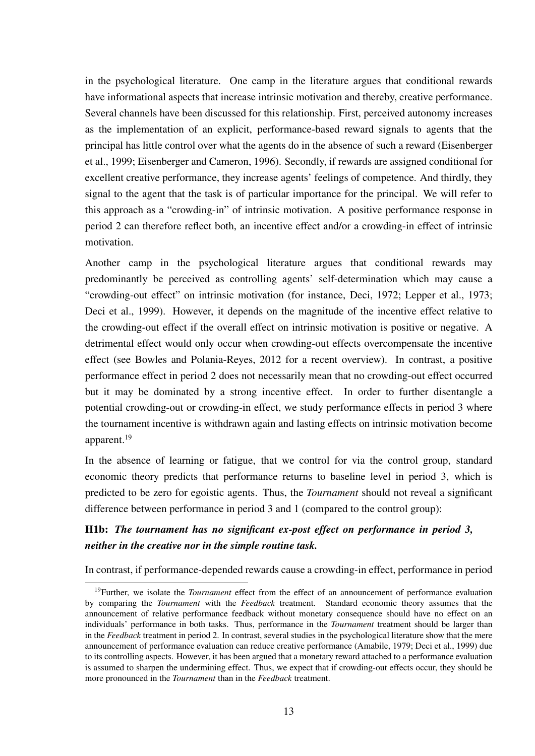in the psychological literature. One camp in the literature argues that conditional rewards have informational aspects that increase intrinsic motivation and thereby, creative performance. Several channels have been discussed for this relationship. First, perceived autonomy increases as the implementation of an explicit, performance-based reward signals to agents that the principal has little control over what the agents do in the absence of such a reward (Eisenberger et al., 1999; Eisenberger and Cameron, 1996). Secondly, if rewards are assigned conditional for excellent creative performance, they increase agents' feelings of competence. And thirdly, they signal to the agent that the task is of particular importance for the principal. We will refer to this approach as a "crowding-in" of intrinsic motivation. A positive performance response in period 2 can therefore reflect both, an incentive effect and/or a crowding-in effect of intrinsic motivation.

Another camp in the psychological literature argues that conditional rewards may predominantly be perceived as controlling agents' self-determination which may cause a "crowding-out effect" on intrinsic motivation (for instance, Deci, 1972; Lepper et al., 1973; Deci et al., 1999). However, it depends on the magnitude of the incentive effect relative to the crowding-out effect if the overall effect on intrinsic motivation is positive or negative. A detrimental effect would only occur when crowding-out effects overcompensate the incentive effect (see Bowles and Polania-Reyes, 2012 for a recent overview). In contrast, a positive performance effect in period 2 does not necessarily mean that no crowding-out effect occurred but it may be dominated by a strong incentive effect. In order to further disentangle a potential crowding-out or crowding-in effect, we study performance effects in period 3 where the tournament incentive is withdrawn again and lasting effects on intrinsic motivation become apparent.[19]

In the absence of learning or fatigue, that we control for via the control group, standard economic theory predicts that performance returns to baseline level in period 3, which is predicted to be zero for egoistic agents. Thus, the *Tournament* should not reveal a significant difference between performance in period 3 and 1 (compared to the control group):

**H1b:** ***The tournament has no significant ex-post effect on performance in period 3, neither in the creative nor in the simple routine task.***

In contrast, if performance-depended rewards cause a crowding-in effect, performance in period

[19]Further, we isolate the *Tournament* effect from the effect of an announcement of performance evaluation by comparing the *Tournament* with the *Feedback* treatment. Standard economic theory assumes that the announcement of relative performance feedback without monetary consequence should have no effect on an individuals' performance in both tasks. Thus, performance in the *Tournament* treatment should be larger than in the *Feedback* treatment in period 2. In contrast, several studies in the psychological literature show that the mere announcement of performance evaluation can reduce creative performance (Amabile, 1979; Deci et al., 1999) due to its controlling aspects. However, it has been argued that a monetary reward attached to a performance evaluation is assumed to sharpen the undermining effect. Thus, we expect that if crowding-out effects occur, they should be more pronounced in the *Tournament* than in the *Feedback* treatment.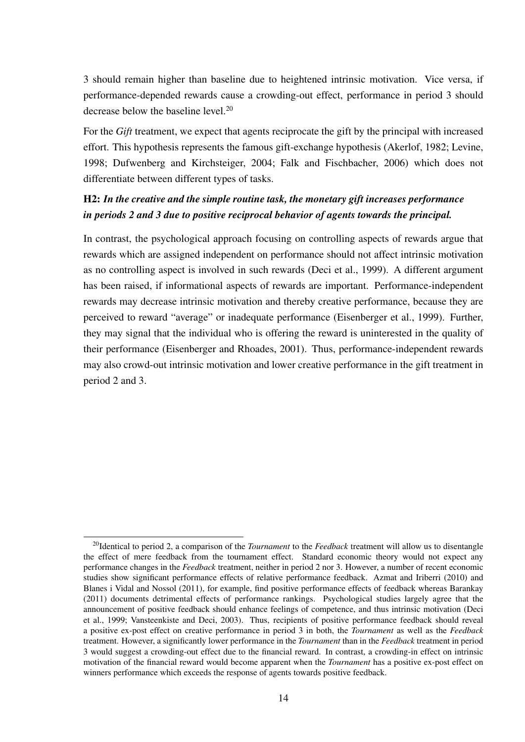3 should remain higher than baseline due to heightened intrinsic motivation. Vice versa, if performance-depended rewards cause a crowding-out effect, performance in period 3 should decrease below the baseline level.[20]

For the *Gift* treatment, we expect that agents reciprocate the gift by the principal with increased effort. This hypothesis represents the famous gift-exchange hypothesis (Akerlof, 1982; Levine, 1998; Dufwenberg and Kirchsteiger, 2004; Falk and Fischbacher, 2006) which does not differentiate between different types of tasks.

**H2:** ***In the creative and the simple routine task, the monetary gift increases performance in periods 2 and 3 due to positive reciprocal behavior of agents towards the principal.***

In contrast, the psychological approach focusing on controlling aspects of rewards argue that rewards which are assigned independent on performance should not affect intrinsic motivation as no controlling aspect is involved in such rewards (Deci et al., 1999). A different argument has been raised, if informational aspects of rewards are important. Performance-independent rewards may decrease intrinsic motivation and thereby creative performance, because they are perceived to reward "average" or inadequate performance (Eisenberger et al., 1999). Further, they may signal that the individual who is offering the reward is uninterested in the quality of their performance (Eisenberger and Rhoades, 2001). Thus, performance-independent rewards may also crowd-out intrinsic motivation and lower creative performance in the gift treatment in period 2 and 3.

[20] Identical to period 2, a comparison of the *Tournament* to the *Feedback* treatment will allow us to disentangle the effect of mere feedback from the tournament effect. Standard economic theory would not expect any performance changes in the *Feedback* treatment, neither in period 2 nor 3. However, a number of recent economic studies show significant performance effects of relative performance feedback. Azmat and Iriberri (2010) and Blanes i Vidal and Nossol (2011), for example, find positive performance effects of feedback whereas Barankay (2011) documents detrimental effects of performance rankings. Psychological studies largely agree that the announcement of positive feedback should enhance feelings of competence, and thus intrinsic motivation (Deci et al., 1999; Vansteenkiste and Deci, 2003). Thus, recipients of positive performance feedback should reveal a positive ex-post effect on creative performance in period 3 in both, the *Tournament* as well as the *Feedback* treatment. However, a significantly lower performance in the *Tournament* than in the *Feedback* treatment in period 3 would suggest a crowding-out effect due to the financial reward. In contrast, a crowding-in effect on intrinsic motivation of the financial reward would become apparent when the *Tournament* has a positive ex-post effect on winners performance which exceeds the response of agents towards positive feedback.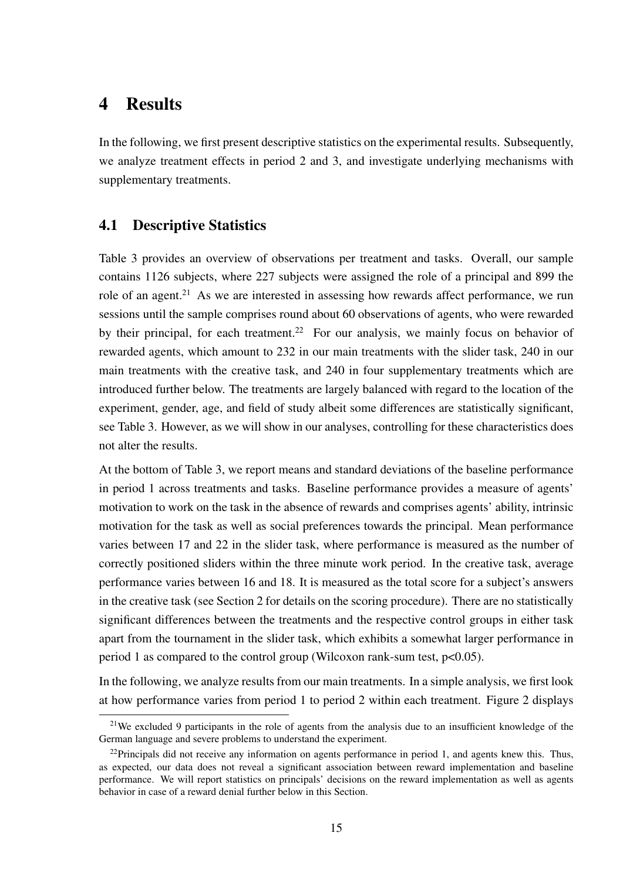# 4 Results

In the following, we first present descriptive statistics on the experimental results. Subsequently, we analyze treatment effects in period 2 and 3, and investigate underlying mechanisms with supplementary treatments.

## 4.1 Descriptive Statistics

Table 3 provides an overview of observations per treatment and tasks. Overall, our sample contains 1126 subjects, where 227 subjects were assigned the role of a principal and 899 the role of an agent.[21] As we are interested in assessing how rewards affect performance, we run sessions until the sample comprises round about 60 observations of agents, who were rewarded by their principal, for each treatment.[22] For our analysis, we mainly focus on behavior of rewarded agents, which amount to 232 in our main treatments with the slider task, 240 in our main treatments with the creative task, and 240 in four supplementary treatments which are introduced further below. The treatments are largely balanced with regard to the location of the experiment, gender, age, and field of study albeit some differences are statistically significant, see Table 3. However, as we will show in our analyses, controlling for these characteristics does not alter the results.

At the bottom of Table 3, we report means and standard deviations of the baseline performance in period 1 across treatments and tasks. Baseline performance provides a measure of agents' motivation to work on the task in the absence of rewards and comprises agents' ability, intrinsic motivation for the task as well as social preferences towards the principal. Mean performance varies between 17 and 22 in the slider task, where performance is measured as the number of correctly positioned sliders within the three minute work period. In the creative task, average performance varies between 16 and 18. It is measured as the total score for a subject's answers in the creative task (see Section 2 for details on the scoring procedure). There are no statistically significant differences between the treatments and the respective control groups in either task apart from the tournament in the slider task, which exhibits a somewhat larger performance in period 1 as compared to the control group (Wilcoxon rank-sum test, $p<0.05$).

In the following, we analyze results from our main treatments. In a simple analysis, we first look at how performance varies from period 1 to period 2 within each treatment. Figure 2 displays

[21] We excluded 9 participants in the role of agents from the analysis due to an insufficient knowledge of the German language and severe problems to understand the experiment.

[22] Principals did not receive any information on agents performance in period 1, and agents knew this. Thus, as expected, our data does not reveal a significant association between reward implementation and baseline performance. We will report statistics on principals' decisions on the reward implementation as well as agents behavior in case of a reward denial further below in this Section.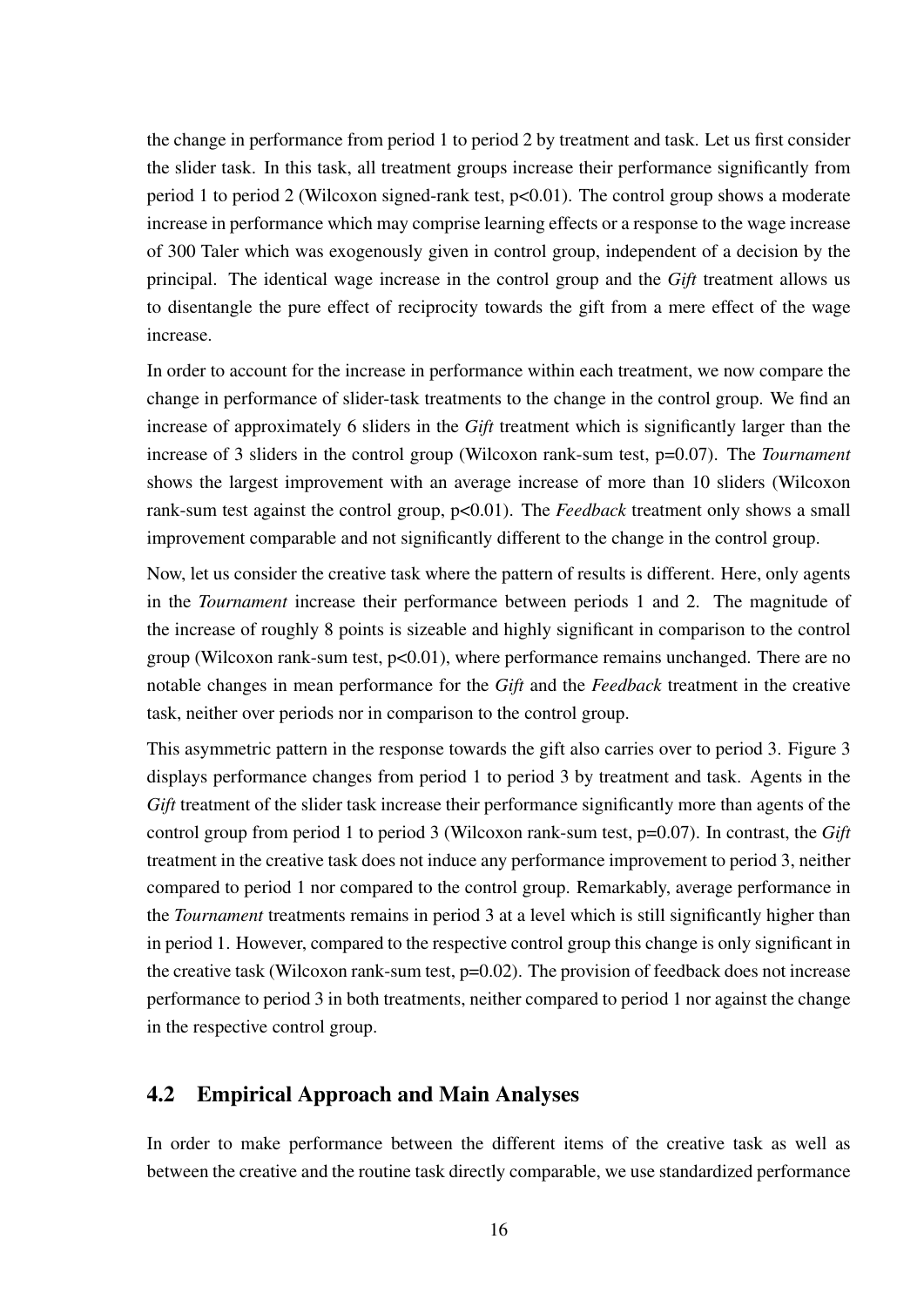the change in performance from period 1 to period 2 by treatment and task. Let us first consider the slider task. In this task, all treatment groups increase their performance significantly from period 1 to period 2 (Wilcoxon signed-rank test, $p<0.01$). The control group shows a moderate increase in performance which may comprise learning effects or a response to the wage increase of 300 Taler which was exogenously given in control group, independent of a decision by the principal. The identical wage increase in the control group and the *Gift* treatment allows us to disentangle the pure effect of reciprocity towards the gift from a mere effect of the wage increase.

In order to account for the increase in performance within each treatment, we now compare the change in performance of slider-task treatments to the change in the control group. We find an increase of approximately 6 sliders in the *Gift* treatment which is significantly larger than the increase of 3 sliders in the control group (Wilcoxon rank-sum test, $p=0.07$). The *Tournament* shows the largest improvement with an average increase of more than 10 sliders (Wilcoxon rank-sum test against the control group, $p<0.01$). The *Feedback* treatment only shows a small improvement comparable and not significantly different to the change in the control group.

Now, let us consider the creative task where the pattern of results is different. Here, only agents in the *Tournament* increase their performance between periods 1 and 2. The magnitude of the increase of roughly 8 points is sizeable and highly significant in comparison to the control group (Wilcoxon rank-sum test, $p<0.01$), where performance remains unchanged. There are no notable changes in mean performance for the *Gift* and the *Feedback* treatment in the creative task, neither over periods nor in comparison to the control group.

This asymmetric pattern in the response towards the gift also carries over to period 3. Figure 3 displays performance changes from period 1 to period 3 by treatment and task. Agents in the *Gift* treatment of the slider task increase their performance significantly more than agents of the control group from period 1 to period 3 (Wilcoxon rank-sum test, $p=0.07$). In contrast, the *Gift* treatment in the creative task does not induce any performance improvement to period 3, neither compared to period 1 nor compared to the control group. Remarkably, average performance in the *Tournament* treatments remains in period 3 at a level which is still significantly higher than in period 1. However, compared to the respective control group this change is only significant in the creative task (Wilcoxon rank-sum test, $p=0.02$). The provision of feedback does not increase performance to period 3 in both treatments, neither compared to period 1 nor against the change in the respective control group.

## 4.2 Empirical Approach and Main Analyses

In order to make performance between the different items of the creative task as well as between the creative and the routine task directly comparable, we use standardized performance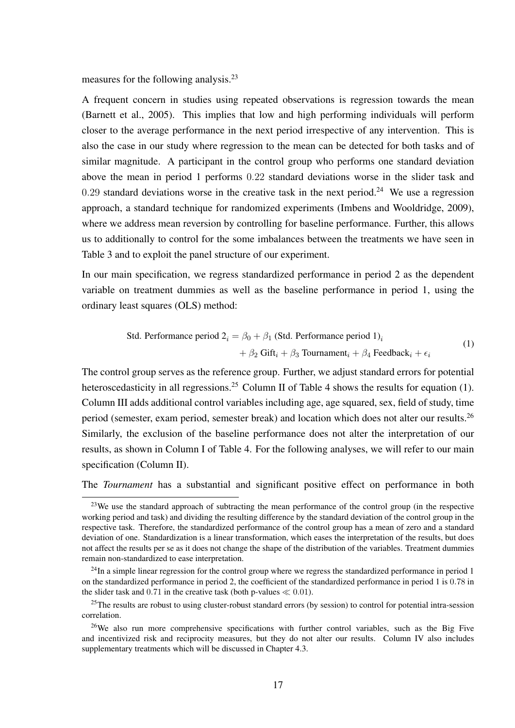measures for the following analysis.[23]

A frequent concern in studies using repeated observations is regression towards the mean (Barnett et al., 2005). This implies that low and high performing individuals will perform closer to the average performance in the next period irrespective of any intervention. This is also the case in our study where regression to the mean can be detected for both tasks and of similar magnitude. A participant in the control group who performs one standard deviation above the mean in period 1 performs $0.22$ standard deviations worse in the slider task and $0.29$ standard deviations worse in the creative task in the next period.[24] We use a regression approach, a standard technique for randomized experiments (Imbens and Wooldridge, 2009), where we address mean reversion by controlling for baseline performance. Further, this allows us to additionally to control for the some imbalances between the treatments we have seen in Table 3 and to exploit the panel structure of our experiment.

In our main specification, we regress standardized performance in period 2 as the dependent variable on treatment dummies as well as the baseline performance in period 1, using the ordinary least squares (OLS) method:

$$
\begin{aligned}
\text{Std. Performance period } 2_i = \beta_0 &+ \beta_1 \text{ (Std. Performance period 1)}_i \\
&+ \beta_2 \text{ Gift}_i + \beta_3 \text{ Tournament}_i + \beta_4 \text{ Feedback}_i + \epsilon_i
\end{aligned}
\tag{1}
$$

The control group serves as the reference group. Further, we adjust standard errors for potential heteroscedasticity in all regressions.[25] Column II of Table 4 shows the results for equation (1). Column III adds additional control variables including age, age squared, sex, field of study, time period (semester, exam period, semester break) and location which does not alter our results.[26] Similarly, the exclusion of the baseline performance does not alter the interpretation of our results, as shown in Column I of Table 4. For the following analyses, we will refer to our main specification (Column II).

The *Tournament* has a substantial and significant positive effect on performance in both

[23] We use the standard approach of subtracting the mean performance of the control group (in the respective working period and task) and dividing the resulting difference by the standard deviation of the control group in the respective task. Therefore, the standardized performance of the control group has a mean of zero and a standard deviation of one. Standardization is a linear transformation, which eases the interpretation of the results, but does not affect the results per se as it does not change the shape of the distribution of the variables. Treatment dummies remain non-standardized to ease interpretation.

[24] In a simple linear regression for the control group where we regress the standardized performance in period 1 on the standardized performance in period 2, the coefficient of the standardized performance in period 1 is $0.78$ in the slider task and $0.71$ in the creative task (both p-values $\ll 0.01$).

[25] The results are robust to using cluster-robust standard errors (by session) to control for potential intra-session correlation.

[26] We also run more comprehensive specifications with further control variables, such as the Big Five and incentivized risk and reciprocity measures, but they do not alter our results. Column IV also includes supplementary treatments which will be discussed in Chapter 4.3.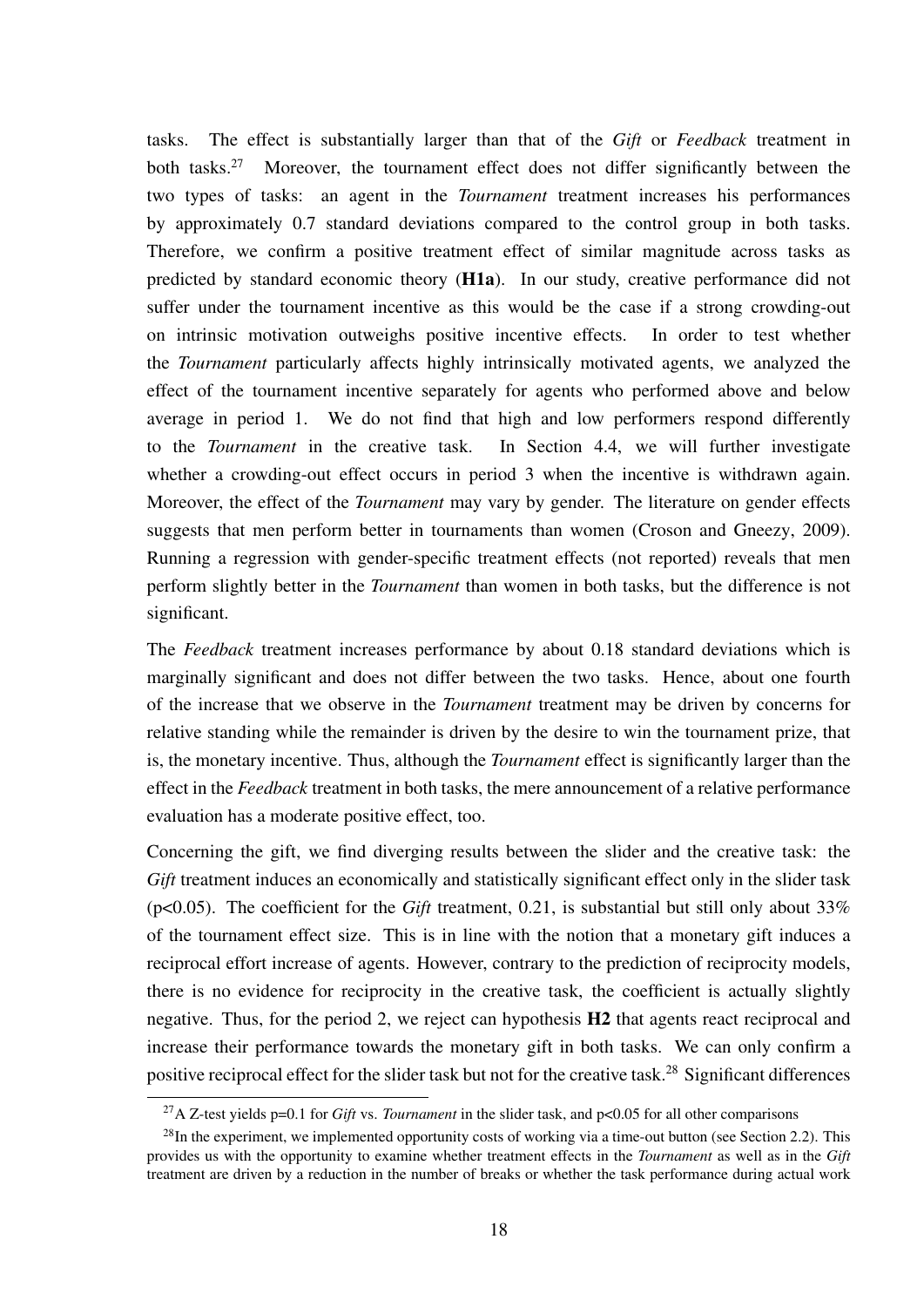tasks. The effect is substantially larger than that of the *Gift* or *Feedback* treatment in both tasks.[27] Moreover, the tournament effect does not differ significantly between the two types of tasks: an agent in the *Tournament* treatment increases his performances by approximately 0.7 standard deviations compared to the control group in both tasks. Therefore, we confirm a positive treatment effect of similar magnitude across tasks as predicted by standard economic theory (**H1a**). In our study, creative performance did not suffer under the tournament incentive as this would be the case if a strong crowding-out on intrinsic motivation outweighs positive incentive effects. In order to test whether the *Tournament* particularly affects highly intrinsically motivated agents, we analyzed the effect of the tournament incentive separately for agents who performed above and below average in period 1. We do not find that high and low performers respond differently to the *Tournament* in the creative task. In Section 4.4, we will further investigate whether a crowding-out effect occurs in period 3 when the incentive is withdrawn again. Moreover, the effect of the *Tournament* may vary by gender. The literature on gender effects suggests that men perform better in tournaments than women (Croson and Gneezy, 2009). Running a regression with gender-specific treatment effects (not reported) reveals that men perform slightly better in the *Tournament* than women in both tasks, but the difference is not significant.

The *Feedback* treatment increases performance by about 0.18 standard deviations which is marginally significant and does not differ between the two tasks. Hence, about one fourth of the increase that we observe in the *Tournament* treatment may be driven by concerns for relative standing while the remainder is driven by the desire to win the tournament prize, that is, the monetary incentive. Thus, although the *Tournament* effect is significantly larger than the effect in the *Feedback* treatment in both tasks, the mere announcement of a relative performance evaluation has a moderate positive effect, too.

Concerning the gift, we find diverging results between the slider and the creative task: the *Gift* treatment induces an economically and statistically significant effect only in the slider task ($p<0.05$). The coefficient for the *Gift* treatment, 0.21, is substantial but still only about 33% of the tournament effect size. This is in line with the notion that a monetary gift induces a reciprocal effort increase of agents. However, contrary to the prediction of reciprocity models, there is no evidence for reciprocity in the creative task, the coefficient is actually slightly negative. Thus, for the period 2, we reject can hypothesis **H2** that agents react reciprocal and increase their performance towards the monetary gift in both tasks. We can only confirm a positive reciprocal effect for the slider task but not for the creative task.[28] Significant differences

[27] A Z-test yields p=0.1 for *Gift* vs. *Tournament* in the slider task, and $p<0.05$ for all other comparisons

[28] In the experiment, we implemented opportunity costs of working via a time-out button (see Section 2.2). This provides us with the opportunity to examine whether treatment effects in the *Tournament* as well as in the *Gift* treatment are driven by a reduction in the number of breaks or whether the task performance during actual work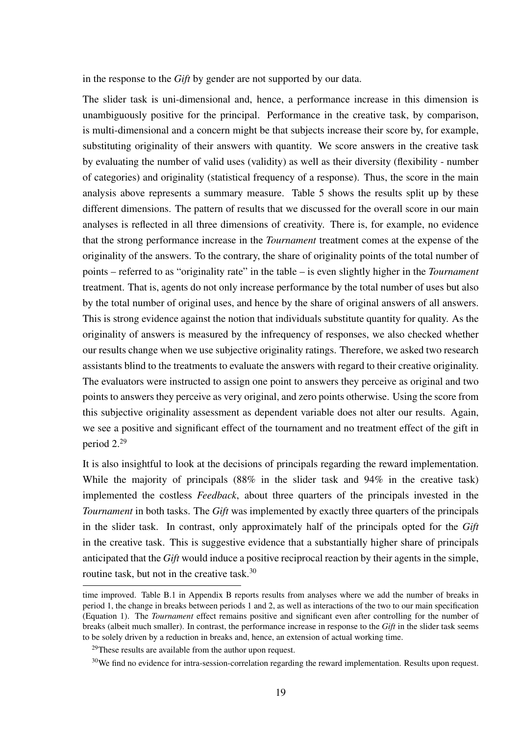in the response to the *Gift* by gender are not supported by our data.

The slider task is uni-dimensional and, hence, a performance increase in this dimension is unambiguously positive for the principal. Performance in the creative task, by comparison, is multi-dimensional and a concern might be that subjects increase their score by, for example, substituting originality of their answers with quantity. We score answers in the creative task by evaluating the number of valid uses (validity) as well as their diversity (flexibility - number of categories) and originality (statistical frequency of a response). Thus, the score in the main analysis above represents a summary measure. Table 5 shows the results split up by these different dimensions. The pattern of results that we discussed for the overall score in our main analyses is reflected in all three dimensions of creativity. There is, for example, no evidence that the strong performance increase in the *Tournament* treatment comes at the expense of the originality of the answers. To the contrary, the share of originality points of the total number of points – referred to as "originality rate" in the table – is even slightly higher in the *Tournament* treatment. That is, agents do not only increase performance by the total number of uses but also by the total number of original uses, and hence by the share of original answers of all answers. This is strong evidence against the notion that individuals substitute quantity for quality. As the originality of answers is measured by the infrequency of responses, we also checked whether our results change when we use subjective originality ratings. Therefore, we asked two research assistants blind to the treatments to evaluate the answers with regard to their creative originality. The evaluators were instructed to assign one point to answers they perceive as original and two points to answers they perceive as very original, and zero points otherwise. Using the score from this subjective originality assessment as dependent variable does not alter our results. Again, we see a positive and significant effect of the tournament and no treatment effect of the gift in period 2.[29]

It is also insightful to look at the decisions of principals regarding the reward implementation. While the majority of principals (88% in the slider task and 94% in the creative task) implemented the costless *Feedback*, about three quarters of the principals invested in the *Tournament* in both tasks. The *Gift* was implemented by exactly three quarters of the principals in the slider task. In contrast, only approximately half of the principals opted for the *Gift* in the creative task. This is suggestive evidence that a substantially higher share of principals anticipated that the *Gift* would induce a positive reciprocal reaction by their agents in the simple, routine task, but not in the creative task.[30]

time improved. Table B.1 in Appendix B reports results from analyses where we add the number of breaks in period 1, the change in breaks between periods 1 and 2, as well as interactions of the two to our main specification (Equation 1). The *Tournament* effect remains positive and significant even after controlling for the number of breaks (albeit much smaller). In contrast, the performance increase in response to the *Gift* in the slider task seems to be solely driven by a reduction in breaks and, hence, an extension of actual working time.

[29]These results are available from the author upon request.

[30]We find no evidence for intra-session-correlation regarding the reward implementation. Results upon request.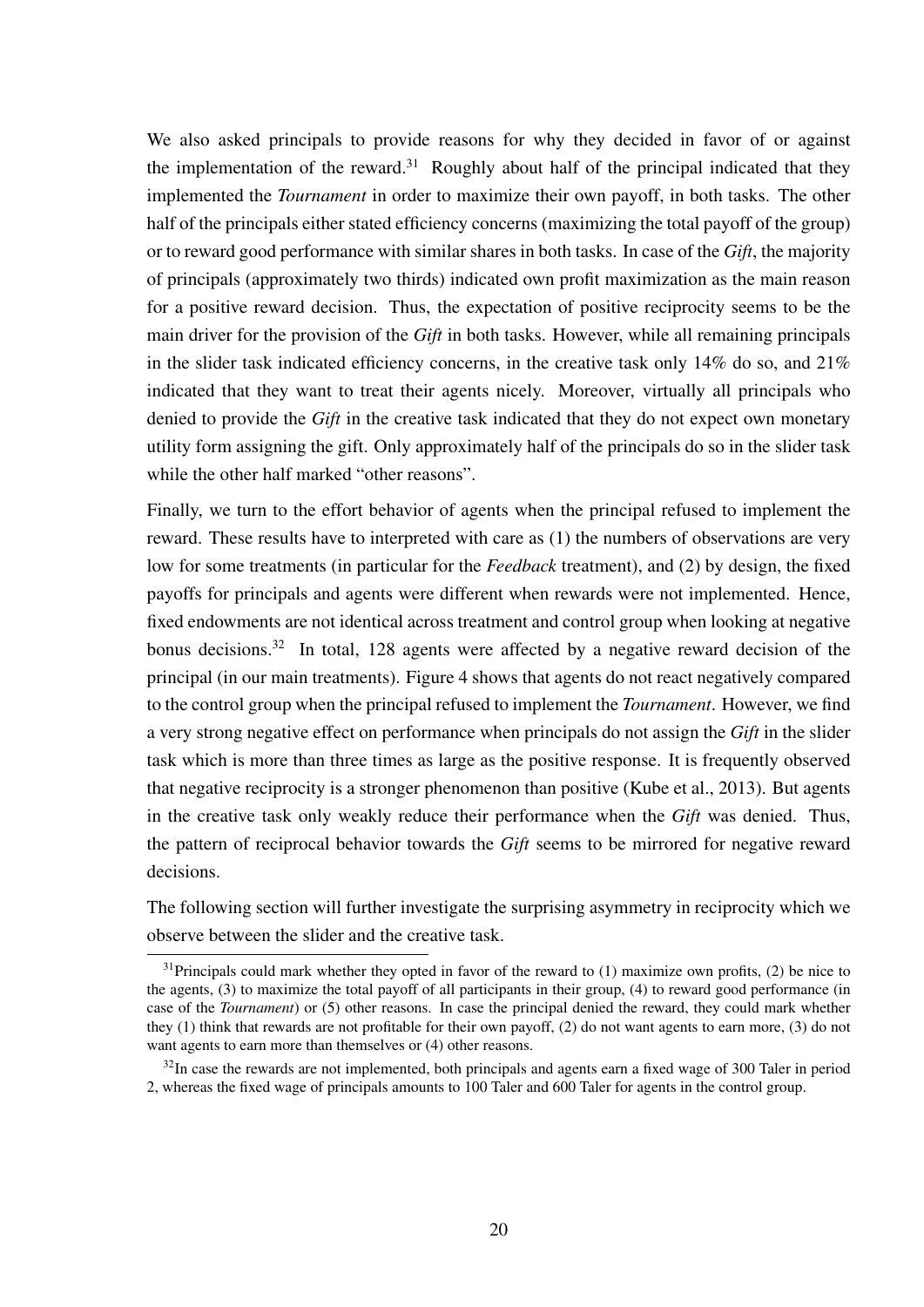We also asked principals to provide reasons for why they decided in favor of or against the implementation of the reward.[31] Roughly about half of the principal indicated that they implemented the *Tournament* in order to maximize their own payoff, in both tasks. The other half of the principals either stated efficiency concerns (maximizing the total payoff of the group) or to reward good performance with similar shares in both tasks. In case of the *Gift*, the majority of principals (approximately two thirds) indicated own profit maximization as the main reason for a positive reward decision. Thus, the expectation of positive reciprocity seems to be the main driver for the provision of the *Gift* in both tasks. However, while all remaining principals in the slider task indicated efficiency concerns, in the creative task only 14% do so, and 21% indicated that they want to treat their agents nicely. Moreover, virtually all principals who denied to provide the *Gift* in the creative task indicated that they do not expect own monetary utility form assigning the gift. Only approximately half of the principals do so in the slider task while the other half marked "other reasons".

Finally, we turn to the effort behavior of agents when the principal refused to implement the reward. These results have to interpreted with care as (1) the numbers of observations are very low for some treatments (in particular for the *Feedback* treatment), and (2) by design, the fixed payoffs for principals and agents were different when rewards were not implemented. Hence, fixed endowments are not identical across treatment and control group when looking at negative bonus decisions.[32] In total, 128 agents were affected by a negative reward decision of the principal (in our main treatments). Figure 4 shows that agents do not react negatively compared to the control group when the principal refused to implement the *Tournament*. However, we find a very strong negative effect on performance when principals do not assign the *Gift* in the slider task which is more than three times as large as the positive response. It is frequently observed that negative reciprocity is a stronger phenomenon than positive (Kube et al., 2013). But agents in the creative task only weakly reduce their performance when the *Gift* was denied. Thus, the pattern of reciprocal behavior towards the *Gift* seems to be mirrored for negative reward decisions.

The following section will further investigate the surprising asymmetry in reciprocity which we observe between the slider and the creative task.

[31] Principals could mark whether they opted in favor of the reward to (1) maximize own profits, (2) be nice to the agents, (3) to maximize the total payoff of all participants in their group, (4) to reward good performance (in case of the *Tournament*) or (5) other reasons. In case the principal denied the reward, they could mark whether they (1) think that rewards are not profitable for their own payoff, (2) do not want agents to earn more, (3) do not want agents to earn more than themselves or (4) other reasons.

[32] In case the rewards are not implemented, both principals and agents earn a fixed wage of 300 Taler in period 2, whereas the fixed wage of principals amounts to 100 Taler and 600 Taler for agents in the control group.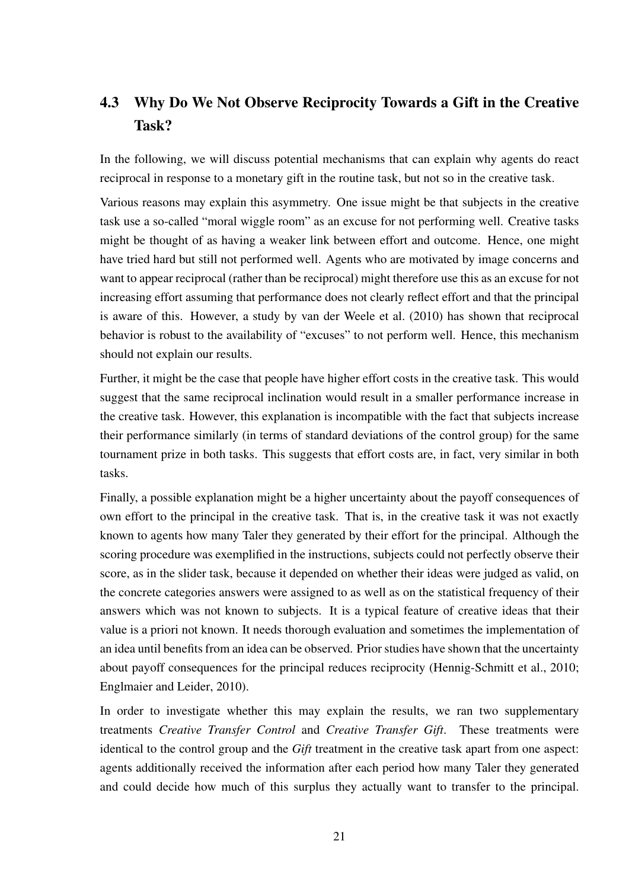## 4.3 Why Do We Not Observe Reciprocity Towards a Gift in the Creative Task?

In the following, we will discuss potential mechanisms that can explain why agents do react reciprocal in response to a monetary gift in the routine task, but not so in the creative task.

Various reasons may explain this asymmetry. One issue might be that subjects in the creative task use a so-called "moral wiggle room" as an excuse for not performing well. Creative tasks might be thought of as having a weaker link between effort and outcome. Hence, one might have tried hard but still not performed well. Agents who are motivated by image concerns and want to appear reciprocal (rather than be reciprocal) might therefore use this as an excuse for not increasing effort assuming that performance does not clearly reflect effort and that the principal is aware of this. However, a study by van der Weele et al. (2010) has shown that reciprocal behavior is robust to the availability of "excuses" to not perform well. Hence, this mechanism should not explain our results.

Further, it might be the case that people have higher effort costs in the creative task. This would suggest that the same reciprocal inclination would result in a smaller performance increase in the creative task. However, this explanation is incompatible with the fact that subjects increase their performance similarly (in terms of standard deviations of the control group) for the same tournament prize in both tasks. This suggests that effort costs are, in fact, very similar in both tasks.

Finally, a possible explanation might be a higher uncertainty about the payoff consequences of own effort to the principal in the creative task. That is, in the creative task it was not exactly known to agents how many Taler they generated by their effort for the principal. Although the scoring procedure was exemplified in the instructions, subjects could not perfectly observe their score, as in the slider task, because it depended on whether their ideas were judged as valid, on the concrete categories answers were assigned to as well as on the statistical frequency of their answers which was not known to subjects. It is a typical feature of creative ideas that their value is a priori not known. It needs thorough evaluation and sometimes the implementation of an idea until benefits from an idea can be observed. Prior studies have shown that the uncertainty about payoff consequences for the principal reduces reciprocity (Hennig-Schmitt et al., 2010; Englmaier and Leider, 2010).

In order to investigate whether this may explain the results, we ran two supplementary treatments *Creative Transfer Control* and *Creative Transfer Gift*. These treatments were identical to the control group and the *Gift* treatment in the creative task apart from one aspect: agents additionally received the information after each period how many Taler they generated and could decide how much of this surplus they actually want to transfer to the principal.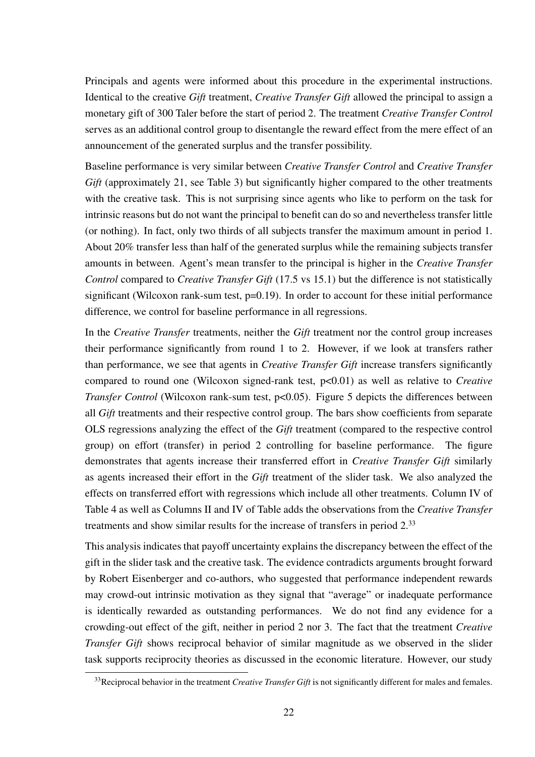Principals and agents were informed about this procedure in the experimental instructions. Identical to the creative *Gift* treatment, *Creative Transfer Gift* allowed the principal to assign a monetary gift of 300 Taler before the start of period 2. The treatment *Creative Transfer Control* serves as an additional control group to disentangle the reward effect from the mere effect of an announcement of the generated surplus and the transfer possibility.

Baseline performance is very similar between *Creative Transfer Control* and *Creative Transfer Gift* (approximately 21, see Table 3) but significantly higher compared to the other treatments with the creative task. This is not surprising since agents who like to perform on the task for intrinsic reasons but do not want the principal to benefit can do so and nevertheless transfer little (or nothing). In fact, only two thirds of all subjects transfer the maximum amount in period 1. About 20% transfer less than half of the generated surplus while the remaining subjects transfer amounts in between. Agent's mean transfer to the principal is higher in the *Creative Transfer Control* compared to *Creative Transfer Gift* (17.5 vs 15.1) but the difference is not statistically significant (Wilcoxon rank-sum test, $p=0.19$). In order to account for these initial performance difference, we control for baseline performance in all regressions.

In the *Creative Transfer* treatments, neither the *Gift* treatment nor the control group increases their performance significantly from round 1 to 2. However, if we look at transfers rather than performance, we see that agents in *Creative Transfer Gift* increase transfers significantly compared to round one (Wilcoxon signed-rank test, $p<0.01$) as well as relative to *Creative Transfer Control* (Wilcoxon rank-sum test, $p<0.05$). Figure 5 depicts the differences between all *Gift* treatments and their respective control group. The bars show coefficients from separate OLS regressions analyzing the effect of the *Gift* treatment (compared to the respective control group) on effort (transfer) in period 2 controlling for baseline performance. The figure demonstrates that agents increase their transferred effort in *Creative Transfer Gift* similarly as agents increased their effort in the *Gift* treatment of the slider task. We also analyzed the effects on transferred effort with regressions which include all other treatments. Column IV of Table 4 as well as Columns II and IV of Table adds the observations from the *Creative Transfer* treatments and show similar results for the increase of transfers in period 2.[33]

This analysis indicates that payoff uncertainty explains the discrepancy between the effect of the gift in the slider task and the creative task. The evidence contradicts arguments brought forward by Robert Eisenberger and co-authors, who suggested that performance independent rewards may crowd-out intrinsic motivation as they signal that "average" or inadequate performance is identically rewarded as outstanding performances. We do not find any evidence for a crowding-out effect of the gift, neither in period 2 nor 3. The fact that the treatment *Creative Transfer Gift* shows reciprocal behavior of similar magnitude as we observed in the slider task supports reciprocity theories as discussed in the economic literature. However, our study

[33] Reciprocal behavior in the treatment *Creative Transfer Gift* is not significantly different for males and females.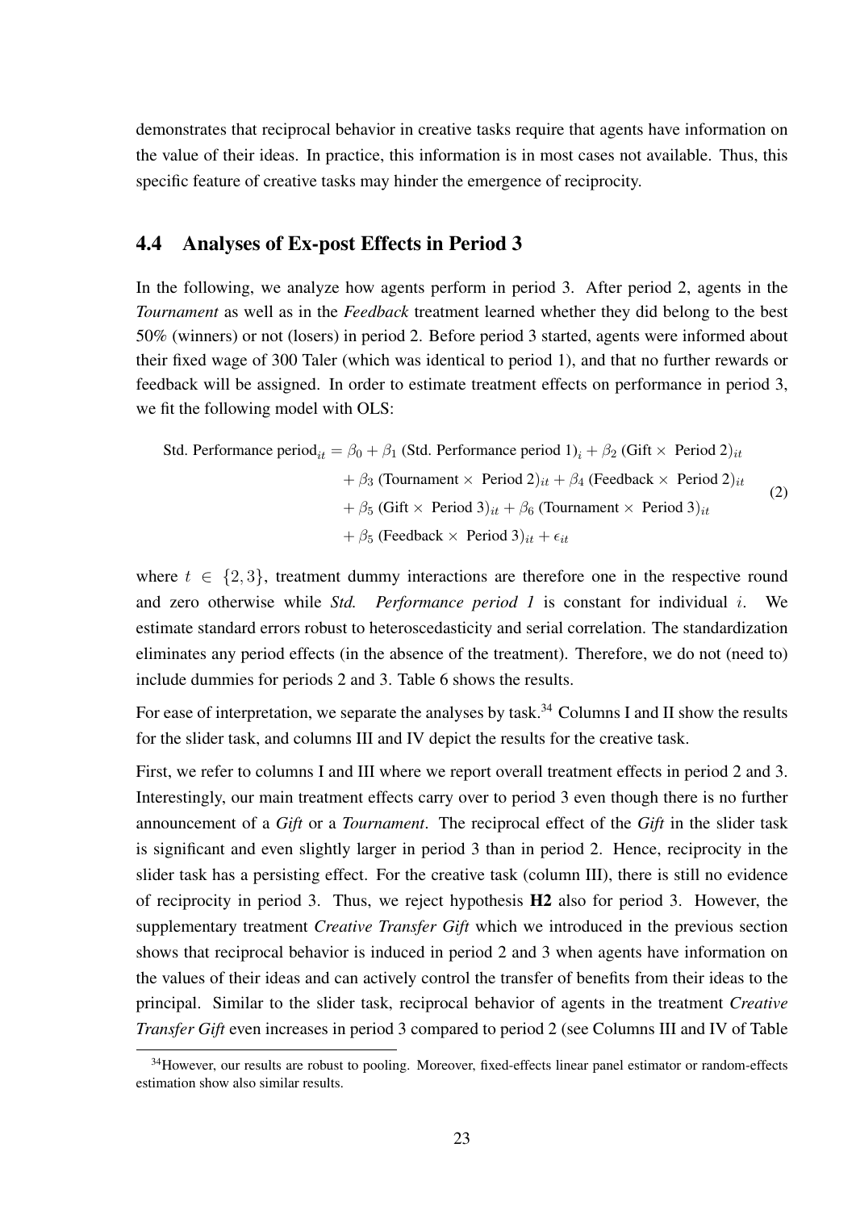demonstrates that reciprocal behavior in creative tasks require that agents have information on the value of their ideas. In practice, this information is in most cases not available. Thus, this specific feature of creative tasks may hinder the emergence of reciprocity.

## 4.4 Analyses of Ex-post Effects in Period 3

In the following, we analyze how agents perform in period 3. After period 2, agents in the *Tournament* as well as in the *Feedback* treatment learned whether they did belong to the best 50% (winners) or not (losers) in period 2. Before period 3 started, agents were informed about their fixed wage of 300 Taler (which was identical to period 1), and that no further rewards or feedback will be assigned. In order to estimate treatment effects on performance in period 3, we fit the following model with OLS:

$$
\begin{aligned}
\text{Std. Performance period}_{it} = \beta_0 &+ \beta_1 \text{ (Std. Performance period 1)}_i + \beta_2 \text{ (Gift} \times \text{ Period 2)}_{it} \\
&+ \beta_3 \text{ (Tournament} \times \text{ Period 2)}_{it} + \beta_4 \text{ (Feedback} \times \text{ Period 2)}_{it} \\
&+ \beta_5 \text{ (Gift} \times \text{ Period 3)}_{it} + \beta_6 \text{ (Tournament} \times \text{ Period 3)}_{it} \\
&+ \beta_5 \text{ (Feedback} \times \text{ Period 3)}_{it} + \epsilon_{it}
\end{aligned}
\tag{2}
$$

where $t \in \{2, 3\}$, treatment dummy interactions are therefore one in the respective round and zero otherwise while *Std. Performance period 1* is constant for individual $i$. We estimate standard errors robust to heteroscedasticity and serial correlation. The standardization eliminates any period effects (in the absence of the treatment). Therefore, we do not (need to) include dummies for periods 2 and 3. Table 6 shows the results.

For ease of interpretation, we separate the analyses by task.[34] Columns I and II show the results for the slider task, and columns III and IV depict the results for the creative task.

First, we refer to columns I and III where we report overall treatment effects in period 2 and 3. Interestingly, our main treatment effects carry over to period 3 even though there is no further announcement of a *Gift* or a *Tournament*. The reciprocal effect of the *Gift* in the slider task is significant and even slightly larger in period 3 than in period 2. Hence, reciprocity in the slider task has a persisting effect. For the creative task (column III), there is still no evidence of reciprocity in period 3. Thus, we reject hypothesis **H2** also for period 3. However, the supplementary treatment *Creative Transfer Gift* which we introduced in the previous section shows that reciprocal behavior is induced in period 2 and 3 when agents have information on the values of their ideas and can actively control the transfer of benefits from their ideas to the principal. Similar to the slider task, reciprocal behavior of agents in the treatment *Creative Transfer Gift* even increases in period 3 compared to period 2 (see Columns III and IV of Table

[34]However, our results are robust to pooling. Moreover, fixed-effects linear panel estimator or random-effects estimation show also similar results.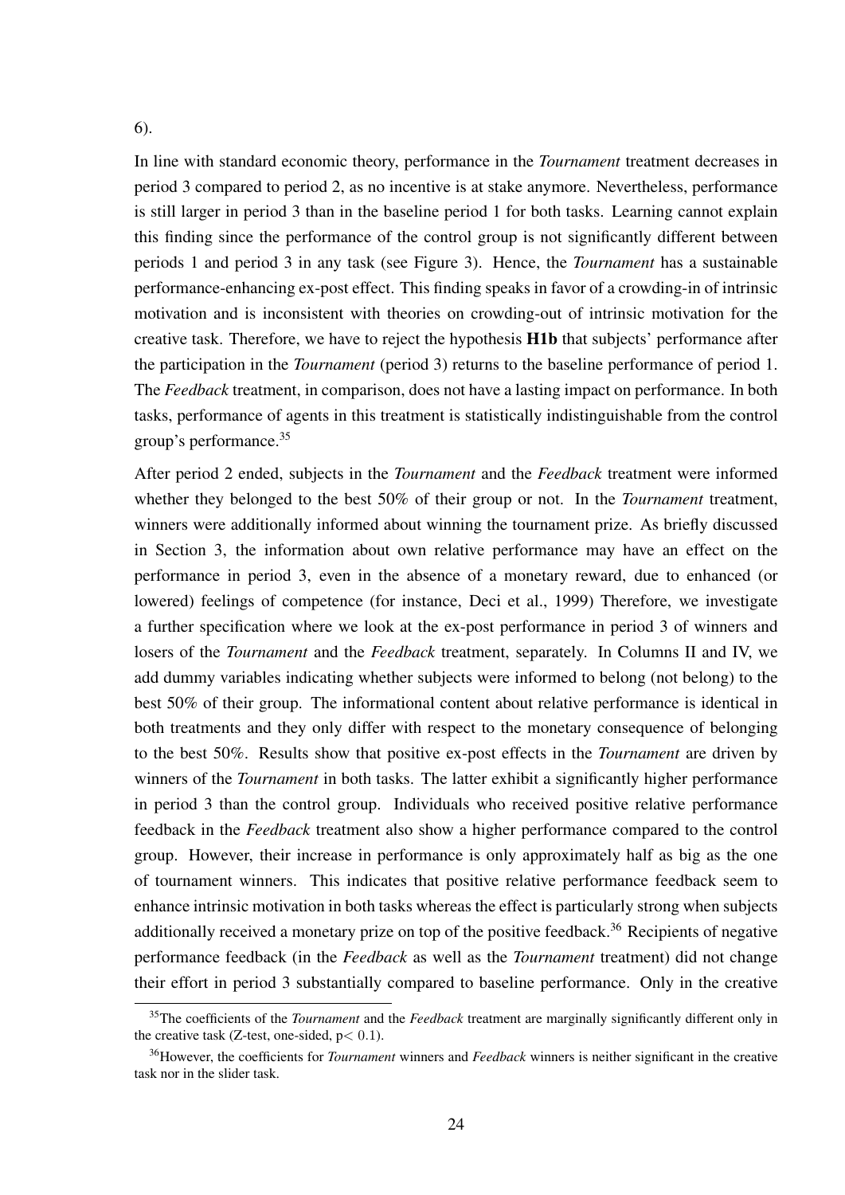6).

In line with standard economic theory, performance in the *Tournament* treatment decreases in period 3 compared to period 2, as no incentive is at stake anymore. Nevertheless, performance is still larger in period 3 than in the baseline period 1 for both tasks. Learning cannot explain this finding since the performance of the control group is not significantly different between periods 1 and period 3 in any task (see Figure 3). Hence, the *Tournament* has a sustainable performance-enhancing ex-post effect. This finding speaks in favor of a crowding-in of intrinsic motivation and is inconsistent with theories on crowding-out of intrinsic motivation for the creative task. Therefore, we have to reject the hypothesis **H1b** that subjects' performance after the participation in the *Tournament* (period 3) returns to the baseline performance of period 1. The *Feedback* treatment, in comparison, does not have a lasting impact on performance. In both tasks, performance of agents in this treatment is statistically indistinguishable from the control group's performance.[35]

After period 2 ended, subjects in the *Tournament* and the *Feedback* treatment were informed whether they belonged to the best 50% of their group or not. In the *Tournament* treatment, winners were additionally informed about winning the tournament prize. As briefly discussed in Section 3, the information about own relative performance may have an effect on the performance in period 3, even in the absence of a monetary reward, due to enhanced (or lowered) feelings of competence (for instance, Deci et al., 1999) Therefore, we investigate a further specification where we look at the ex-post performance in period 3 of winners and losers of the *Tournament* and the *Feedback* treatment, separately. In Columns II and IV, we add dummy variables indicating whether subjects were informed to belong (not belong) to the best 50% of their group. The informational content about relative performance is identical in both treatments and they only differ with respect to the monetary consequence of belonging to the best 50%. Results show that positive ex-post effects in the *Tournament* are driven by winners of the *Tournament* in both tasks. The latter exhibit a significantly higher performance in period 3 than the control group. Individuals who received positive relative performance feedback in the *Feedback* treatment also show a higher performance compared to the control group. However, their increase in performance is only approximately half as big as the one of tournament winners. This indicates that positive relative performance feedback seem to enhance intrinsic motivation in both tasks whereas the effect is particularly strong when subjects additionally received a monetary prize on top of the positive feedback.[36] Recipients of negative performance feedback (in the *Feedback* as well as the *Tournament* treatment) did not change their effort in period 3 substantially compared to baseline performance. Only in the creative

[35] The coefficients of the *Tournament* and the *Feedback* treatment are marginally significantly different only in the creative task (Z-test, one-sided, $p < 0.1$).

[36] However, the coefficients for *Tournament* winners and *Feedback* winners is neither significant in the creative task nor in the slider task.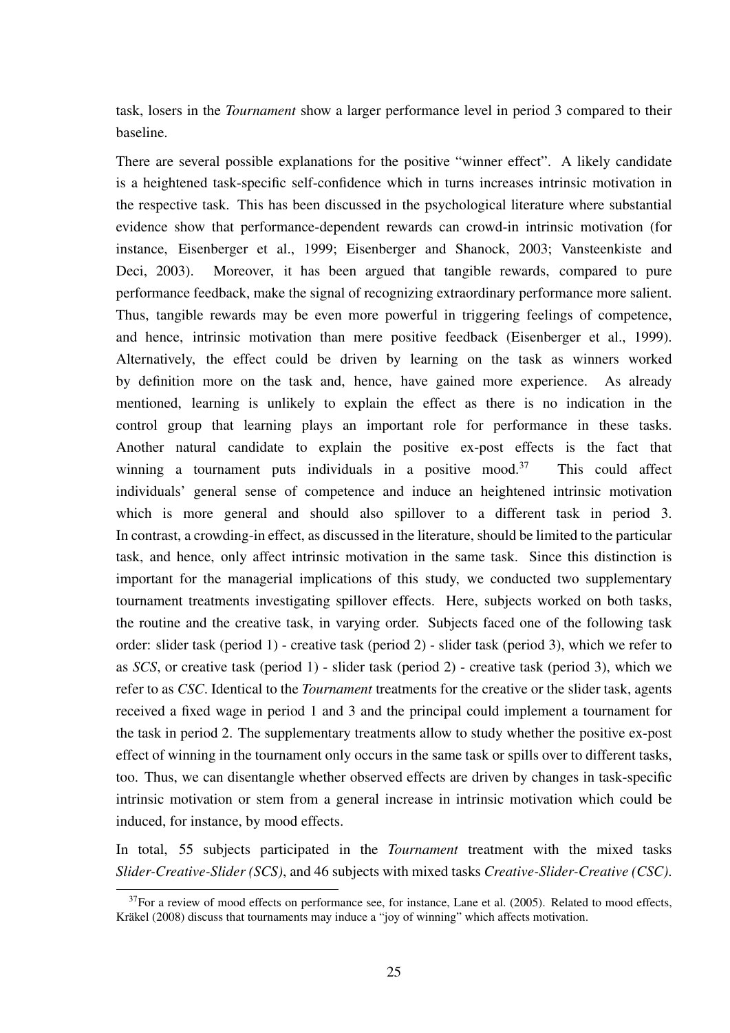task, losers in the *Tournament* show a larger performance level in period 3 compared to their baseline.

There are several possible explanations for the positive "winner effect". A likely candidate is a heightened task-specific self-confidence which in turns increases intrinsic motivation in the respective task. This has been discussed in the psychological literature where substantial evidence show that performance-dependent rewards can crowd-in intrinsic motivation (for instance, Eisenberger et al., 1999; Eisenberger and Shanock, 2003; Vansteenkiste and Deci, 2003). Moreover, it has been argued that tangible rewards, compared to pure performance feedback, make the signal of recognizing extraordinary performance more salient. Thus, tangible rewards may be even more powerful in triggering feelings of competence, and hence, intrinsic motivation than mere positive feedback (Eisenberger et al., 1999). Alternatively, the effect could be driven by learning on the task as winners worked by definition more on the task and, hence, have gained more experience. As already mentioned, learning is unlikely to explain the effect as there is no indication in the control group that learning plays an important role for performance in these tasks. Another natural candidate to explain the positive ex-post effects is the fact that winning a tournament puts individuals in a positive mood.[37] This could affect individuals' general sense of competence and induce an heightened intrinsic motivation which is more general and should also spillover to a different task in period 3. In contrast, a crowding-in effect, as discussed in the literature, should be limited to the particular task, and hence, only affect intrinsic motivation in the same task. Since this distinction is important for the managerial implications of this study, we conducted two supplementary tournament treatments investigating spillover effects. Here, subjects worked on both tasks, the routine and the creative task, in varying order. Subjects faced one of the following task order: slider task (period 1) - creative task (period 2) - slider task (period 3), which we refer to as *SCS*, or creative task (period 1) - slider task (period 2) - creative task (period 3), which we refer to as *CSC*. Identical to the *Tournament* treatments for the creative or the slider task, agents received a fixed wage in period 1 and 3 and the principal could implement a tournament for the task in period 2. The supplementary treatments allow to study whether the positive ex-post effect of winning in the tournament only occurs in the same task or spills over to different tasks, too. Thus, we can disentangle whether observed effects are driven by changes in task-specific intrinsic motivation or stem from a general increase in intrinsic motivation which could be induced, for instance, by mood effects.

In total, 55 subjects participated in the *Tournament* treatment with the mixed tasks *Slider-Creative-Slider (SCS)*, and 46 subjects with mixed tasks *Creative-Slider-Creative (CSC)*.

[37] For a review of mood effects on performance see, for instance, Lane et al. (2005). Related to mood effects, Kräkel (2008) discuss that tournaments may induce a "joy of winning" which affects motivation.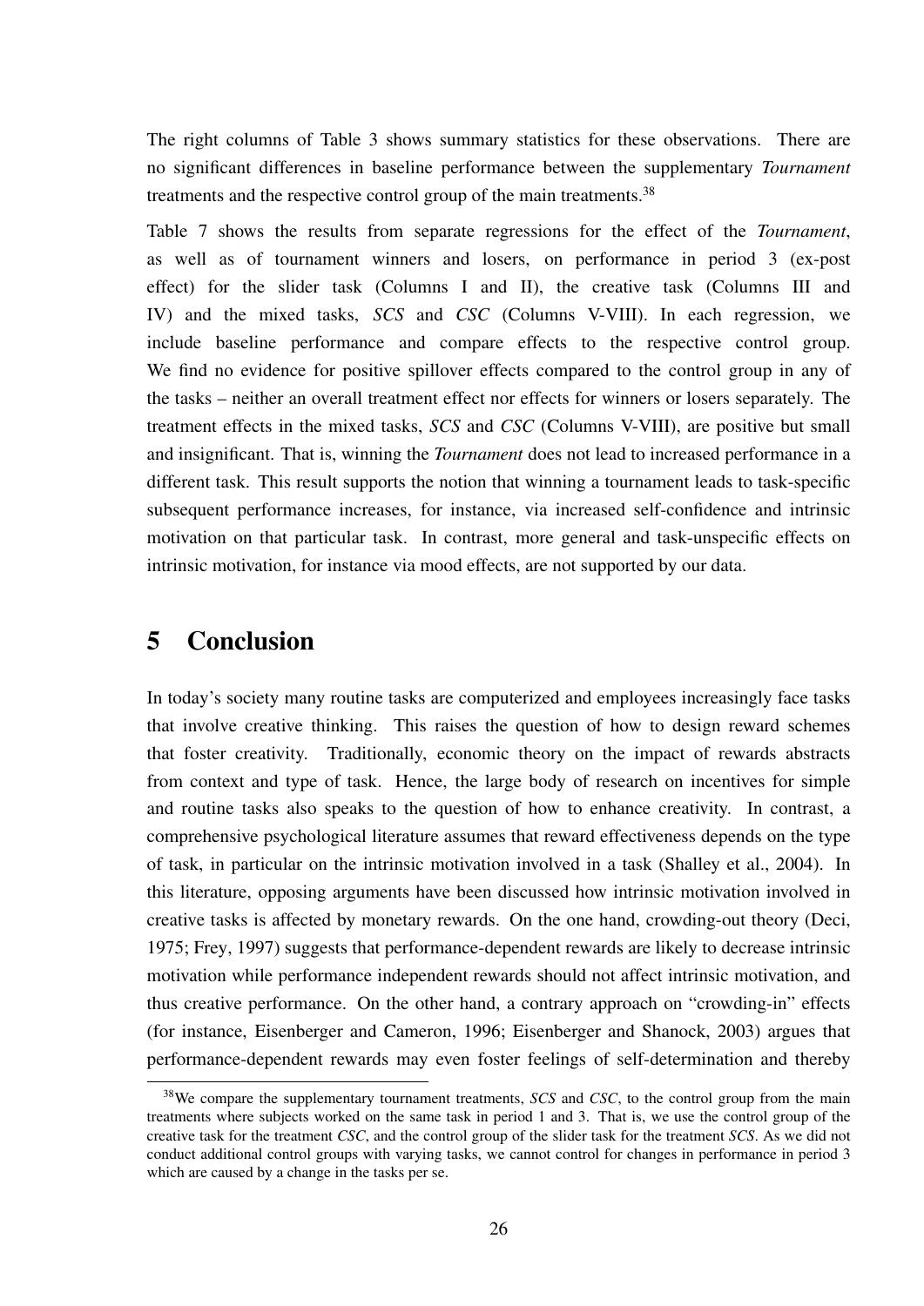The right columns of Table 3 shows summary statistics for these observations. There are no significant differences in baseline performance between the supplementary *Tournament* treatments and the respective control group of the main treatments.[38]

Table 7 shows the results from separate regressions for the effect of the *Tournament*, as well as of tournament winners and losers, on performance in period 3 (ex-post effect) for the slider task (Columns I and II), the creative task (Columns III and IV) and the mixed tasks, *SCS* and *CSC* (Columns V-VIII). In each regression, we include baseline performance and compare effects to the respective control group. We find no evidence for positive spillover effects compared to the control group in any of the tasks – neither an overall treatment effect nor effects for winners or losers separately. The treatment effects in the mixed tasks, *SCS* and *CSC* (Columns V-VIII), are positive but small and insignificant. That is, winning the *Tournament* does not lead to increased performance in a different task. This result supports the notion that winning a tournament leads to task-specific subsequent performance increases, for instance, via increased self-confidence and intrinsic motivation on that particular task. In contrast, more general and task-unspecific effects on intrinsic motivation, for instance via mood effects, are not supported by our data.

# 5 Conclusion

In today's society many routine tasks are computerized and employees increasingly face tasks that involve creative thinking. This raises the question of how to design reward schemes that foster creativity. Traditionally, economic theory on the impact of rewards abstracts from context and type of task. Hence, the large body of research on incentives for simple and routine tasks also speaks to the question of how to enhance creativity. In contrast, a comprehensive psychological literature assumes that reward effectiveness depends on the type of task, in particular on the intrinsic motivation involved in a task (Shalley et al., 2004). In this literature, opposing arguments have been discussed how intrinsic motivation involved in creative tasks is affected by monetary rewards. On the one hand, crowding-out theory (Deci, 1975; Frey, 1997) suggests that performance-dependent rewards are likely to decrease intrinsic motivation while performance independent rewards should not affect intrinsic motivation, and thus creative performance. On the other hand, a contrary approach on "crowding-in" effects (for instance, Eisenberger and Cameron, 1996; Eisenberger and Shanock, 2003) argues that performance-dependent rewards may even foster feelings of self-determination and thereby

[38] We compare the supplementary tournament treatments, *SCS* and *CSC*, to the control group from the main treatments where subjects worked on the same task in period 1 and 3. That is, we use the control group of the creative task for the treatment *CSC*, and the control group of the slider task for the treatment *SCS*. As we did not conduct additional control groups with varying tasks, we cannot control for changes in performance in period 3 which are caused by a change in the tasks per se.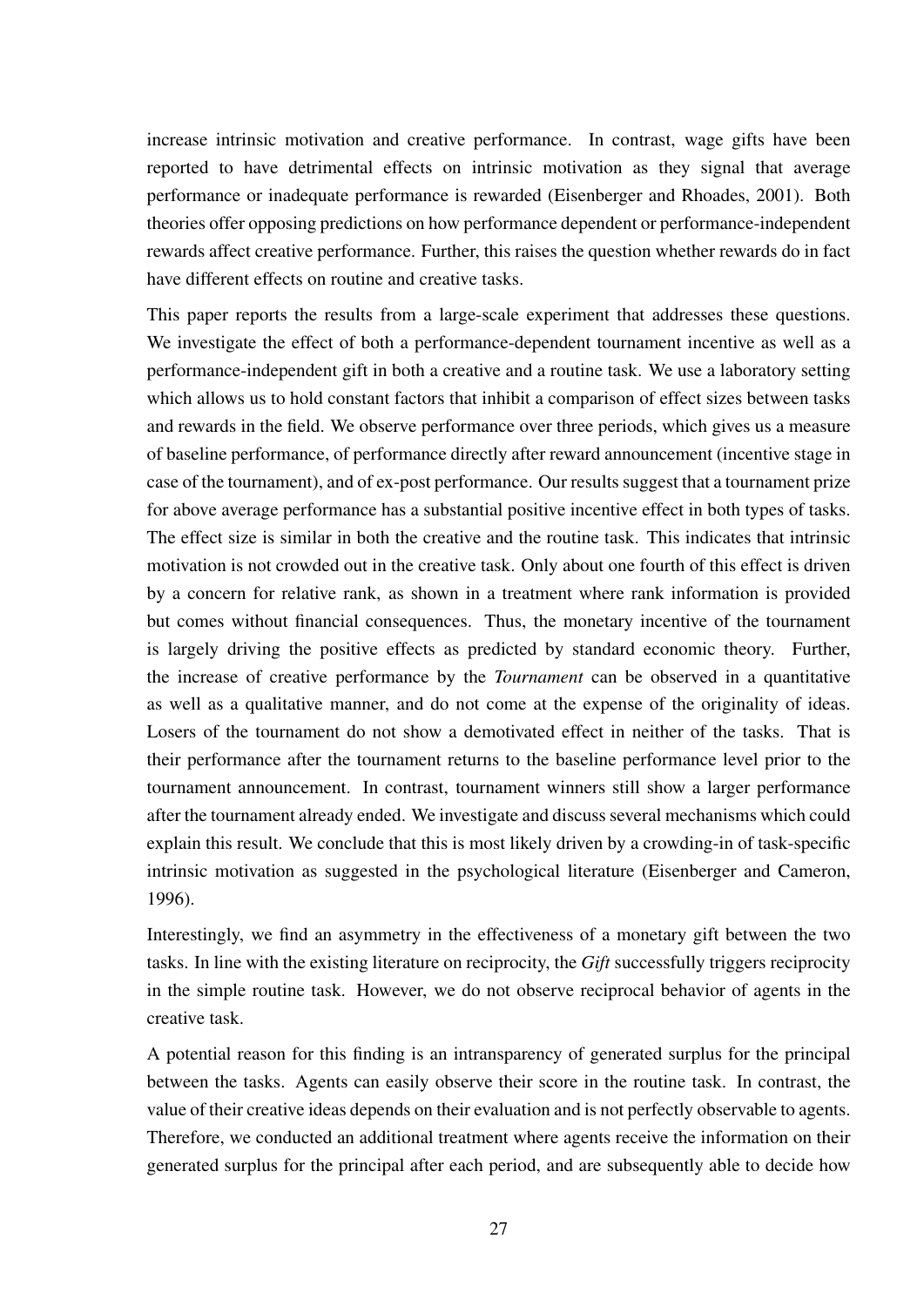increase intrinsic motivation and creative performance. In contrast, wage gifts have been reported to have detrimental effects on intrinsic motivation as they signal that average performance or inadequate performance is rewarded (Eisenberger and Rhoades, 2001). Both theories offer opposing predictions on how performance dependent or performance-independent rewards affect creative performance. Further, this raises the question whether rewards do in fact have different effects on routine and creative tasks.

This paper reports the results from a large-scale experiment that addresses these questions. We investigate the effect of both a performance-dependent tournament incentive as well as a performance-independent gift in both a creative and a routine task. We use a laboratory setting which allows us to hold constant factors that inhibit a comparison of effect sizes between tasks and rewards in the field. We observe performance over three periods, which gives us a measure of baseline performance, of performance directly after reward announcement (incentive stage in case of the tournament), and of ex-post performance. Our results suggest that a tournament prize for above average performance has a substantial positive incentive effect in both types of tasks. The effect size is similar in both the creative and the routine task. This indicates that intrinsic motivation is not crowded out in the creative task. Only about one fourth of this effect is driven by a concern for relative rank, as shown in a treatment where rank information is provided but comes without financial consequences. Thus, the monetary incentive of the tournament is largely driving the positive effects as predicted by standard economic theory. Further, the increase of creative performance by the *Tournament* can be observed in a quantitative as well as a qualitative manner, and do not come at the expense of the originality of ideas. Losers of the tournament do not show a demotivated effect in neither of the tasks. That is their performance after the tournament returns to the baseline performance level prior to the tournament announcement. In contrast, tournament winners still show a larger performance after the tournament already ended. We investigate and discuss several mechanisms which could explain this result. We conclude that this is most likely driven by a crowding-in of task-specific intrinsic motivation as suggested in the psychological literature (Eisenberger and Cameron, 1996).

Interestingly, we find an asymmetry in the effectiveness of a monetary gift between the two tasks. In line with the existing literature on reciprocity, the *Gift* successfully triggers reciprocity in the simple routine task. However, we do not observe reciprocal behavior of agents in the creative task.

A potential reason for this finding is an intransparency of generated surplus for the principal between the tasks. Agents can easily observe their score in the routine task. In contrast, the value of their creative ideas depends on their evaluation and is not perfectly observable to agents. Therefore, we conducted an additional treatment where agents receive the information on their generated surplus for the principal after each period, and are subsequently able to decide how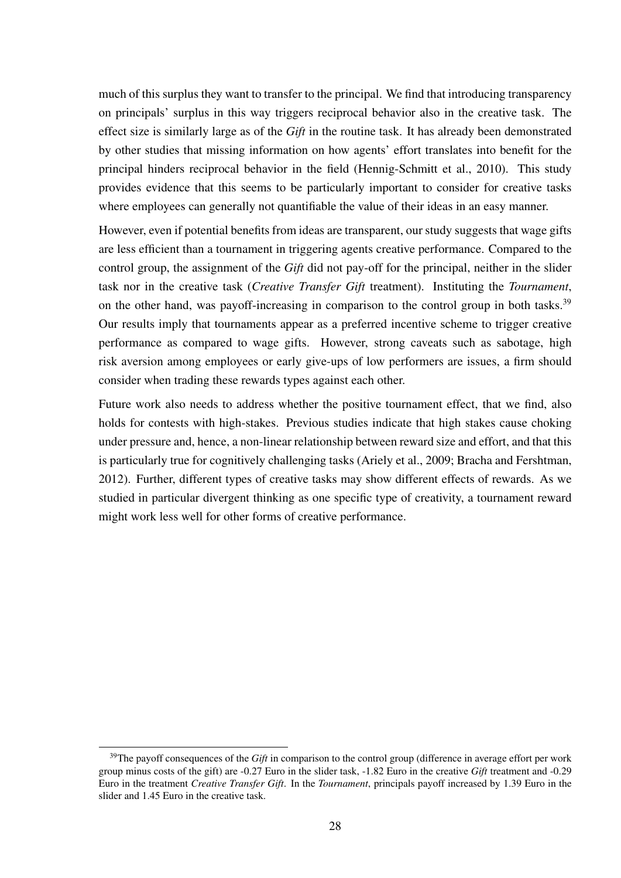much of this surplus they want to transfer to the principal. We find that introducing transparency on principals' surplus in this way triggers reciprocal behavior also in the creative task. The effect size is similarly large as of the *Gift* in the routine task. It has already been demonstrated by other studies that missing information on how agents' effort translates into benefit for the principal hinders reciprocal behavior in the field (Hennig-Schmitt et al., 2010). This study provides evidence that this seems to be particularly important to consider for creative tasks where employees can generally not quantifiable the value of their ideas in an easy manner.

However, even if potential benefits from ideas are transparent, our study suggests that wage gifts are less efficient than a tournament in triggering agents creative performance. Compared to the control group, the assignment of the *Gift* did not pay-off for the principal, neither in the slider task nor in the creative task (*Creative Transfer Gift* treatment). Instituting the *Tournament*, on the other hand, was payoff-increasing in comparison to the control group in both tasks.[39] Our results imply that tournaments appear as a preferred incentive scheme to trigger creative performance as compared to wage gifts. However, strong caveats such as sabotage, high risk aversion among employees or early give-ups of low performers are issues, a firm should consider when trading these rewards types against each other.

Future work also needs to address whether the positive tournament effect, that we find, also holds for contests with high-stakes. Previous studies indicate that high stakes cause choking under pressure and, hence, a non-linear relationship between reward size and effort, and that this is particularly true for cognitively challenging tasks (Ariely et al., 2009; Bracha and Fershtman, 2012). Further, different types of creative tasks may show different effects of rewards. As we studied in particular divergent thinking as one specific type of creativity, a tournament reward might work less well for other forms of creative performance.

[39]The payoff consequences of the *Gift* in comparison to the control group (difference in average effort per work group minus costs of the gift) are -0.27 Euro in the slider task, -1.82 Euro in the creative *Gift* treatment and -0.29 Euro in the treatment *Creative Transfer Gift*. In the *Tournament*, principals payoff increased by 1.39 Euro in the slider and 1.45 Euro in the creative task.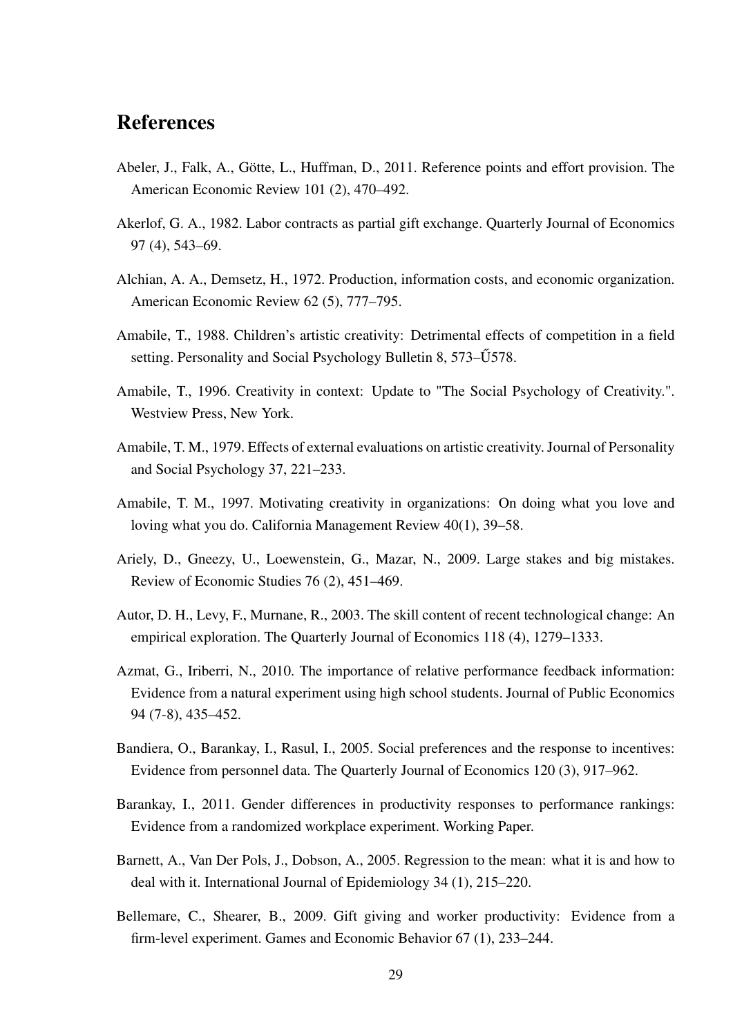# References

Abeler, J., Falk, A., Götte, L., Huffman, D., 2011. Reference points and effort provision. The American Economic Review 101 (2), 470–492.

Akerlof, G. A., 1982. Labor contracts as partial gift exchange. Quarterly Journal of Economics 97 (4), 543–69.

Alchian, A. A., Demsetz, H., 1972. Production, information costs, and economic organization. American Economic Review 62 (5), 777–795.

Amabile, T., 1988. Children's artistic creativity: Detrimental effects of competition in a field setting. Personality and Social Psychology Bulletin 8, 573–Ű578.

Amabile, T., 1996. Creativity in context: Update to "The Social Psychology of Creativity.". Westview Press, New York.

Amabile, T. M., 1979. Effects of external evaluations on artistic creativity. Journal of Personality and Social Psychology 37, 221–233.

Amabile, T. M., 1997. Motivating creativity in organizations: On doing what you love and loving what you do. California Management Review 40(1), 39–58.

Ariely, D., Gneezy, U., Loewenstein, G., Mazar, N., 2009. Large stakes and big mistakes. Review of Economic Studies 76 (2), 451–469.

Autor, D. H., Levy, F., Murnane, R., 2003. The skill content of recent technological change: An empirical exploration. The Quarterly Journal of Economics 118 (4), 1279–1333.

Azmat, G., Iriberri, N., 2010. The importance of relative performance feedback information: Evidence from a natural experiment using high school students. Journal of Public Economics 94 (7-8), 435–452.

Bandiera, O., Barankay, I., Rasul, I., 2005. Social preferences and the response to incentives: Evidence from personnel data. The Quarterly Journal of Economics 120 (3), 917–962.

Barankay, I., 2011. Gender differences in productivity responses to performance rankings: Evidence from a randomized workplace experiment. Working Paper.

Barnett, A., Van Der Pols, J., Dobson, A., 2005. Regression to the mean: what it is and how to deal with it. International Journal of Epidemiology 34 (1), 215–220.

Bellemare, C., Shearer, B., 2009. Gift giving and worker productivity: Evidence from a firm-level experiment. Games and Economic Behavior 67 (1), 233–244.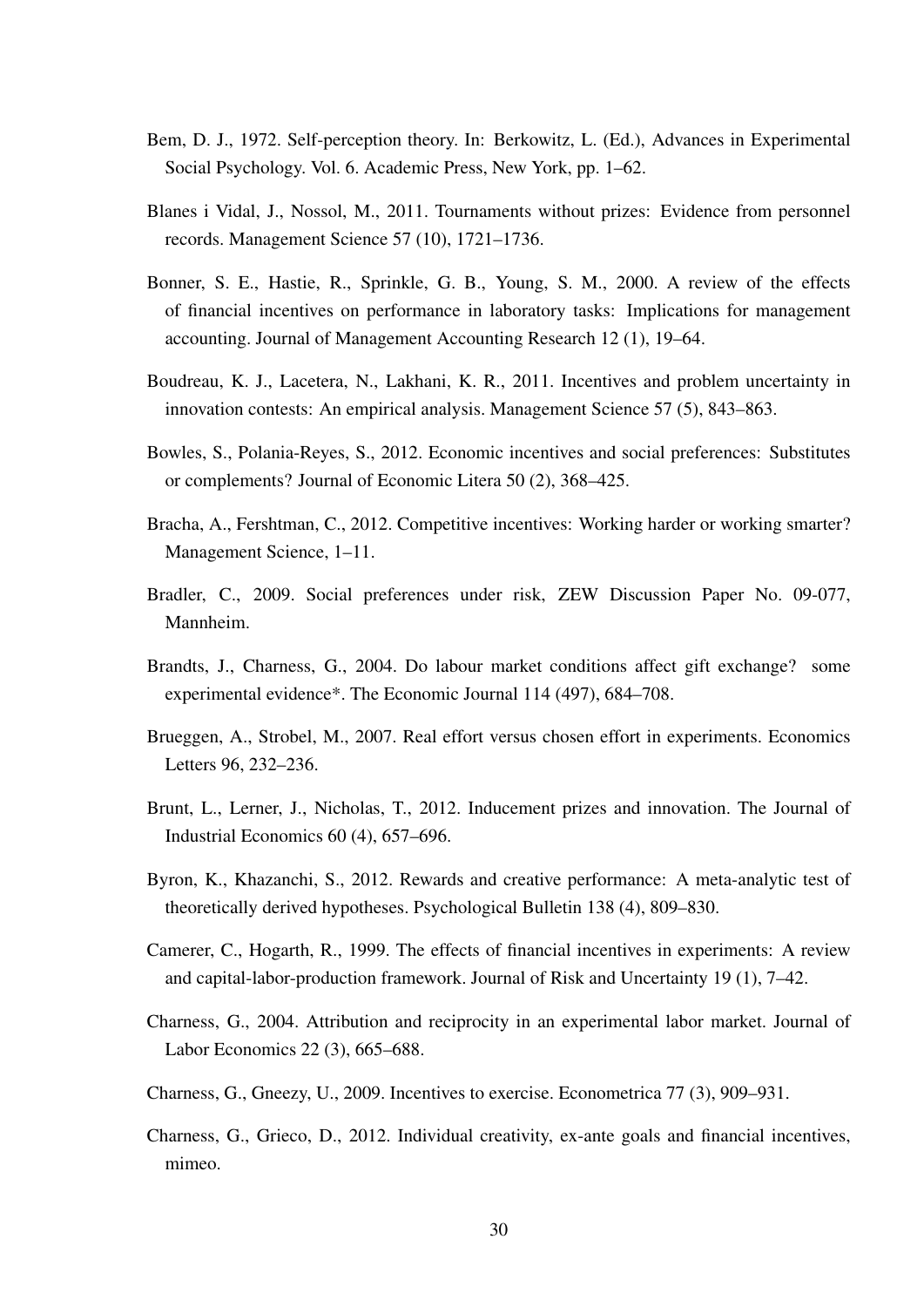Bem, D. J., 1972. Self-perception theory. In: Berkowitz, L. (Ed.), Advances in Experimental Social Psychology. Vol. 6. Academic Press, New York, pp. 1–62.

Blanes i Vidal, J., Nossol, M., 2011. Tournaments without prizes: Evidence from personnel records. Management Science 57 (10), 1721–1736.

Bonner, S. E., Hastie, R., Sprinkle, G. B., Young, S. M., 2000. A review of the effects of financial incentives on performance in laboratory tasks: Implications for management accounting. Journal of Management Accounting Research 12 (1), 19–64.

Boudreau, K. J., Lacetera, N., Lakhani, K. R., 2011. Incentives and problem uncertainty in innovation contests: An empirical analysis. Management Science 57 (5), 843–863.

Bowles, S., Polania-Reyes, S., 2012. Economic incentives and social preferences: Substitutes or complements? Journal of Economic Litera 50 (2), 368–425.

Bracha, A., Fershtman, C., 2012. Competitive incentives: Working harder or working smarter? Management Science, 1–11.

Bradler, C., 2009. Social preferences under risk, ZEW Discussion Paper No. 09-077, Mannheim.

Brandts, J., Charness, G., 2004. Do labour market conditions affect gift exchange? some experimental evidence*. The Economic Journal 114 (497), 684–708.

Brueggen, A., Strobel, M., 2007. Real effort versus chosen effort in experiments. Economics Letters 96, 232–236.

Brunt, L., Lerner, J., Nicholas, T., 2012. Inducement prizes and innovation. The Journal of Industrial Economics 60 (4), 657–696.

Byron, K., Khazanchi, S., 2012. Rewards and creative performance: A meta-analytic test of theoretically derived hypotheses. Psychological Bulletin 138 (4), 809–830.

Camerer, C., Hogarth, R., 1999. The effects of financial incentives in experiments: A review and capital-labor-production framework. Journal of Risk and Uncertainty 19 (1), 7–42.

Charness, G., 2004. Attribution and reciprocity in an experimental labor market. Journal of Labor Economics 22 (3), 665–688.

Charness, G., Gneezy, U., 2009. Incentives to exercise. Econometrica 77 (3), 909–931.

Charness, G., Grieco, D., 2012. Individual creativity, ex-ante goals and financial incentives, mimeo.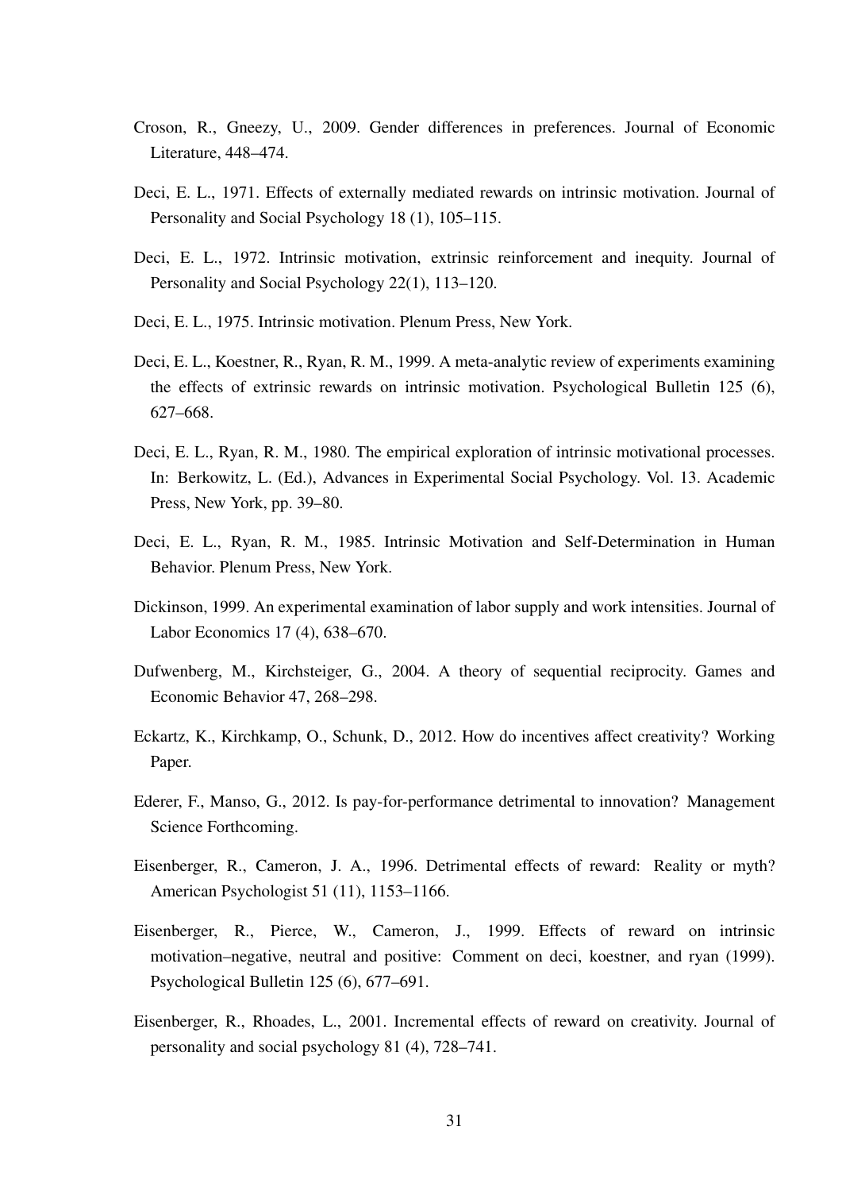Croson, R., Gneezy, U., 2009. Gender differences in preferences. Journal of Economic Literature, 448–474.

Deci, E. L., 1971. Effects of externally mediated rewards on intrinsic motivation. Journal of Personality and Social Psychology 18 (1), 105–115.

Deci, E. L., 1972. Intrinsic motivation, extrinsic reinforcement and inequity. Journal of Personality and Social Psychology 22(1), 113–120.

Deci, E. L., 1975. Intrinsic motivation. Plenum Press, New York.

Deci, E. L., Koestner, R., Ryan, R. M., 1999. A meta-analytic review of experiments examining the effects of extrinsic rewards on intrinsic motivation. Psychological Bulletin 125 (6), 627–668.

Deci, E. L., Ryan, R. M., 1980. The empirical exploration of intrinsic motivational processes. In: Berkowitz, L. (Ed.), Advances in Experimental Social Psychology. Vol. 13. Academic Press, New York, pp. 39–80.

Deci, E. L., Ryan, R. M., 1985. Intrinsic Motivation and Self-Determination in Human Behavior. Plenum Press, New York.

Dickinson, 1999. An experimental examination of labor supply and work intensities. Journal of Labor Economics 17 (4), 638–670.

Dufwenberg, M., Kirchsteiger, G., 2004. A theory of sequential reciprocity. Games and Economic Behavior 47, 268–298.

Eckartz, K., Kirchkamp, O., Schunk, D., 2012. How do incentives affect creativity? Working Paper.

Ederer, F., Manso, G., 2012. Is pay-for-performance detrimental to innovation? Management Science Forthcoming.

Eisenberger, R., Cameron, J. A., 1996. Detrimental effects of reward: Reality or myth? American Psychologist 51 (11), 1153–1166.

Eisenberger, R., Pierce, W., Cameron, J., 1999. Effects of reward on intrinsic motivation–negative, neutral and positive: Comment on deci, koestner, and ryan (1999). Psychological Bulletin 125 (6), 677–691.

Eisenberger, R., Rhoades, L., 2001. Incremental effects of reward on creativity. Journal of personality and social psychology 81 (4), 728–741.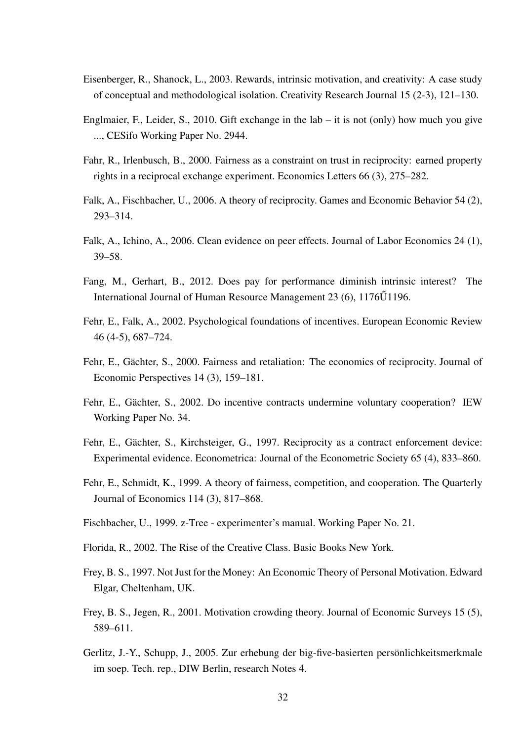Eisenberger, R., Shanock, L., 2003. Rewards, intrinsic motivation, and creativity: A case study of conceptual and methodological isolation. Creativity Research Journal 15 (2-3), 121–130.

Englmaier, F., Leider, S., 2010. Gift exchange in the lab – it is not (only) how much you give ..., CESifo Working Paper No. 2944.

Fahr, R., Irlenbusch, B., 2000. Fairness as a constraint on trust in reciprocity: earned property rights in a reciprocal exchange experiment. Economics Letters 66 (3), 275–282.

Falk, A., Fischbacher, U., 2006. A theory of reciprocity. Games and Economic Behavior 54 (2), 293–314.

Falk, A., Ichino, A., 2006. Clean evidence on peer effects. Journal of Labor Economics 24 (1), 39–58.

Fang, M., Gerhart, B., 2012. Does pay for performance diminish intrinsic interest? The International Journal of Human Resource Management 23 (6), 1176Ű1196.

Fehr, E., Falk, A., 2002. Psychological foundations of incentives. European Economic Review 46 (4-5), 687–724.

Fehr, E., Gächter, S., 2000. Fairness and retaliation: The economics of reciprocity. Journal of Economic Perspectives 14 (3), 159–181.

Fehr, E., Gächter, S., 2002. Do incentive contracts undermine voluntary cooperation? IEW Working Paper No. 34.

Fehr, E., Gächter, S., Kirchsteiger, G., 1997. Reciprocity as a contract enforcement device: Experimental evidence. Econometrica: Journal of the Econometric Society 65 (4), 833–860.

Fehr, E., Schmidt, K., 1999. A theory of fairness, competition, and cooperation. The Quarterly Journal of Economics 114 (3), 817–868.

Fischbacher, U., 1999. z-Tree - experimenter's manual. Working Paper No. 21.

Florida, R., 2002. The Rise of the Creative Class. Basic Books New York.

Frey, B. S., 1997. Not Just for the Money: An Economic Theory of Personal Motivation. Edward Elgar, Cheltenham, UK.

Frey, B. S., Jegen, R., 2001. Motivation crowding theory. Journal of Economic Surveys 15 (5), 589–611.

Gerlitz, J.-Y., Schupp, J., 2005. Zur erhebung der big-five-basierten persönlichkeitsmerkmale im soep. Tech. rep., DIW Berlin, research Notes 4.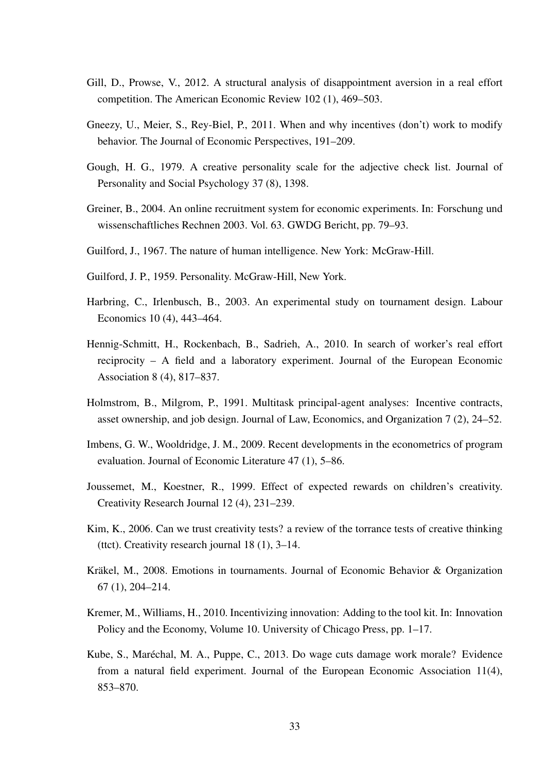Gill, D., Prowse, V., 2012. A structural analysis of disappointment aversion in a real effort competition. The American Economic Review 102 (1), 469–503.

Gneezy, U., Meier, S., Rey-Biel, P., 2011. When and why incentives (don't) work to modify behavior. The Journal of Economic Perspectives, 191–209.

Gough, H. G., 1979. A creative personality scale for the adjective check list. Journal of Personality and Social Psychology 37 (8), 1398.

Greiner, B., 2004. An online recruitment system for economic experiments. In: Forschung und wissenschaftliches Rechnen 2003. Vol. 63. GWDG Bericht, pp. 79–93.

Guilford, J., 1967. The nature of human intelligence. New York: McGraw-Hill.

Guilford, J. P., 1959. Personality. McGraw-Hill, New York.

Harbring, C., Irlenbusch, B., 2003. An experimental study on tournament design. Labour Economics 10 (4), 443–464.

Hennig-Schmitt, H., Rockenbach, B., Sadrieh, A., 2010. In search of worker's real effort reciprocity – A field and a laboratory experiment. Journal of the European Economic Association 8 (4), 817–837.

Holmstrom, B., Milgrom, P., 1991. Multitask principal-agent analyses: Incentive contracts, asset ownership, and job design. Journal of Law, Economics, and Organization 7 (2), 24–52.

Imbens, G. W., Wooldridge, J. M., 2009. Recent developments in the econometrics of program evaluation. Journal of Economic Literature 47 (1), 5–86.

Joussemet, M., Koestner, R., 1999. Effect of expected rewards on children's creativity. Creativity Research Journal 12 (4), 231–239.

Kim, K., 2006. Can we trust creativity tests? a review of the torrance tests of creative thinking (ttct). Creativity research journal 18 (1), 3–14.

Kräkel, M., 2008. Emotions in tournaments. Journal of Economic Behavior & Organization 67 (1), 204–214.

Kremer, M., Williams, H., 2010. Incentivizing innovation: Adding to the tool kit. In: Innovation Policy and the Economy, Volume 10. University of Chicago Press, pp. 1–17.

Kube, S., Maréchal, M. A., Puppe, C., 2013. Do wage cuts damage work morale? Evidence from a natural field experiment. Journal of the European Economic Association 11(4), 853–870.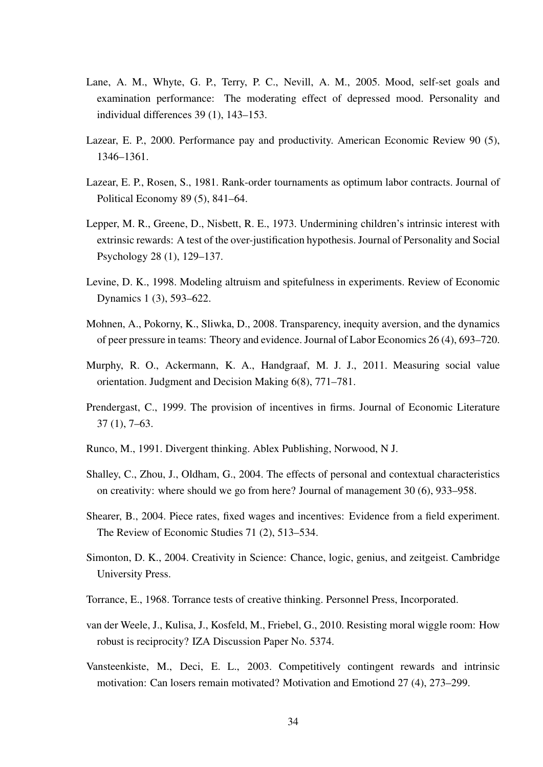Lane, A. M., Whyte, G. P., Terry, P. C., Nevill, A. M., 2005. Mood, self-set goals and examination performance: The moderating effect of depressed mood. Personality and individual differences 39 (1), 143–153.

Lazear, E. P., 2000. Performance pay and productivity. American Economic Review 90 (5), 1346–1361.

Lazear, E. P., Rosen, S., 1981. Rank-order tournaments as optimum labor contracts. Journal of Political Economy 89 (5), 841–64.

Lepper, M. R., Greene, D., Nisbett, R. E., 1973. Undermining children's intrinsic interest with extrinsic rewards: A test of the over-justification hypothesis. Journal of Personality and Social Psychology 28 (1), 129–137.

Levine, D. K., 1998. Modeling altruism and spitefulness in experiments. Review of Economic Dynamics 1 (3), 593–622.

Mohnen, A., Pokorny, K., Sliwka, D., 2008. Transparency, inequity aversion, and the dynamics of peer pressure in teams: Theory and evidence. Journal of Labor Economics 26 (4), 693–720.

Murphy, R. O., Ackermann, K. A., Handgraaf, M. J. J., 2011. Measuring social value orientation. Judgment and Decision Making 6(8), 771–781.

Prendergast, C., 1999. The provision of incentives in firms. Journal of Economic Literature 37 (1), 7–63.

Runco, M., 1991. Divergent thinking. Ablex Publishing, Norwood, N J.

Shalley, C., Zhou, J., Oldham, G., 2004. The effects of personal and contextual characteristics on creativity: where should we go from here? Journal of management 30 (6), 933–958.

Shearer, B., 2004. Piece rates, fixed wages and incentives: Evidence from a field experiment. The Review of Economic Studies 71 (2), 513–534.

Simonton, D. K., 2004. Creativity in Science: Chance, logic, genius, and zeitgeist. Cambridge University Press.

Torrance, E., 1968. Torrance tests of creative thinking. Personnel Press, Incorporated.

van der Weele, J., Kulisa, J., Kosfeld, M., Friebel, G., 2010. Resisting moral wiggle room: How robust is reciprocity? IZA Discussion Paper No. 5374.

Vansteenkiste, M., Deci, E. L., 2003. Competitively contingent rewards and intrinsic motivation: Can losers remain motivated? Motivation and Emotiond 27 (4), 273–299.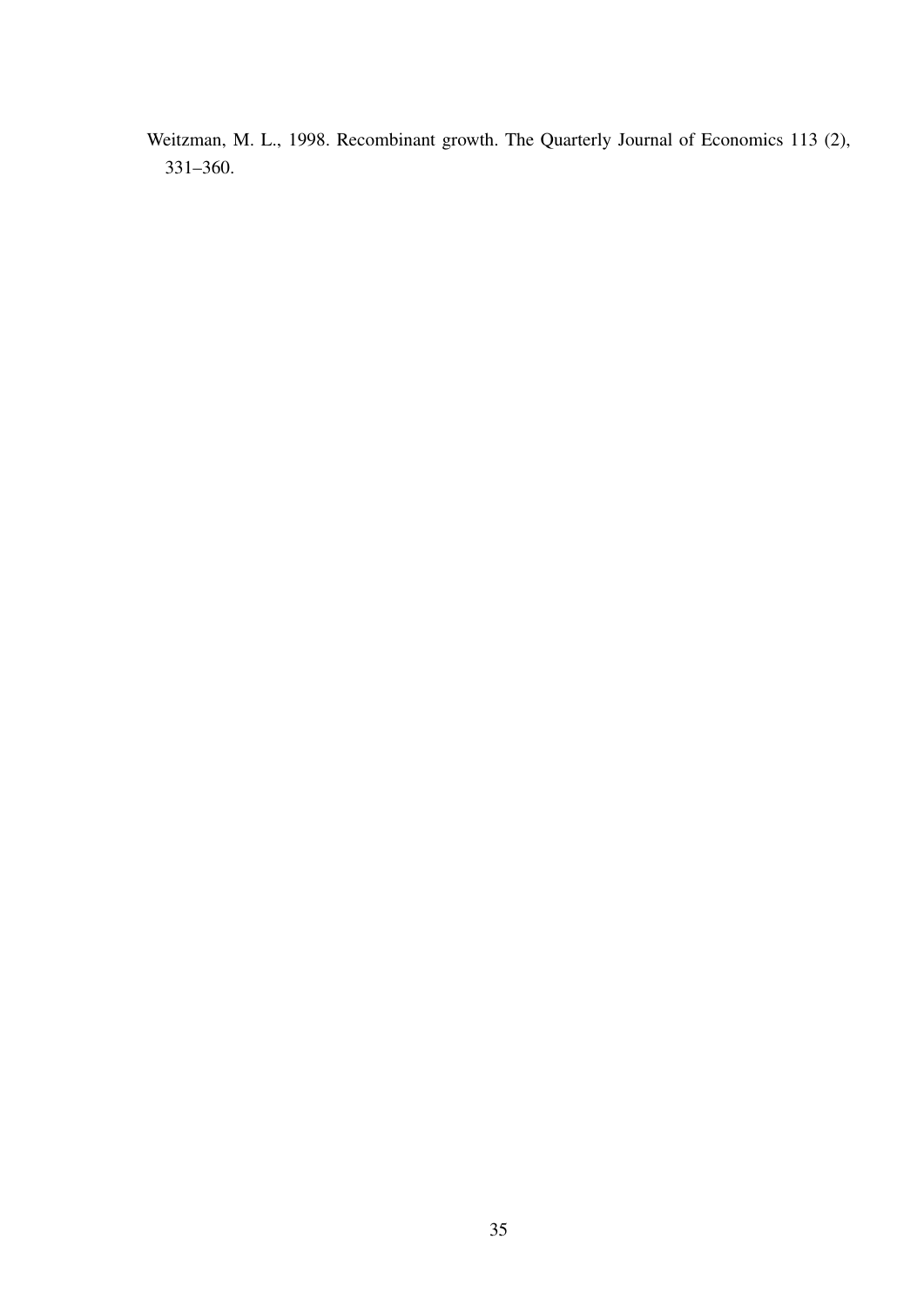Weitzman, M. L., 1998. Recombinant growth. The Quarterly Journal of Economics 113 (2), 331–360.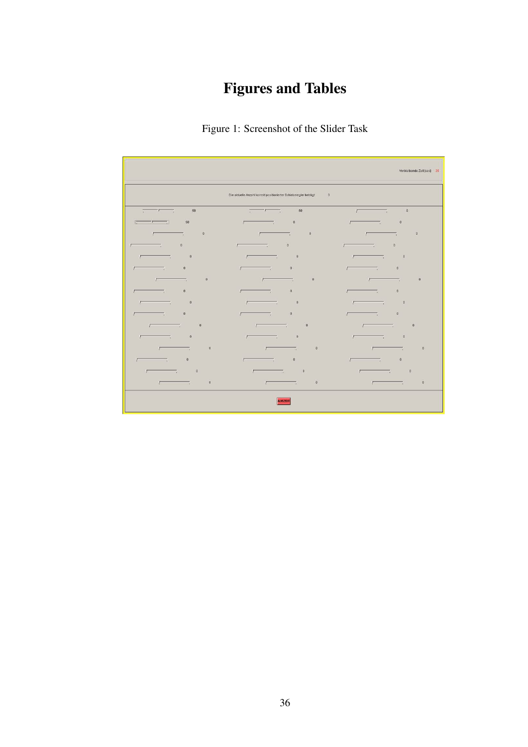# Figures and Tables

Figure 1: Screenshot of the Slider Task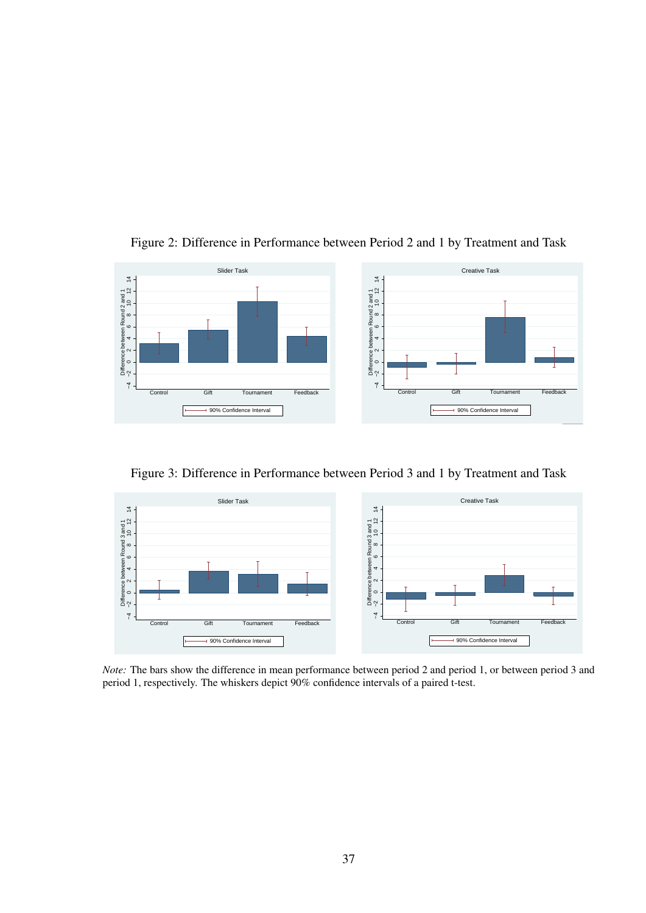Figure 2: Difference in Performance between Period 2 and 1 by Treatment and Task

Figure 3: Difference in Performance between Period 3 and 1 by Treatment and Task

*Note:* The bars show the difference in mean performance between period 2 and period 1, or between period 3 and period 1, respectively. The whiskers depict 90% confidence intervals of a paired t-test.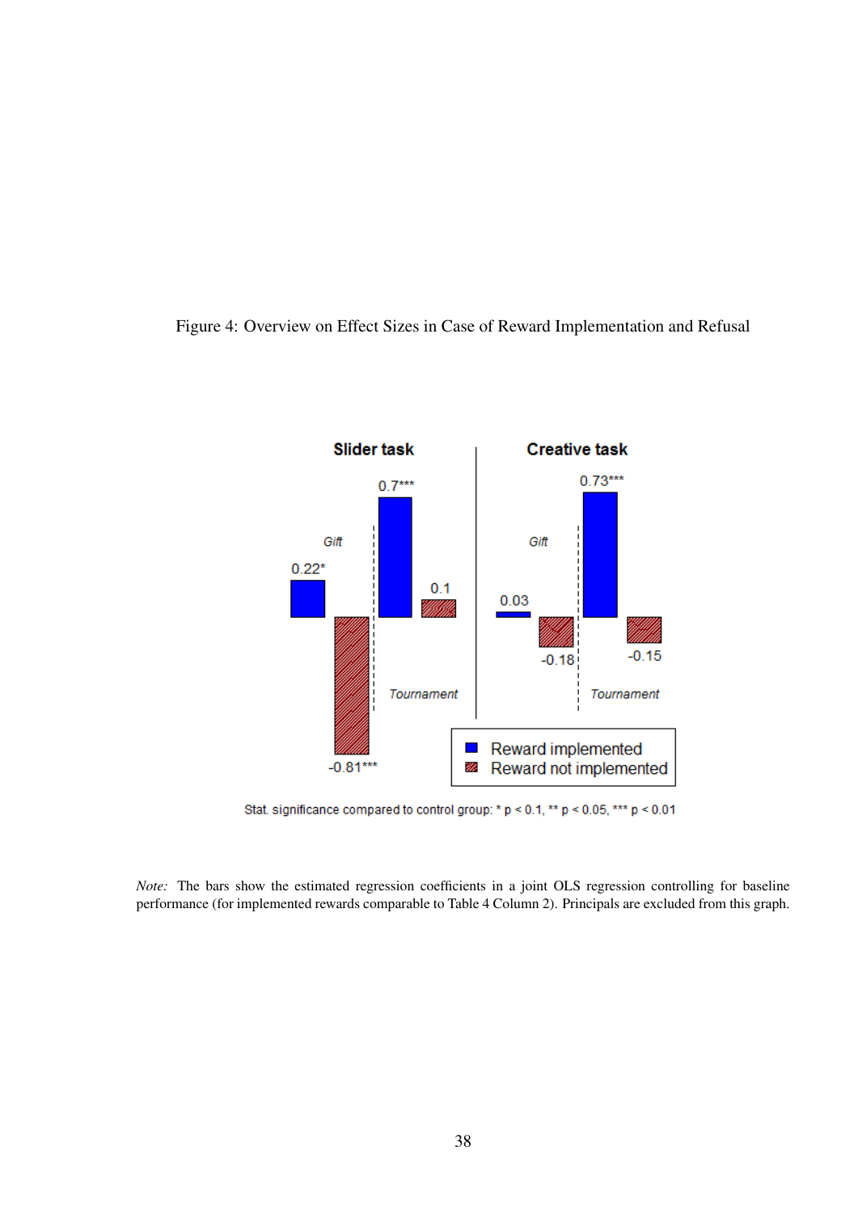Figure 4: Overview on Effect Sizes in Case of Reward Implementation and Refusal

*Note:* The bars show the estimated regression coefficients in a joint OLS regression controlling for baseline performance (for implemented rewards comparable to Table 4 Column 2). Principals are excluded from this graph.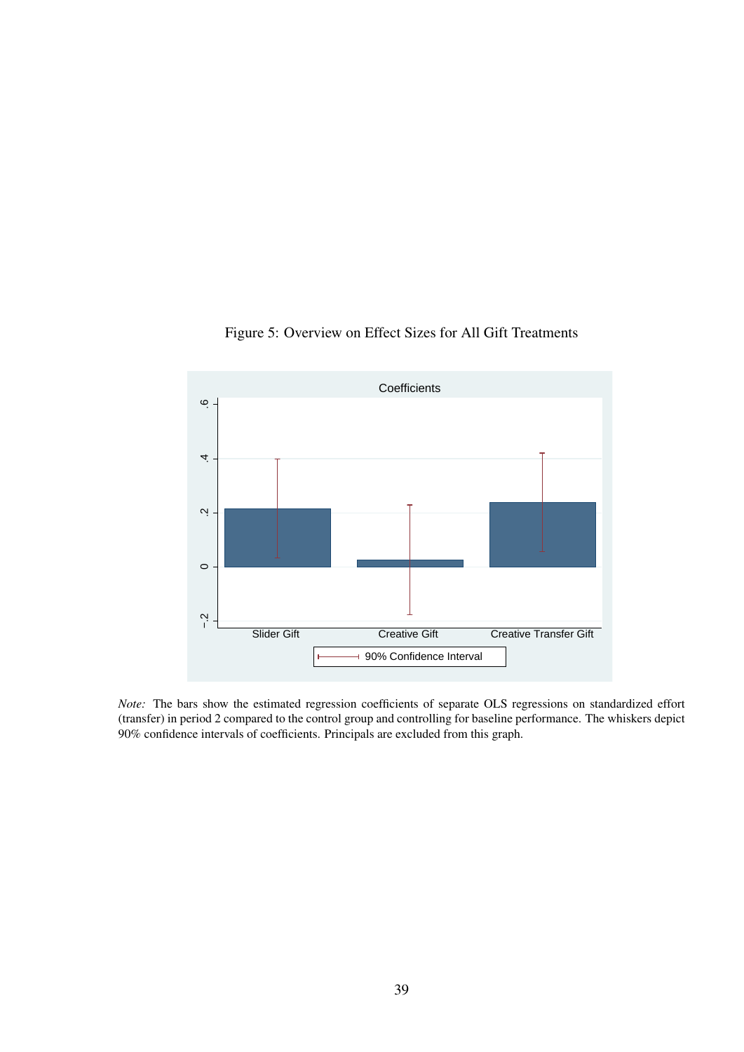Figure 5: Overview on Effect Sizes for All Gift Treatments

*Note:* The bars show the estimated regression coefficients of separate OLS regressions on standardized effort (transfer) in period 2 compared to the control group and controlling for baseline performance. The whiskers depict 90% confidence intervals of coefficients. Principals are excluded from this graph.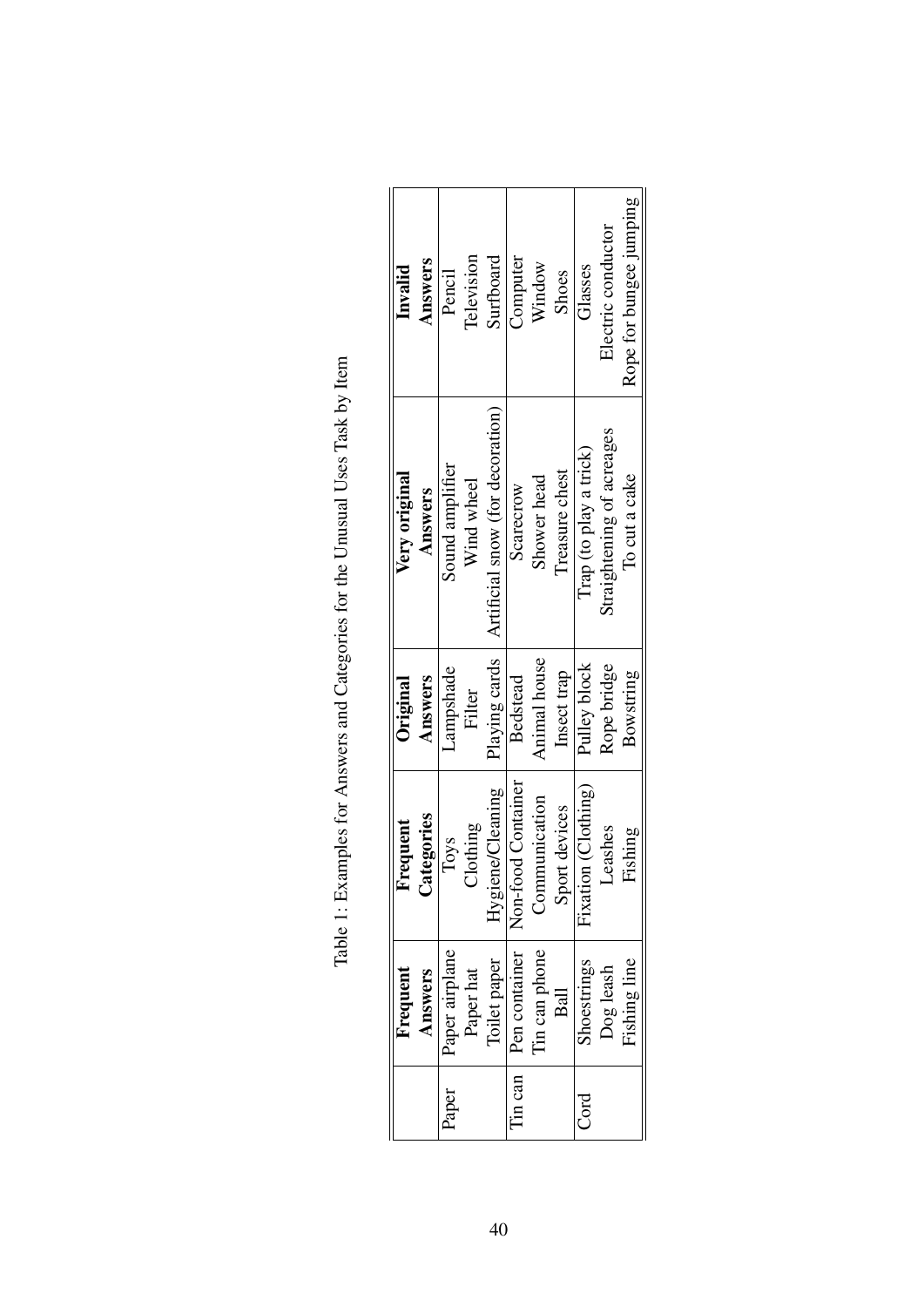Table 1: Examples for Answers and Categories for the Unusual Uses Task by Item

| | Frequent Answers | Frequent Categories | Original Answers | Very original Answers | Invalid Answers |
|---|---|---|---|---|---|
| Paper | Paper airplane | Toys | Lampshade | Sound amplifier | Pencil |
| | Paper hat | Clothing | Filter | Wind wheel | Television |
| | Toilet paper | Hygiene/Cleaning | Playing cards | Artificial snow (for decoration) | Surfboard |
| Tin can | Pen container | Non-food Container | Bedstead | Scarecrow | Computer |
| | Tin can phone | Communication | Animal house | Shower head | Window |
| | Ball | Sport devices | Insect trap | Treasure chest | Shoes |
| Cord | Shoestrings | Fixation (Clothing) | Pulley block | Trap (to play a trick) | Glasses |
| | Dog leash | Leashes | Rope bridge | Straightening of acreages | Electric conductor |
| | Fishing line | Fishing | Bowstring | To cut a cake | Rope for bungee jumping |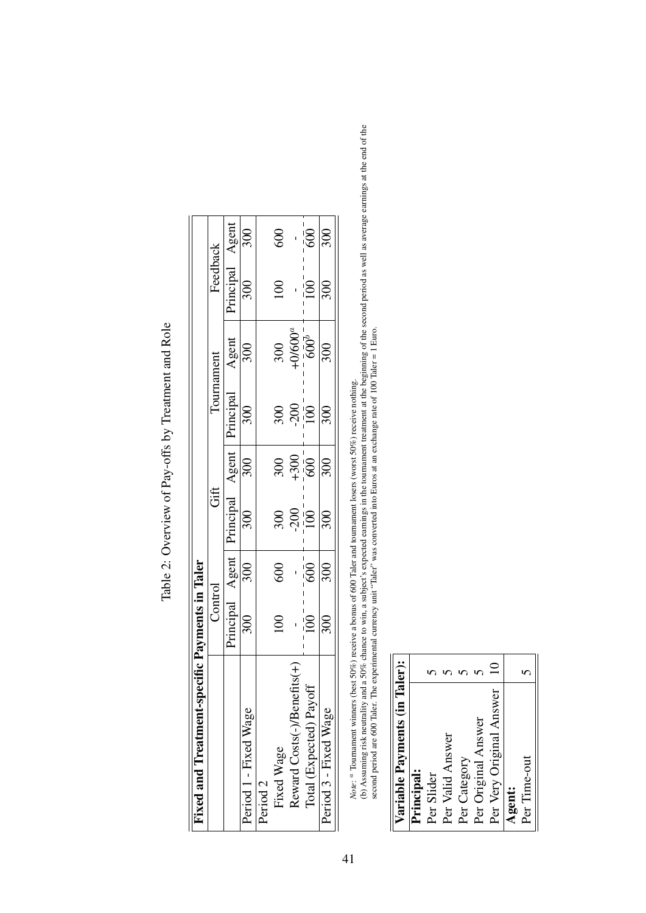Table 2: Overview of Pay-offs by Treatment and Role

| Fixed and Treatment-specific Payments in Taler | Control | | Gift | | Tournament | | Feedback | |
|---|---|---|---|---|---|---|---|---|
| | Principal | Agent | Principal | Agent | Principal | Agent | Principal | Agent |
| Period 1 - Fixed Wage | 300 | 300 | 300 | 300 | 300 | 300 | 300 | 300 |
| Period 2 | | | | | | | | |
| Fixed Wage | 100 | 600 | 300 | 300 | 300 | 300 | 100 | 600 |
| Reward Costs(-)/Benefits(+) | - | - | -200 | +300 | -200 | +0/600[a] | - | - |
| Total (Expected) Payoff | 100 | 600 | 100 | 600 | 100 | 600[b] | 100 | 600 |
| Period 3 - Fixed Wage | 300 | 300 | 300 | 300 | 300 | 300 | 300 | 300 |

*Note*: [a] Tournament winners (best 50%) receive a bonus of 600 Taler and tournament losers (worst 50%) receive nothing.
(b) Assuming risk neutrality and a 50% chance to win, a subject's expected earnings in the tournament treatment at the beginning of the second period as well as average earnings at the end of the second period are 600 Taler. The experimental currency unit "Taler" was converted into Euros at an exchange rate of 100 Taler = 1 Euro.

| Variable Payments (in Taler): | |
|---|---|
| **Principal:** | |
| Per Slider | 5 |
| Per Valid Answer | 5 |
| Per Category | 5 |
| Per Original Answer | 5 |
| Per Very Original Answer | 10 |
| **Agent:** | |
| Per Time-out | 5 |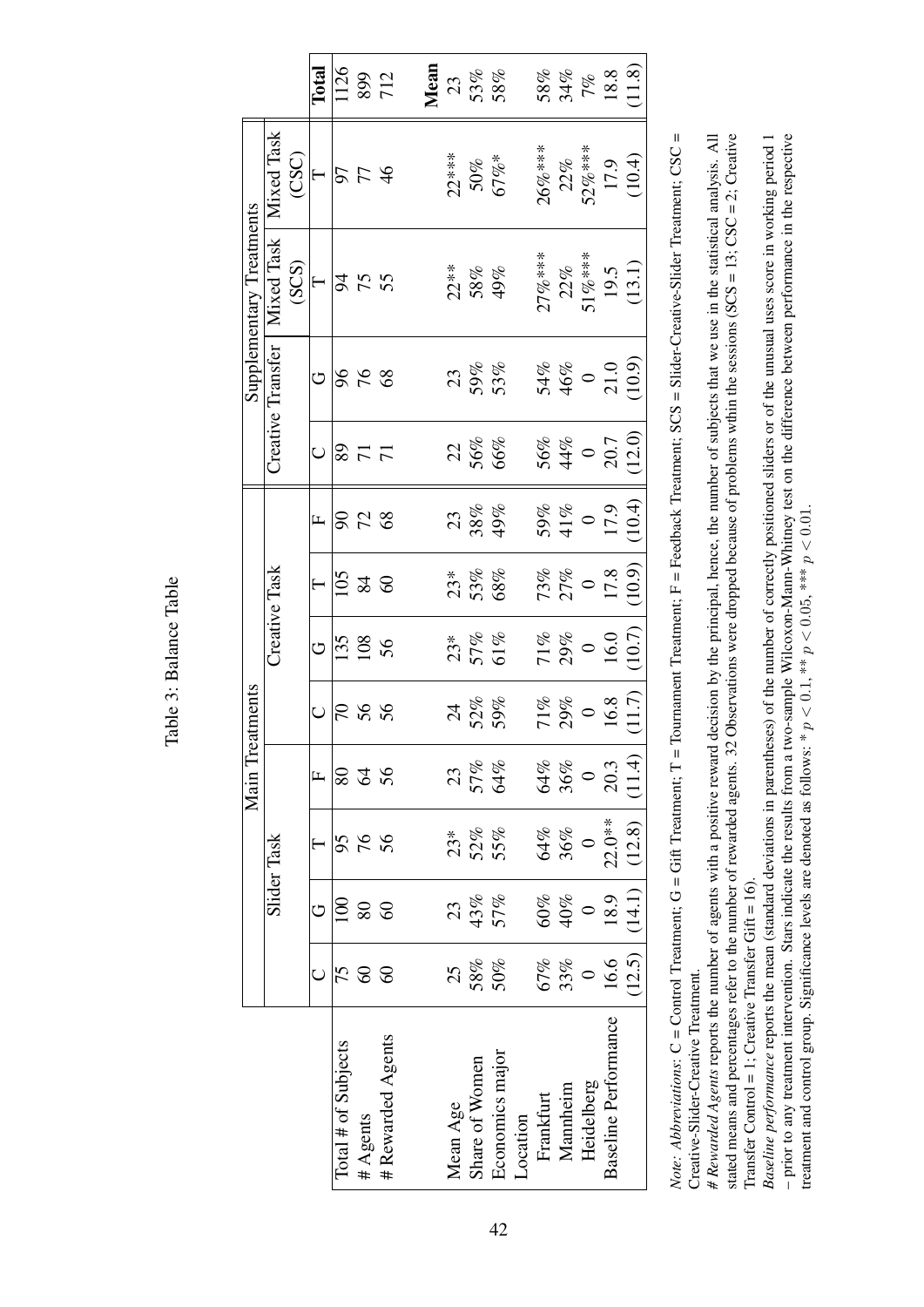Table 3: Balance Table

| | Main Treatments | | | | | | | | Supplementary Treatments | | | | |
|---|---|---|---|---|---|---|---|---|---|---|---|---|---|
| | Slider Task | | | | Creative Task | | | | Creative Transfer | | Mixed Task (SCS) | Mixed Task (CSC) | |
| | C | G | T | F | C | G | T | F | C | G | T | T | Total |
| Total # of Subjects | 75 | 100 | 95 | 80 | 70 | 135 | 105 | 90 | 89 | 96 | 94 | 97 | 1126 |
| # Agents | 60 | 80 | 76 | 64 | 56 | 108 | 84 | 72 | 71 | 76 | 75 | 77 | 899 |
| # Rewarded Agents | 60 | 60 | 56 | 56 | 56 | 56 | 60 | 68 | 71 | 68 | 55 | 46 | 712 |
| | | | | | | | | | | | | | **Mean** |
| Mean Age | 25 | 23 | 23* | 23 | 24 | 23* | 23* | 23 | 22 | 23 | 22** | 22*** | 23 |
| Share of Women | 58% | 43% | 52% | 57% | 52% | 57% | 53% | 38% | 56% | 59% | 58% | 50% | 53% |
| Economics major | 50% | 57% | 55% | 64% | 59% | 61% | 68% | 49% | 66% | 53% | 49% | 67%* | 58% |
| Location | | | | | | | | | | | | | |
| Frankfurt | 67% | 60% | 64% | 64% | 71% | 71% | 73% | 59% | 56% | 54% | 27%*** | 26%*** | 58% |
| Mannheim | 33% | 40% | 36% | 36% | 29% | 29% | 27% | 41% | 44% | 46% | 22% | 22% | 34% |
| Heidelberg | 0 | 0 | 0 | 0 | 0 | 0 | 0 | 0 | 0 | 0 | 51%*** | 52%*** | 7% |
| Baseline Performance | 16.6 | 18.9 | 22.0** | 20.3 | 16.8 | 16.0 | 17.8 | 17.9 | 20.7 | 21.0 | 19.5 | 17.9 | 18.8 |
| | (12.5) | (14.1) | (12.8) | (11.4) | (11.7) | (10.7) | (10.9) | (10.4) | (12.0) | (10.9) | (13.1) | (10.4) | (11.8) |

*Note: Abbreviations*: C = Control Treatment; G = Gift Treatment; T = Tournament Treatment; F = Feedback Treatment; SCS = Slider-Creative-Slider Treatment; CSC = Creative-Slider-Creative Treatment.

*# Rewarded Agents* reports the number of agents with a positive reward decision by the principal, hence, the number of subjects that we use in the statistical analysis. All stated means and percentages refer to the number of rewarded agents. 32 Observations were dropped because of problems within the sessions (SCS = 13; CSC = 2; Creative Transfer Control = 1; Creative Transfer Gift = 16).

*Baseline performance* reports the mean (standard deviations in parentheses) of the number of correctly positioned sliders or of the unusual uses score in working period 1 – prior to any treatment intervention. Stars indicate the results from a two-sample Wilcoxon-Mann-Whitney test on the difference between performance in the respective treatment and control group. Significance levels are denoted as follows: * $p < 0.1$, ** $p < 0.05$, *** $p < 0.01$.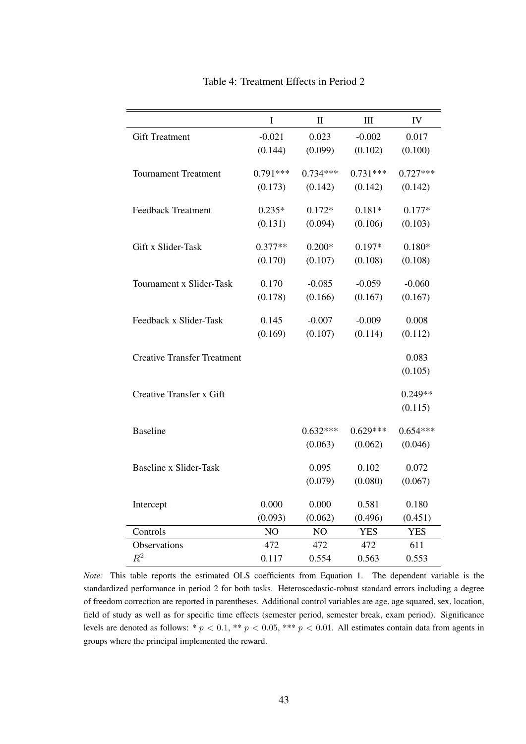Table 4: Treatment Effects in Period 2

| | I | II | III | IV |
|---|---|---|---|---|
| Gift Treatment | -0.021 | 0.023 | -0.002 | 0.017 |
| | (0.144) | (0.099) | (0.102) | (0.100) |
| Tournament Treatment | 0.791*** | 0.734*** | 0.731*** | 0.727*** |
| | (0.173) | (0.142) | (0.142) | (0.142) |
| Feedback Treatment | 0.235* | 0.172* | 0.181* | 0.177* |
| | (0.131) | (0.094) | (0.106) | (0.103) |
| Gift x Slider-Task | 0.377** | 0.200* | 0.197* | 0.180* |
| | (0.170) | (0.107) | (0.108) | (0.108) |
| Tournament x Slider-Task | 0.170 | -0.085 | -0.059 | -0.060 |
| | (0.178) | (0.166) | (0.167) | (0.167) |
| Feedback x Slider-Task | 0.145 | -0.007 | -0.009 | 0.008 |
| | (0.169) | (0.107) | (0.114) | (0.112) |
| Creative Transfer Treatment | | | | 0.083 |
| | | | | (0.105) |
| Creative Transfer x Gift | | | | 0.249** |
| | | | | (0.115) |
| Baseline | | 0.632*** | 0.629*** | 0.654*** |
| | | (0.063) | (0.062) | (0.046) |
| Baseline x Slider-Task | | 0.095 | 0.102 | 0.072 |
| | | (0.079) | (0.080) | (0.067) |
| Intercept | 0.000 | 0.000 | 0.581 | 0.180 |
| | (0.093) | (0.062) | (0.496) | (0.451) |
| Controls | NO | NO | YES | YES |
| Observations | 472 | 472 | 472 | 611 |
| $R^2$ | 0.117 | 0.554 | 0.563 | 0.553 |

*Note:* This table reports the estimated OLS coefficients from Equation 1. The dependent variable is the standardized performance in period 2 for both tasks. Heteroscedastic-robust standard errors including a degree of freedom correction are reported in parentheses. Additional control variables are age, age squared, sex, location, field of study as well as for specific time effects (semester period, semester break, exam period). Significance levels are denoted as follows: * $p < 0.1$, ** $p < 0.05$, *** $p < 0.01$. All estimates contain data from agents in groups where the principal implemented the reward.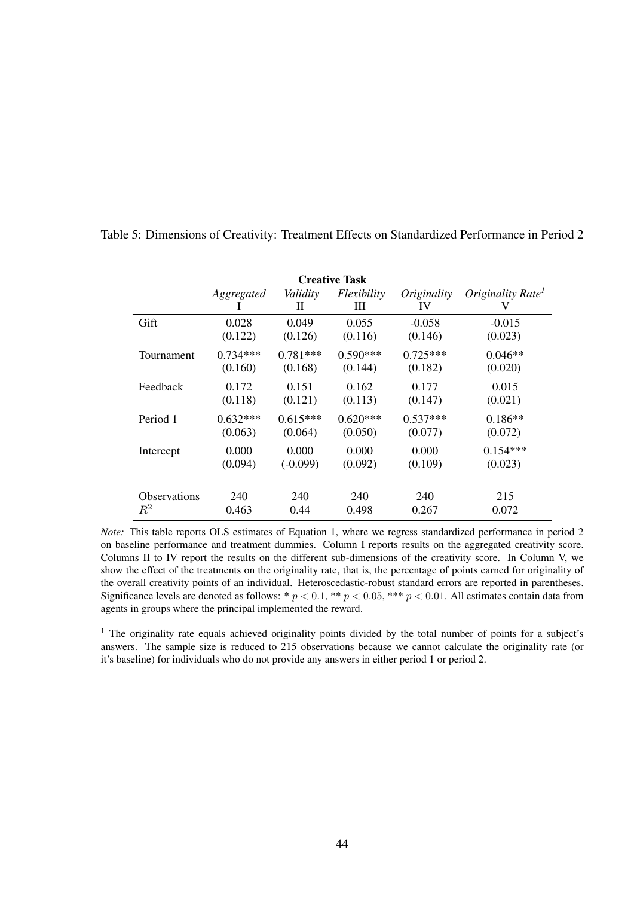Table 5: Dimensions of Creativity: Treatment Effects on Standardized Performance in Period 2

| | Creative Task | | | | |
|---|---|---|---|---|---|
| | *Aggregated* | *Validity* | *Flexibility* | *Originality* | *Originality Rate*[1] |
| | I | II | III | IV | V |
| Gift | 0.028 | 0.049 | 0.055 | -0.058 | -0.015 |
| | (0.122) | (0.126) | (0.116) | (0.146) | (0.023) |
| Tournament | 0.734*** | 0.781*** | 0.590*** | 0.725*** | 0.046** |
| | (0.160) | (0.168) | (0.144) | (0.182) | (0.020) |
| Feedback | 0.172 | 0.151 | 0.162 | 0.177 | 0.015 |
| | (0.118) | (0.121) | (0.113) | (0.147) | (0.021) |
| Period 1 | 0.632*** | 0.615*** | 0.620*** | 0.537*** | 0.186** |
| | (0.063) | (0.064) | (0.050) | (0.077) | (0.072) |
| Intercept | 0.000 | 0.000 | 0.000 | 0.000 | 0.154*** |
| | (0.094) | (-0.099) | (0.092) | (0.109) | (0.023) |
| Observations | 240 | 240 | 240 | 240 | 215 |
| $R^2$ | 0.463 | 0.44 | 0.498 | 0.267 | 0.072 |

*Note:* This table reports OLS estimates of Equation 1, where we regress standardized performance in period 2 on baseline performance and treatment dummies. Column I reports results on the aggregated creativity score. Columns II to IV report the results on the different sub-dimensions of the creativity score. In Column V, we show the effect of the treatments on the originality rate, that is, the percentage of points earned for originality of the overall creativity points of an individual. Heteroscedastic-robust standard errors are reported in parentheses. Significance levels are denoted as follows: * $p < 0.1$, ** $p < 0.05$, *** $p < 0.01$. All estimates contain data from agents in groups where the principal implemented the reward.

[1] The originality rate equals achieved originality points divided by the total number of points for a subject's answers. The sample size is reduced to 215 observations because we cannot calculate the originality rate (or it's baseline) for individuals who do not provide any answers in either period 1 or period 2.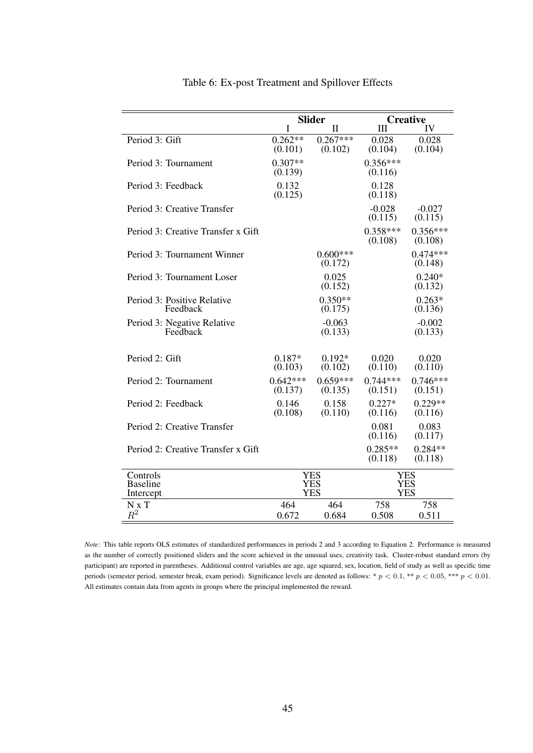Table 6: Ex-post Treatment and Spillover Effects

| | Slider | | Creative | |
|---|---|---|---|---|
| | I | II | III | IV |
| Period 3: Gift | 0.262** | 0.267*** | 0.028 | 0.028 |
| | (0.101) | (0.102) | (0.104) | (0.104) |
| Period 3: Tournament | 0.307** | | 0.356*** | |
| | (0.139) | | (0.116) | |
| Period 3: Feedback | 0.132 | | 0.128 | |
| | (0.125) | | (0.118) | |
| Period 3: Creative Transfer | | | -0.028 | -0.027 |
| | | | (0.115) | (0.115) |
| Period 3: Creative Transfer x Gift | | | 0.358*** | 0.356*** |
| | | | (0.108) | (0.108) |
| Period 3: Tournament Winner | | 0.600*** | | 0.474*** |
| | | (0.172) | | (0.148) |
| Period 3: Tournament Loser | | 0.025 | | 0.240* |
| | | (0.152) | | (0.132) |
| Period 3: Positive Relative Feedback | | 0.350** | | 0.263* |
| | | (0.175) | | (0.136) |
| Period 3: Negative Relative Feedback | | -0.063 | | -0.002 |
| | | (0.133) | | (0.133) |
| Period 2: Gift | 0.187* | 0.192* | 0.020 | 0.020 |
| | (0.103) | (0.102) | (0.110) | (0.110) |
| Period 2: Tournament | 0.642*** | 0.659*** | 0.744*** | 0.746*** |
| | (0.137) | (0.135) | (0.151) | (0.151) |
| Period 2: Feedback | 0.146 | 0.158 | 0.227* | 0.229** |
| | (0.108) | (0.110) | (0.116) | (0.116) |
| Period 2: Creative Transfer | | | 0.081 | 0.083 |
| | | | (0.116) | (0.117) |
| Period 2: Creative Transfer x Gift | | | 0.285** | 0.284** |
| | | | (0.118) | (0.118) |
| Controls | YES | | YES | |
| Baseline | YES | | YES | |
| Intercept | YES | | YES | |
| N x T | 464 | 464 | 758 | 758 |
| $R^2$ | 0.672 | 0.684 | 0.508 | 0.511 |

*Note:* This table reports OLS estimates of standardized performances in periods 2 and 3 according to Equation 2. Performance is measured as the number of correctly positioned sliders and the score achieved in the unusual uses, creativity task. Cluster-robust standard errors (by participant) are reported in parentheses. Additional control variables are age, age squared, sex, location, field of study as well as specific time periods (semester period, semester break, exam period). Significance levels are denoted as follows: * $p < 0.1$, ** $p < 0.05$, *** $p < 0.01$. All estimates contain data from agents in groups where the principal implemented the reward.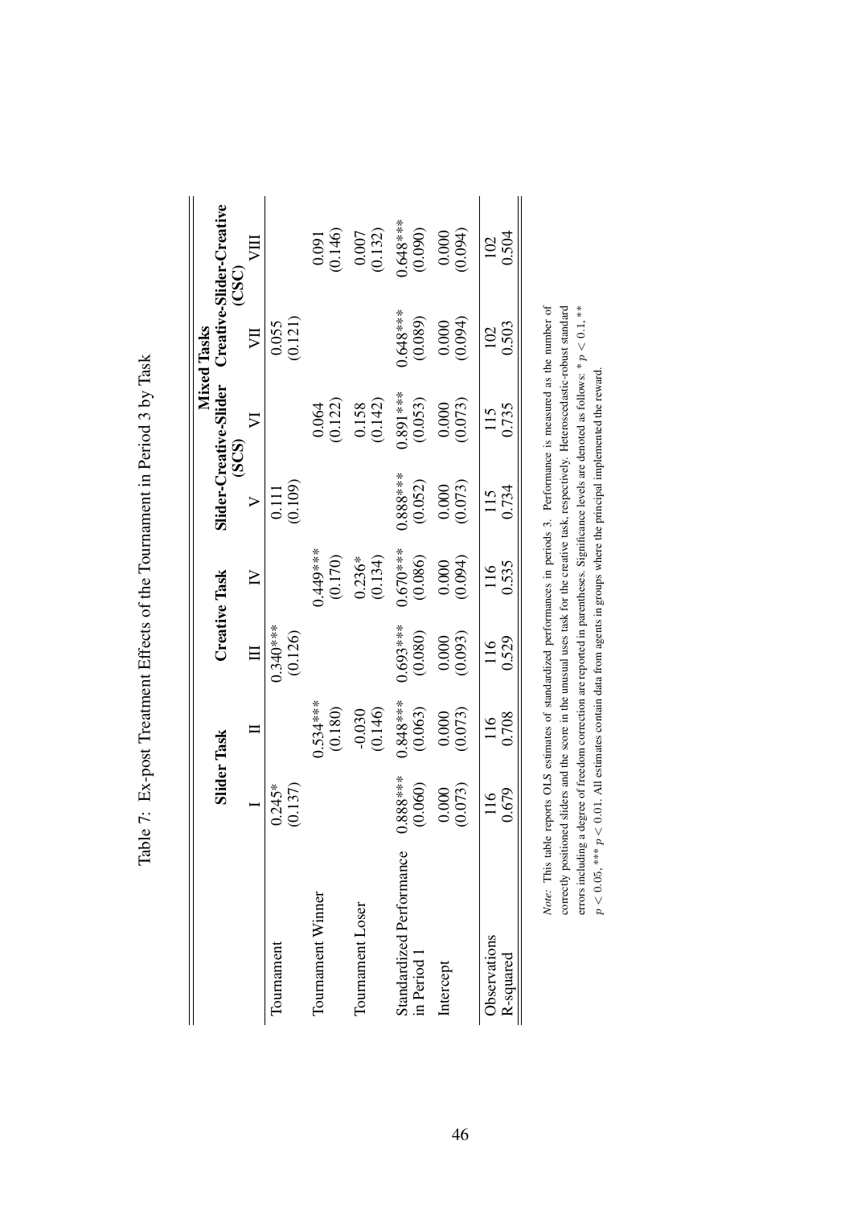Table 7: Ex-post Treatment Effects of the Tournament in Period 3 by Task

| | Slider Task | | Creative Task | | Mixed Tasks | | | |
|---|---|---|---|---|---|---|---|---|
| | | | | | Slider-Creative-Slider (SCS) | | Creative-Slider-Creative (CSC) | |
| | I | II | III | IV | V | VI | VII | VIII |
| Tournament | 0.245* | | 0.340*** | | 0.111 | | 0.055 | |
| | (0.137) | | (0.126) | | (0.109) | | (0.121) | |
| Tournament Winner | | 0.534*** | | 0.449*** | | 0.064 | | 0.091 |
| | | (0.180) | | (0.170) | | (0.122) | | (0.146) |
| Tournament Loser | | -0.030 | | 0.236* | | 0.158 | | 0.007 |
| | | (0.146) | | (0.134) | | (0.142) | | (0.132) |
| Standardized Performance in Period 1 | 0.888*** | 0.848*** | 0.693*** | 0.670*** | 0.888*** | 0.891*** | 0.648*** | 0.648*** |
| | (0.060) | (0.063) | (0.080) | (0.086) | (0.052) | (0.053) | (0.089) | (0.090) |
| Intercept | 0.000 | 0.000 | 0.000 | 0.000 | 0.000 | 0.000 | 0.000 | 0.000 |
| | (0.073) | (0.073) | (0.093) | (0.094) | (0.073) | (0.073) | (0.094) | (0.094) |
| Observations | 116 | 116 | 116 | 116 | 115 | 115 | 102 | 102 |
| R-squared | 0.679 | 0.708 | 0.529 | 0.535 | 0.734 | 0.735 | 0.503 | 0.504 |

*Note:* This table reports OLS estimates of standardized performances in periods 3. Performance is measured as the number of correctly positioned sliders and the score in the unusual uses task for the creative task, respectively. Heteroscedastic-robust standard errors including a degree of freedom correction are reported in parentheses. Significance levels are denoted as follows: * $p < 0.1$, ** $p < 0.05$, *** $p < 0.01$. All estimates contain data from agents in groups where the principal implemented the reward.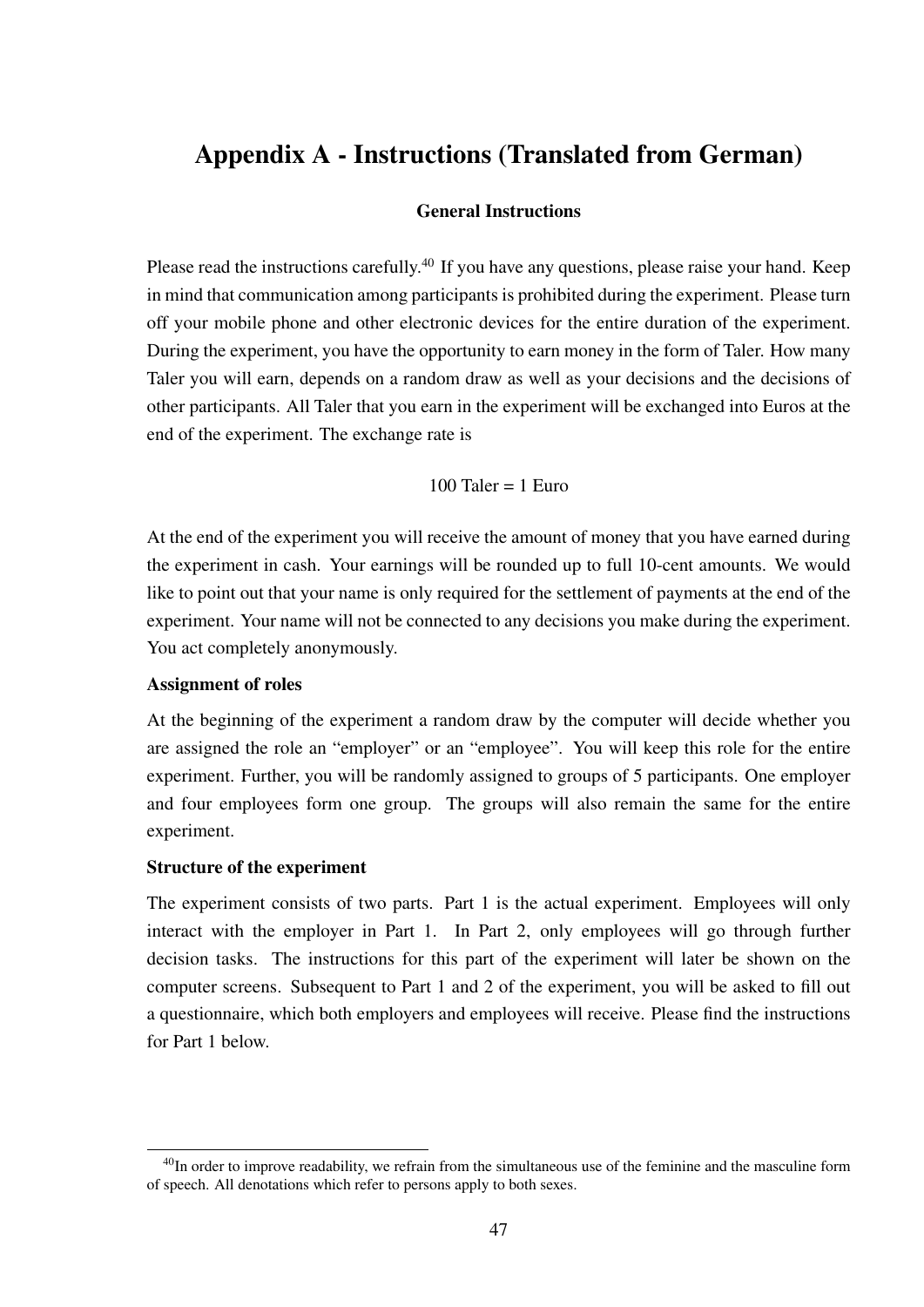# Appendix A - Instructions (Translated from German)

### General Instructions

Please read the instructions carefully.[40] If you have any questions, please raise your hand. Keep in mind that communication among participants is prohibited during the experiment. Please turn off your mobile phone and other electronic devices for the entire duration of the experiment. During the experiment, you have the opportunity to earn money in the form of Taler. How many Taler you will earn, depends on a random draw as well as your decisions and the decisions of other participants. All Taler that you earn in the experiment will be exchanged into Euros at the end of the experiment. The exchange rate is

100 Taler = 1 Euro

At the end of the experiment you will receive the amount of money that you have earned during the experiment in cash. Your earnings will be rounded up to full 10-cent amounts. We would like to point out that your name is only required for the settlement of payments at the end of the experiment. Your name will not be connected to any decisions you make during the experiment. You act completely anonymously.

**Assignment of roles**

At the beginning of the experiment a random draw by the computer will decide whether you are assigned the role an "employer" or an "employee". You will keep this role for the entire experiment. Further, you will be randomly assigned to groups of 5 participants. One employer and four employees form one group. The groups will also remain the same for the entire experiment.

**Structure of the experiment**

The experiment consists of two parts. Part 1 is the actual experiment. Employees will only interact with the employer in Part 1. In Part 2, only employees will go through further decision tasks. The instructions for this part of the experiment will later be shown on the computer screens. Subsequent to Part 1 and 2 of the experiment, you will be asked to fill out a questionnaire, which both employers and employees will receive. Please find the instructions for Part 1 below.

[40] In order to improve readability, we refrain from the simultaneous use of the feminine and the masculine form of speech. All denotations which refer to persons apply to both sexes.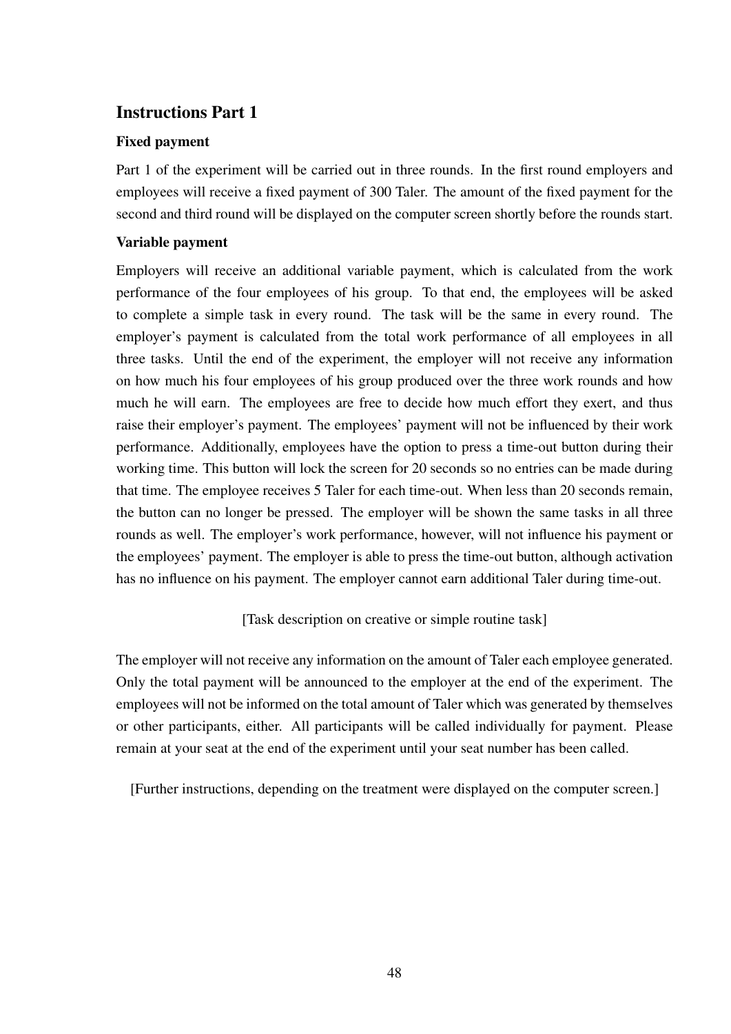## Instructions Part 1

### Fixed payment

Part 1 of the experiment will be carried out in three rounds. In the first round employers and employees will receive a fixed payment of 300 Taler. The amount of the fixed payment for the second and third round will be displayed on the computer screen shortly before the rounds start.

### Variable payment

Employers will receive an additional variable payment, which is calculated from the work performance of the four employees of his group. To that end, the employees will be asked to complete a simple task in every round. The task will be the same in every round. The employer's payment is calculated from the total work performance of all employees in all three tasks. Until the end of the experiment, the employer will not receive any information on how much his four employees of his group produced over the three work rounds and how much he will earn. The employees are free to decide how much effort they exert, and thus raise their employer's payment. The employees' payment will not be influenced by their work performance. Additionally, employees have the option to press a time-out button during their working time. This button will lock the screen for 20 seconds so no entries can be made during that time. The employee receives 5 Taler for each time-out. When less than 20 seconds remain, the button can no longer be pressed. The employer will be shown the same tasks in all three rounds as well. The employer's work performance, however, will not influence his payment or the employees' payment. The employer is able to press the time-out button, although activation has no influence on his payment. The employer cannot earn additional Taler during time-out.

[Task description on creative or simple routine task]

The employer will not receive any information on the amount of Taler each employee generated. Only the total payment will be announced to the employer at the end of the experiment. The employees will not be informed on the total amount of Taler which was generated by themselves or other participants, either. All participants will be called individually for payment. Please remain at your seat at the end of the experiment until your seat number has been called.

[Further instructions, depending on the treatment were displayed on the computer screen.]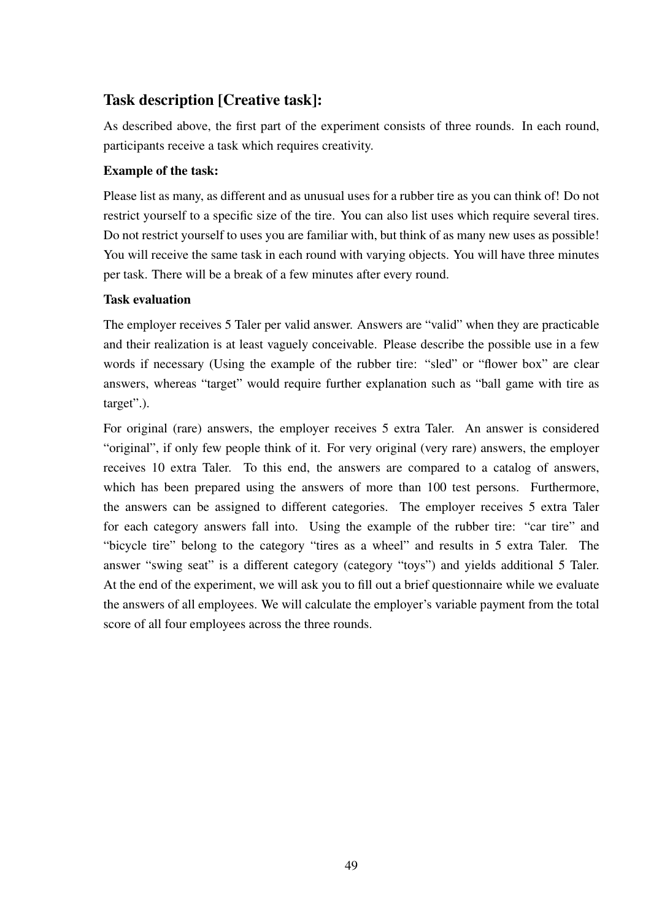## Task description [Creative task]:

As described above, the first part of the experiment consists of three rounds. In each round, participants receive a task which requires creativity.

**Example of the task:**

Please list as many, as different and as unusual uses for a rubber tire as you can think of! Do not restrict yourself to a specific size of the tire. You can also list uses which require several tires. Do not restrict yourself to uses you are familiar with, but think of as many new uses as possible! You will receive the same task in each round with varying objects. You will have three minutes per task. There will be a break of a few minutes after every round.

**Task evaluation**

The employer receives 5 Taler per valid answer. Answers are "valid" when they are practicable and their realization is at least vaguely conceivable. Please describe the possible use in a few words if necessary (Using the example of the rubber tire: "sled" or "flower box" are clear answers, whereas "target" would require further explanation such as "ball game with tire as target".).

For original (rare) answers, the employer receives 5 extra Taler. An answer is considered "original", if only few people think of it. For very original (very rare) answers, the employer receives 10 extra Taler. To this end, the answers are compared to a catalog of answers, which has been prepared using the answers of more than 100 test persons. Furthermore, the answers can be assigned to different categories. The employer receives 5 extra Taler for each category answers fall into. Using the example of the rubber tire: "car tire" and "bicycle tire" belong to the category "tires as a wheel" and results in 5 extra Taler. The answer "swing seat" is a different category (category "toys") and yields additional 5 Taler. At the end of the experiment, we will ask you to fill out a brief questionnaire while we evaluate the answers of all employees. We will calculate the employer's variable payment from the total score of all four employees across the three rounds.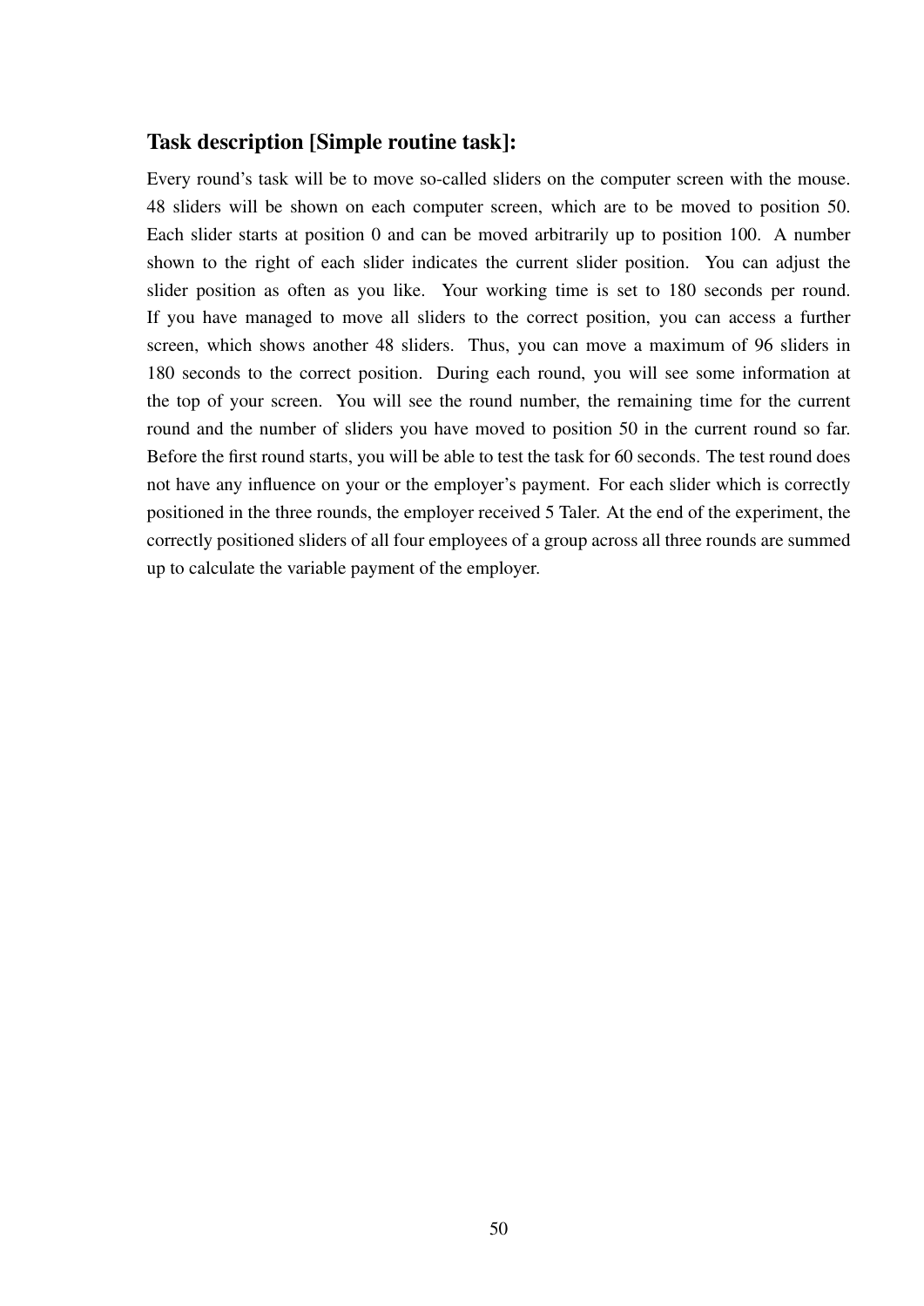### Task description [Simple routine task]:

Every round's task will be to move so-called sliders on the computer screen with the mouse. 48 sliders will be shown on each computer screen, which are to be moved to position 50. Each slider starts at position 0 and can be moved arbitrarily up to position 100. A number shown to the right of each slider indicates the current slider position. You can adjust the slider position as often as you like. Your working time is set to 180 seconds per round. If you have managed to move all sliders to the correct position, you can access a further screen, which shows another 48 sliders. Thus, you can move a maximum of 96 sliders in 180 seconds to the correct position. During each round, you will see some information at the top of your screen. You will see the round number, the remaining time for the current round and the number of sliders you have moved to position 50 in the current round so far. Before the first round starts, you will be able to test the task for 60 seconds. The test round does not have any influence on your or the employer's payment. For each slider which is correctly positioned in the three rounds, the employer received 5 Taler. At the end of the experiment, the correctly positioned sliders of all four employees of a group across all three rounds are summed up to calculate the variable payment of the employer.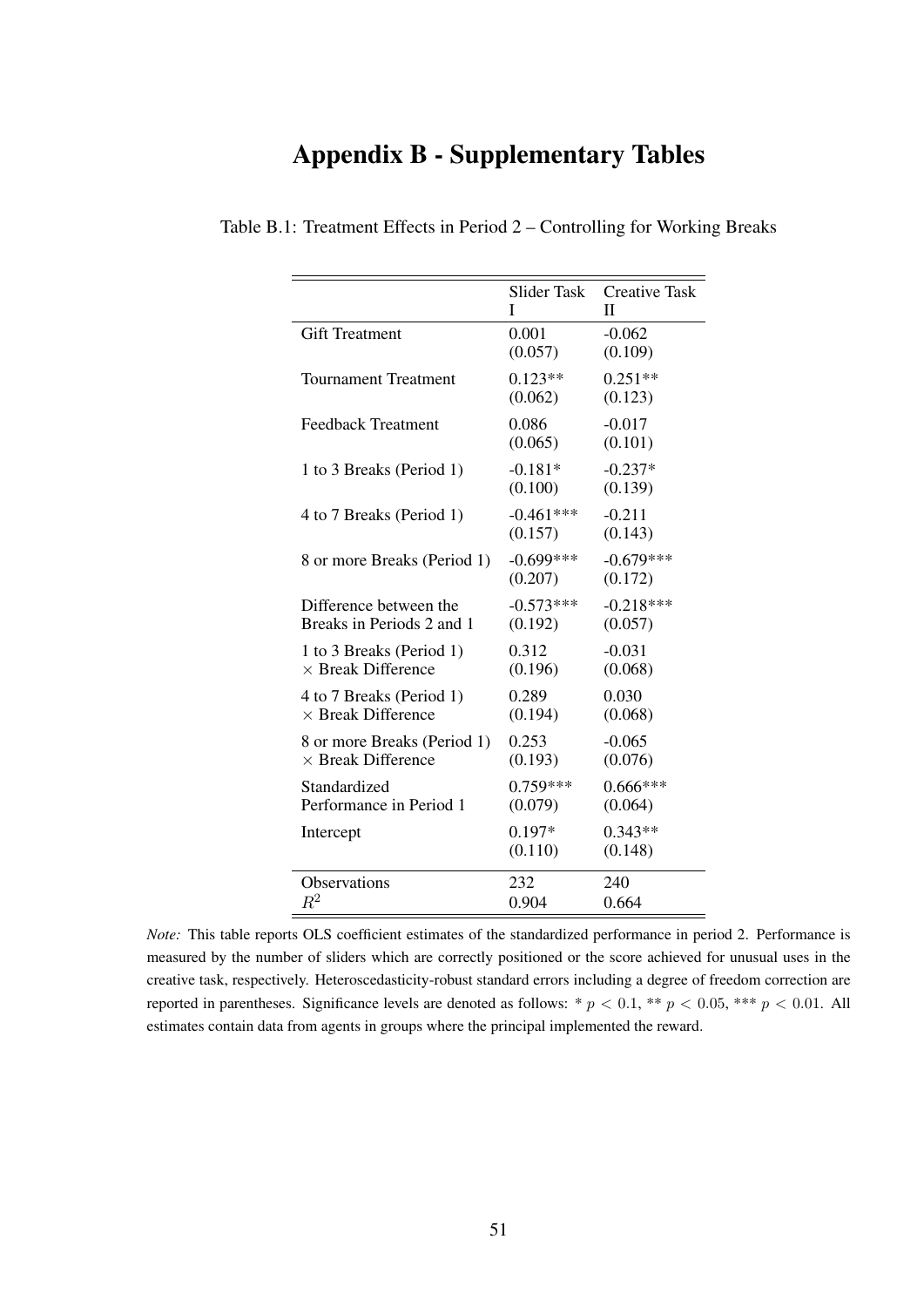# Appendix B - Supplementary Tables

Table B.1: Treatment Effects in Period 2 – Controlling for Working Breaks

| | Slider Task<br>I | Creative Task<br>II |
|---|---|---|
| Gift Treatment | 0.001<br>(0.057) | -0.062<br>(0.109) |
| Tournament Treatment | 0.123**<br>(0.062) | 0.251**<br>(0.123) |
| Feedback Treatment | 0.086<br>(0.065) | -0.017<br>(0.101) |
| 1 to 3 Breaks (Period 1) | -0.181*<br>(0.100) | -0.237*<br>(0.139) |
| 4 to 7 Breaks (Period 1) | -0.461***<br>(0.157) | -0.211<br>(0.143) |
| 8 or more Breaks (Period 1) | -0.699***<br>(0.207) | -0.679***<br>(0.172) |
| Difference between the<br>Breaks in Periods 2 and 1 | -0.573***<br>(0.192) | -0.218***<br>(0.057) |
| 1 to 3 Breaks (Period 1)<br>× Break Difference | 0.312<br>(0.196) | -0.031<br>(0.068) |
| 4 to 7 Breaks (Period 1)<br>× Break Difference | 0.289<br>(0.194) | 0.030<br>(0.068) |
| 8 or more Breaks (Period 1)<br>× Break Difference | 0.253<br>(0.193) | -0.065<br>(0.076) |
| Standardized<br>Performance in Period 1 | 0.759***<br>(0.079) | 0.666***<br>(0.064) |
| Intercept | 0.197*<br>(0.110) | 0.343**<br>(0.148) |
| Observations | 232 | 240 |
| $R^2$ | 0.904 | 0.664 |

*Note:* This table reports OLS coefficient estimates of the standardized performance in period 2. Performance is measured by the number of sliders which are correctly positioned or the score achieved for unusual uses in the creative task, respectively. Heteroscedasticity-robust standard errors including a degree of freedom correction are reported in parentheses. Significance levels are denoted as follows: * $p < 0.1$, ** $p < 0.05$, *** $p < 0.01$. All estimates contain data from agents in groups where the principal implemented the reward.